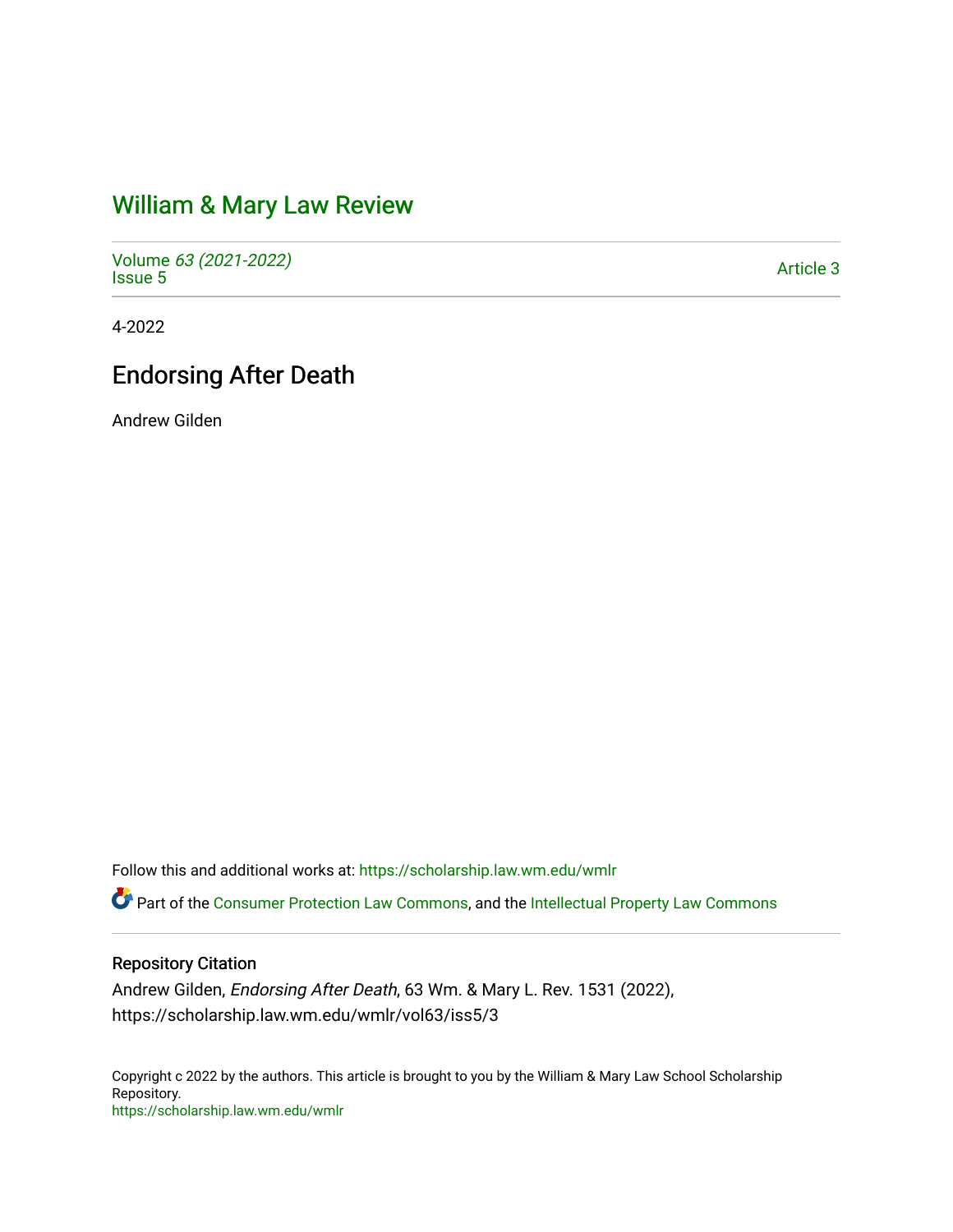# William & Mary Law Review

Volume *63 (2021-2022)*
Issue 5

Article 3

4-2022

## Endorsing After Death

Andrew Gilden

Follow this and additional works at: https://scholarship.law.wm.edu/wmlr

Part of the Consumer Protection Law Commons, and the Intellectual Property Law Commons

### Repository Citation

Andrew Gilden, *Endorsing After Death*, 63 Wm. & Mary L. Rev. 1531 (2022), https://scholarship.law.wm.edu/wmlr/vol63/iss5/3

Copyright c 2022 by the authors. This article is brought to you by the William & Mary Law School Scholarship Repository.
https://scholarship.law.wm.edu/wmlr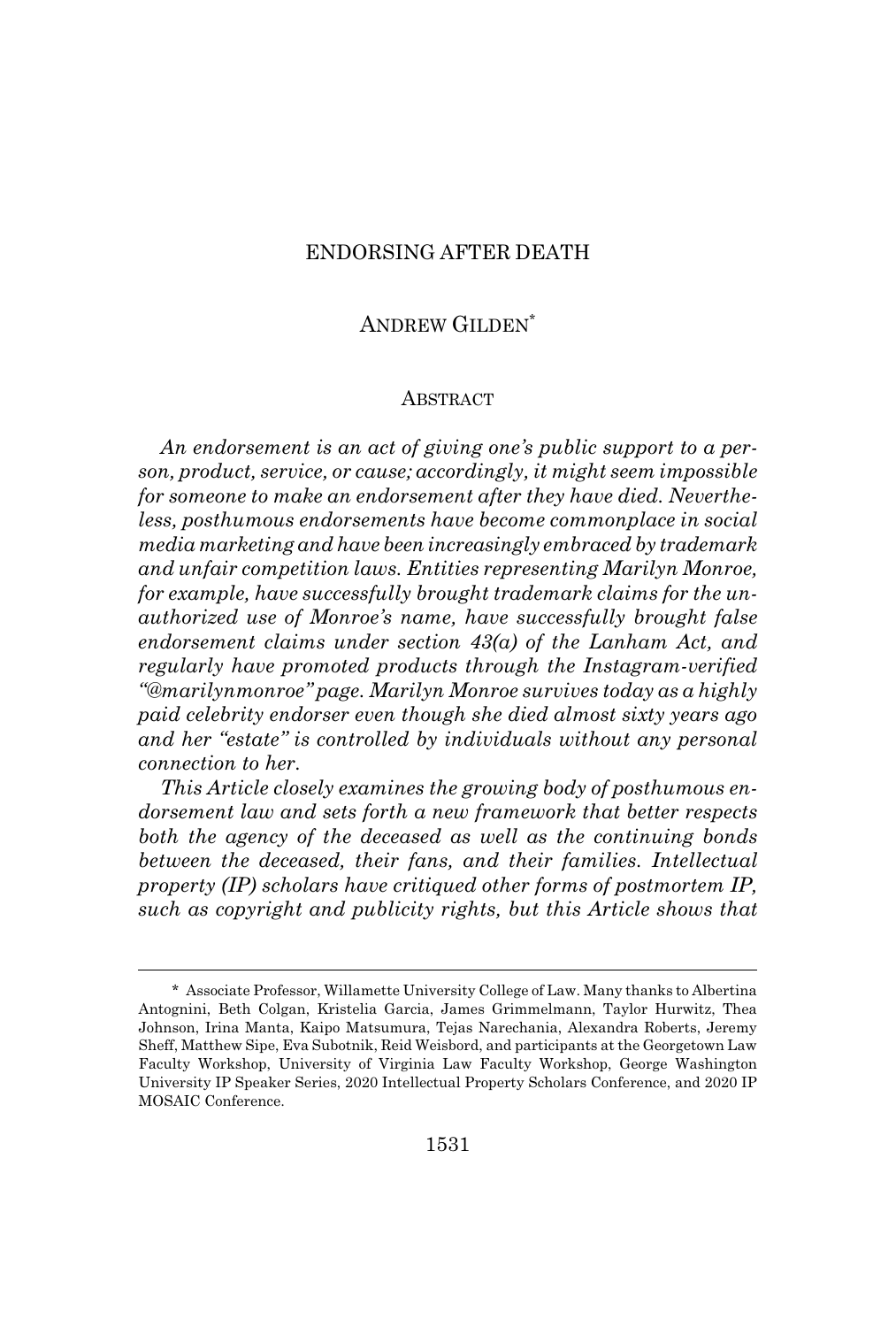# ENDORSING AFTER DEATH

## ANDREW GILDEN*

### ABSTRACT

*An endorsement is an act of giving one's public support to a person, product, service, or cause; accordingly, it might seem impossible for someone to make an endorsement after they have died. Nevertheless, posthumous endorsements have become commonplace in social media marketing and have been increasingly embraced by trademark and unfair competition laws. Entities representing Marilyn Monroe, for example, have successfully brought trademark claims for the unauthorized use of Monroe's name, have successfully brought false endorsement claims under section 43(a) of the Lanham Act, and regularly have promoted products through the Instagram-verified "@marilynmonroe" page. Marilyn Monroe survives today as a highly paid celebrity endorser even though she died almost sixty years ago and her "estate" is controlled by individuals without any personal connection to her.*

*This Article closely examines the growing body of posthumous endorsement law and sets forth a new framework that better respects both the agency of the deceased as well as the continuing bonds between the deceased, their fans, and their families. Intellectual property (IP) scholars have critiqued other forms of postmortem IP, such as copyright and publicity rights, but this Article shows that*

---

\* Associate Professor, Willamette University College of Law. Many thanks to Albertina Antognini, Beth Colgan, Kristelia Garcia, James Grimmelmann, Taylor Hurwitz, Thea Johnson, Irina Manta, Kaipo Matsumura, Tejas Narechania, Alexandra Roberts, Jeremy Sheff, Matthew Sipe, Eva Subotnik, Reid Weisbord, and participants at the Georgetown Law Faculty Workshop, University of Virginia Law Faculty Workshop, George Washington University IP Speaker Series, 2020 Intellectual Property Scholars Conference, and 2020 IP MOSAIC Conference.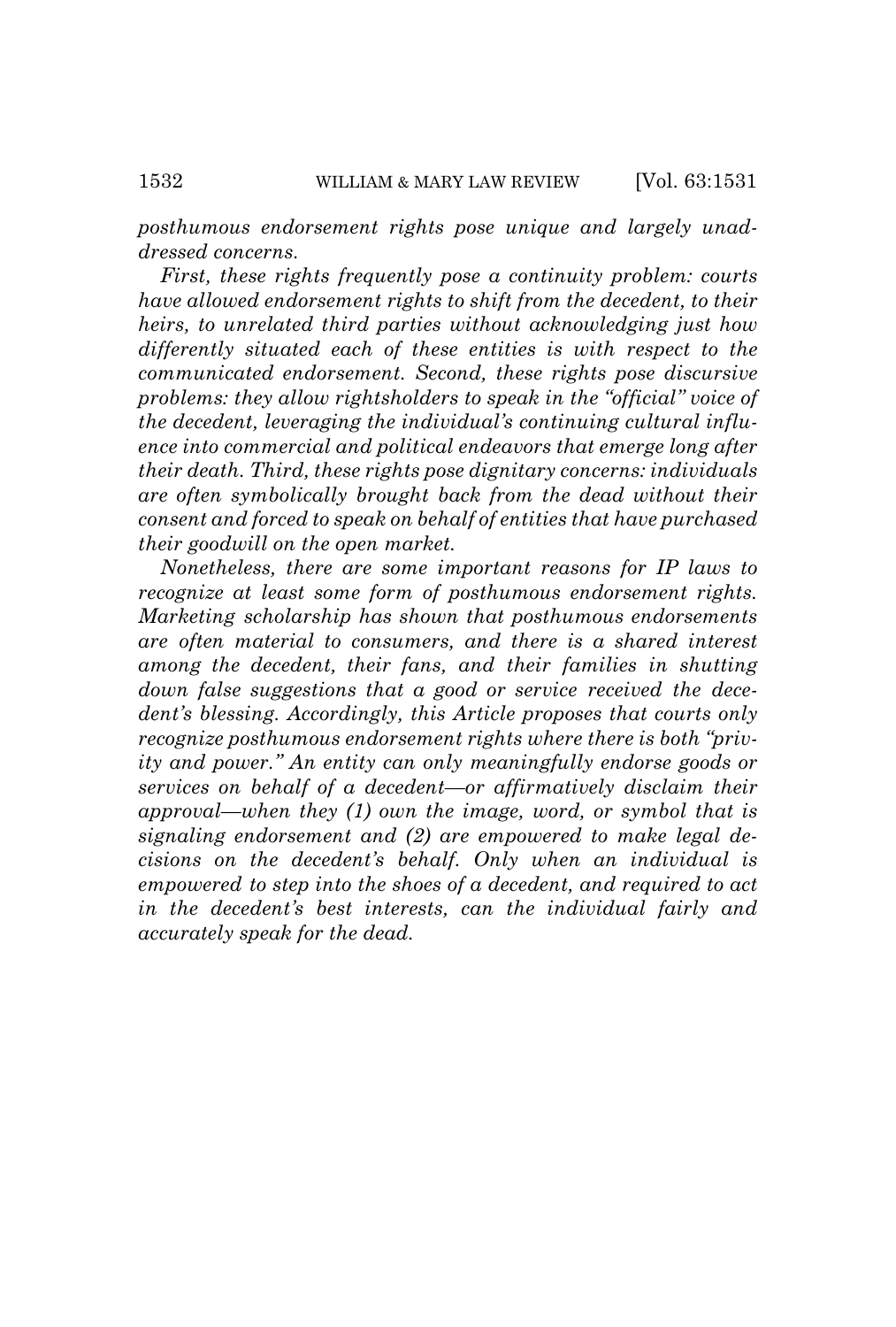*posthumous endorsement rights pose unique and largely unaddressed concerns.*

*First, these rights frequently pose a continuity problem: courts have allowed endorsement rights to shift from the decedent, to their heirs, to unrelated third parties without acknowledging just how differently situated each of these entities is with respect to the communicated endorsement. Second, these rights pose discursive problems: they allow rightsholders to speak in the "official" voice of the decedent, leveraging the individual's continuing cultural influence into commercial and political endeavors that emerge long after their death. Third, these rights pose dignitary concerns: individuals are often symbolically brought back from the dead without their consent and forced to speak on behalf of entities that have purchased their goodwill on the open market.*

*Nonetheless, there are some important reasons for IP laws to recognize at least some form of posthumous endorsement rights. Marketing scholarship has shown that posthumous endorsements are often material to consumers, and there is a shared interest among the decedent, their fans, and their families in shutting down false suggestions that a good or service received the decedent's blessing. Accordingly, this Article proposes that courts only recognize posthumous endorsement rights where there is both "privity and power." An entity can only meaningfully endorse goods or services on behalf of a decedent—or affirmatively disclaim their approval—when they (1) own the image, word, or symbol that is signaling endorsement and (2) are empowered to make legal decisions on the decedent's behalf. Only when an individual is empowered to step into the shoes of a decedent, and required to act in the decedent's best interests, can the individual fairly and accurately speak for the dead.*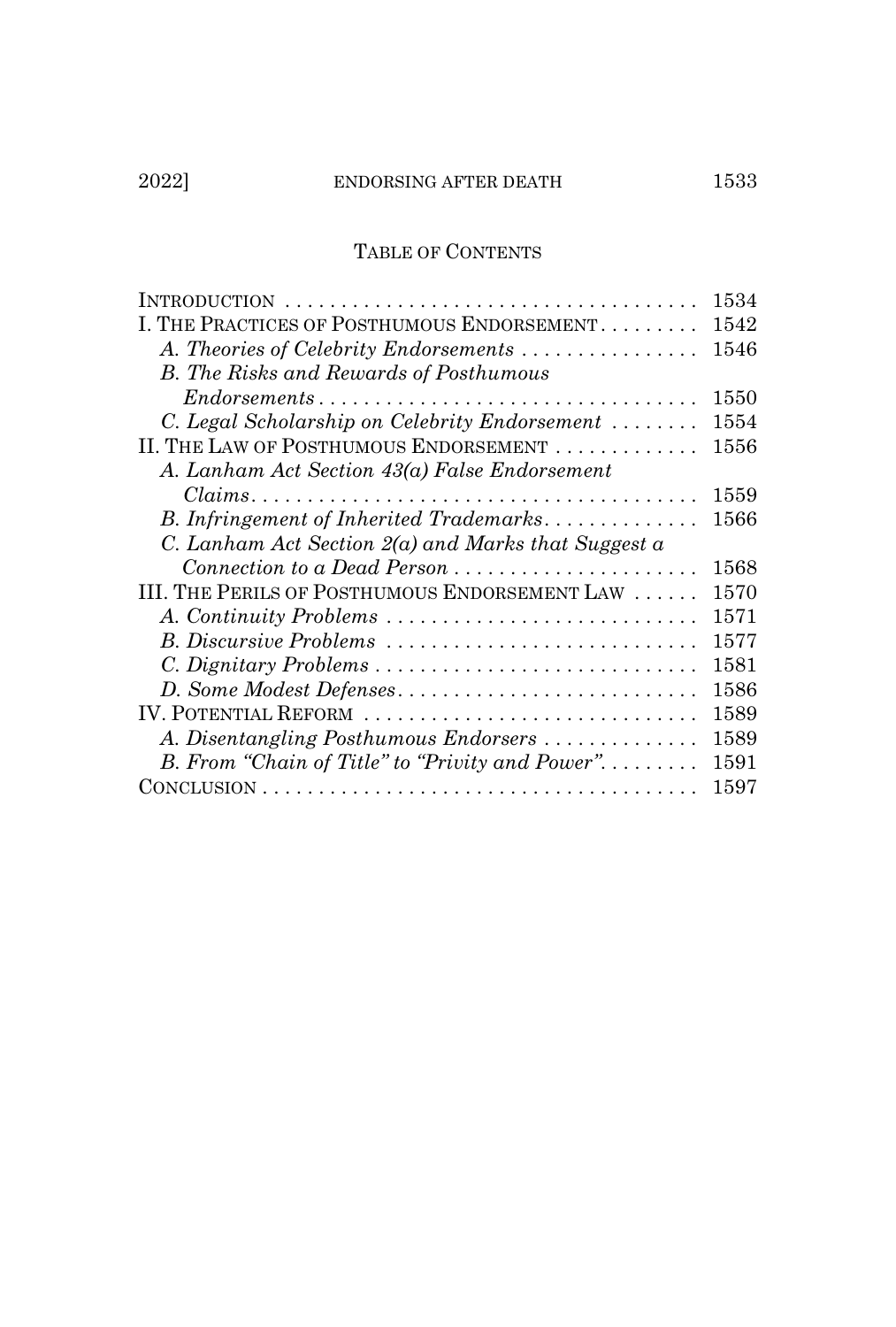## TABLE OF CONTENTS

INTRODUCTION ...................................... 1534

I. THE PRACTICES OF POSTHUMOUS ENDORSEMENT ......... 1542

- *A. Theories of Celebrity Endorsements* ................ 1546
- *B. The Risks and Rewards of Posthumous Endorsements* .................................. 1550
- *C. Legal Scholarship on Celebrity Endorsement* ........ 1554

II. THE LAW OF POSTHUMOUS ENDORSEMENT ............. 1556

- *A. Lanham Act Section 43(a) False Endorsement Claims* ........................................ 1559
- *B. Infringement of Inherited Trademarks* .............. 1566
- *C. Lanham Act Section 2(a) and Marks that Suggest a Connection to a Dead Person* ...................... 1568

III. THE PERILS OF POSTHUMOUS ENDORSEMENT LAW ...... 1570

- *A. Continuity Problems* ............................ 1571
- *B. Discursive Problems* ............................ 1577
- *C. Dignitary Problems* ............................. 1581
- *D. Some Modest Defenses* ........................... 1586

IV. POTENTIAL REFORM .............................. 1589

- *A. Disentangling Posthumous Endorsers* .............. 1589
- *B. From "Chain of Title" to "Privity and Power"* ......... 1591

CONCLUSION ........................................ 1597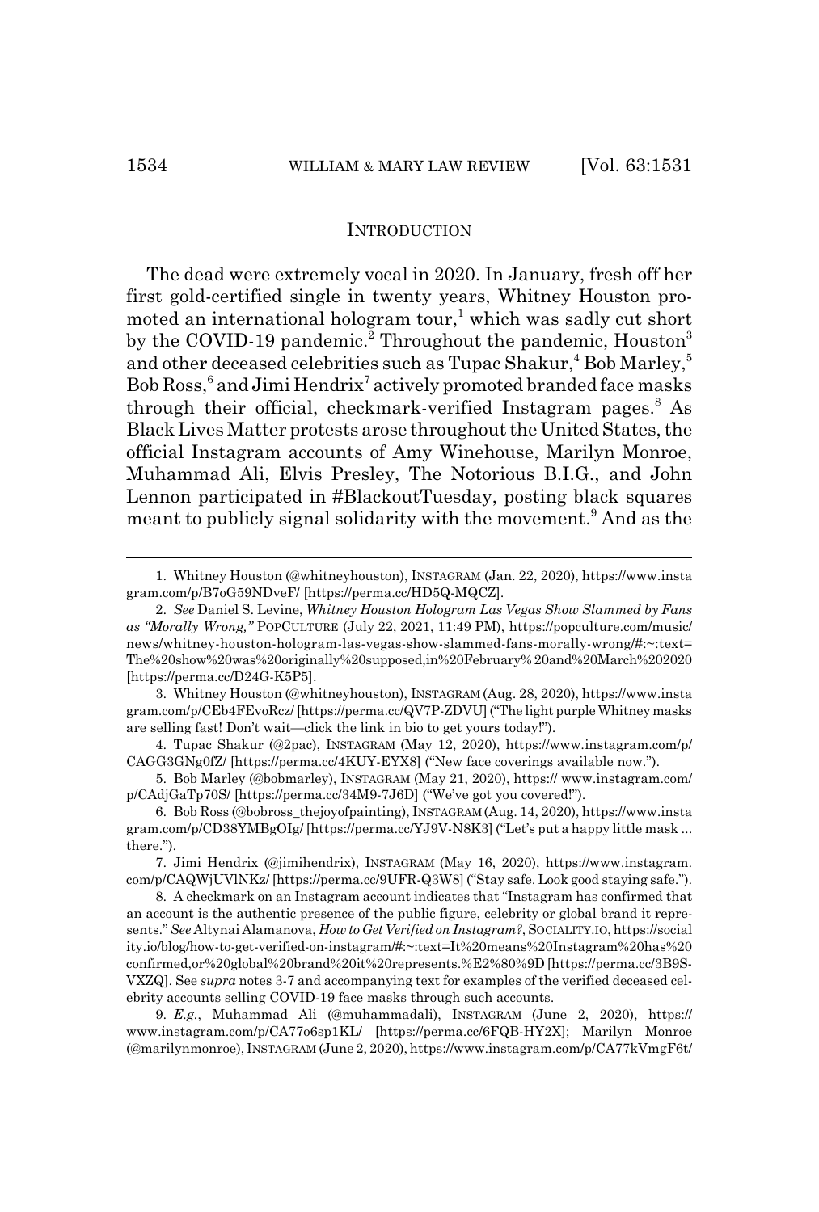## INTRODUCTION

The dead were extremely vocal in 2020. In January, fresh off her first gold-certified single in twenty years, Whitney Houston promoted an international hologram tour,[1] which was sadly cut short by the COVID-19 pandemic.[2] Throughout the pandemic, Houston[3] and other deceased celebrities such as Tupac Shakur,[4] Bob Marley,[5] Bob Ross,[6] and Jimi Hendrix[7] actively promoted branded face masks through their official, checkmark-verified Instagram pages.[8] As Black Lives Matter protests arose throughout the United States, the official Instagram accounts of Amy Winehouse, Marilyn Monroe, Muhammad Ali, Elvis Presley, The Notorious B.I.G., and John Lennon participated in #BlackoutTuesday, posting black squares meant to publicly signal solidarity with the movement.[9] And as the

---

1. Whitney Houston (@whitneyhouston), INSTAGRAM (Jan. 22, 2020), https://www.instagram.com/p/B7oG59NDveF/ [https://perma.cc/HD5Q-MQCZ].

2. *See* Daniel S. Levine, *Whitney Houston Hologram Las Vegas Show Slammed by Fans as "Morally Wrong,"* POPCULTURE (July 22, 2021, 11:49 PM), https://popculture.com/music/news/whitney-houston-hologram-las-vegas-show-slammed-fans-morally-wrong/#:~:text=The%20show%20was%20originally%20supposed,in%20February% 20and%20March%202020 [https://perma.cc/D24G-K5P5].

3. Whitney Houston (@whitneyhouston), INSTAGRAM (Aug. 28, 2020), https://www.instagram.com/p/CEb4FEvoRcz/ [https://perma.cc/QV7P-ZDVU] ("The light purple Whitney masks are selling fast! Don't wait—click the link in bio to get yours today!").

4. Tupac Shakur (@2pac), INSTAGRAM (May 12, 2020), https://www.instagram.com/p/CAGG3GNg0fZ/ [https://perma.cc/4KUY-EYX8] ("New face coverings available now.").

5. Bob Marley (@bobmarley), INSTAGRAM (May 21, 2020), https:// www.instagram.com/p/CAdjGaTp70S/ [https://perma.cc/34M9-7J6D] ("We've got you covered!").

6. Bob Ross (@bobross_thejoyofpainting), INSTAGRAM (Aug. 14, 2020), https://www.instagram.com/p/CD38YMBgOIg/ [https://perma.cc/YJ9V-N8K3] ("Let's put a happy little mask ... there.").

7. Jimi Hendrix (@jimihendrix), INSTAGRAM (May 16, 2020), https://www.instagram.com/p/CAQWjUVlNKz/ [https://perma.cc/9UFR-Q3W8] ("Stay safe. Look good staying safe.").

8. A checkmark on an Instagram account indicates that "Instagram has confirmed that an account is the authentic presence of the public figure, celebrity or global brand it represents." *See* Altynai Alamanova, *How to Get Verified on Instagram?*, SOCIALITY.IO, https://sociality.io/blog/how-to-get-verified-on-instagram/#:~:text=It%20means%20Instagram%20has%20confirmed,or%20global%20brand%20it%20represents.%E2%80%9D [https://perma.cc/3B9S-VXZQ]. See *supra* notes 3-7 and accompanying text for examples of the verified deceased celebrity accounts selling COVID-19 face masks through such accounts.

9. *E.g.*, Muhammad Ali (@muhammadali), INSTAGRAM (June 2, 2020), https://www.instagram.com/p/CA77o6sp1KL/ [https://perma.cc/6FQB-HY2X]; Marilyn Monroe (@marilynmonroe), INSTAGRAM (June 2, 2020), https://www.instagram.com/p/CA77kVmgF6t/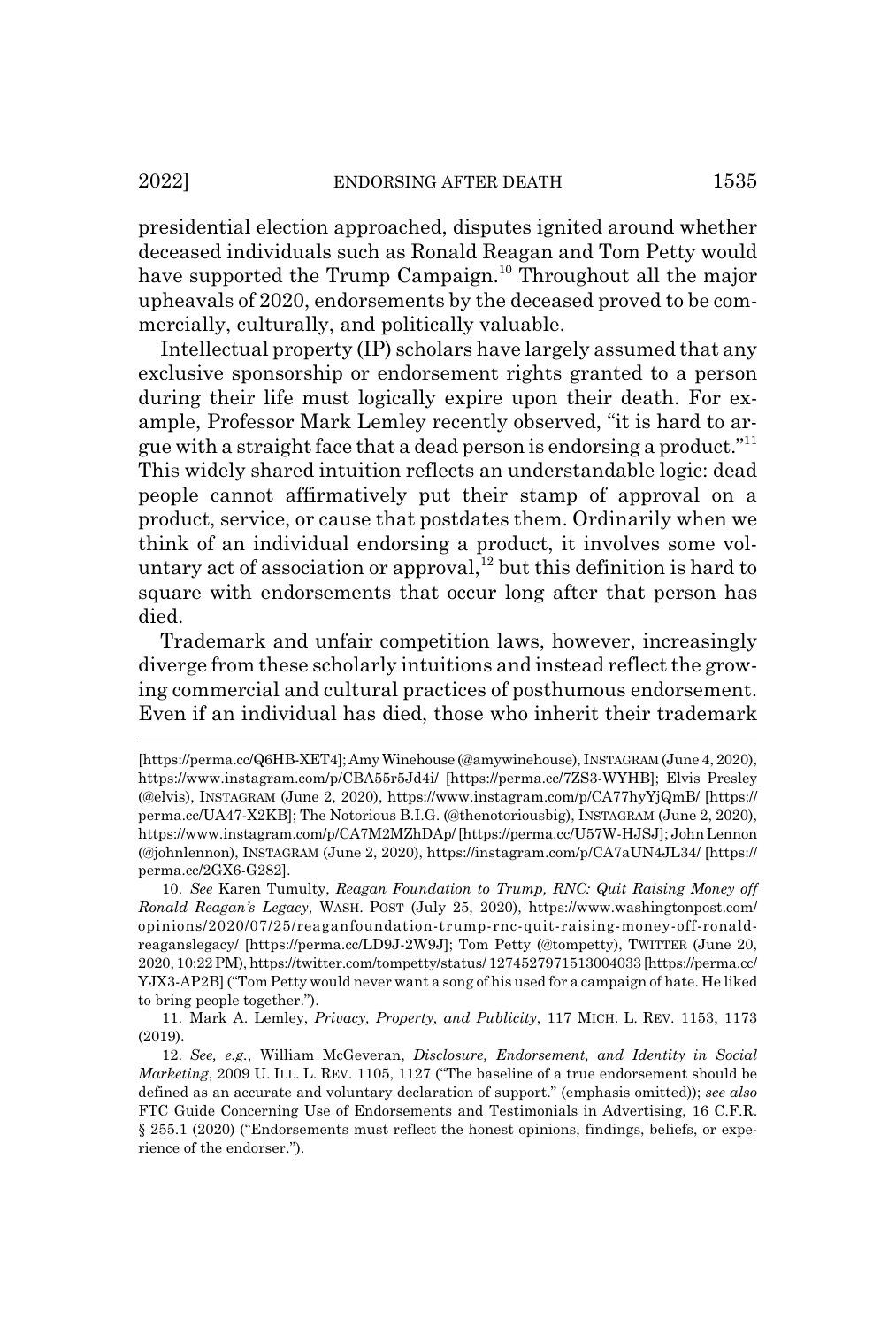presidential election approached, disputes ignited around whether deceased individuals such as Ronald Reagan and Tom Petty would have supported the Trump Campaign.[10] Throughout all the major upheavals of 2020, endorsements by the deceased proved to be commercially, culturally, and politically valuable.

Intellectual property (IP) scholars have largely assumed that any exclusive sponsorship or endorsement rights granted to a person during their life must logically expire upon their death. For example, Professor Mark Lemley recently observed, "it is hard to argue with a straight face that a dead person is endorsing a product."[11] This widely shared intuition reflects an understandable logic: dead people cannot affirmatively put their stamp of approval on a product, service, or cause that postdates them. Ordinarily when we think of an individual endorsing a product, it involves some voluntary act of association or approval,[12] but this definition is hard to square with endorsements that occur long after that person has died.

Trademark and unfair competition laws, however, increasingly diverge from these scholarly intuitions and instead reflect the growing commercial and cultural practices of posthumous endorsement. Even if an individual has died, those who inherit their trademark

---

[https://perma.cc/Q6HB-XET4]; Amy Winehouse (@amywinehouse), INSTAGRAM (June 4, 2020), https://www.instagram.com/p/CBA55r5Jd4i/ [https://perma.cc/7ZS3-WYHB]; Elvis Presley (@elvis), INSTAGRAM (June 2, 2020), https://www.instagram.com/p/CA77hyYjQmB/ [https://perma.cc/UA47-X2KB]; The Notorious B.I.G. (@thenotoriousbig), INSTAGRAM (June 2, 2020), https://www.instagram.com/p/CA7M2MZhDAp/ [https://perma.cc/U57W-HJSJ]; John Lennon (@johnlennon), INSTAGRAM (June 2, 2020), https://instagram.com/p/CA7aUN4JL34/ [https://perma.cc/2GX6-G282].

10. *See* Karen Tumulty, *Reagan Foundation to Trump, RNC: Quit Raising Money off Ronald Reagan's Legacy*, WASH. POST (July 25, 2020), https://www.washingtonpost.com/opinions/2020/07/25/reaganfoundation-trump-rnc-quit-raising-money-off-ronald-reaganslegacy/ [https://perma.cc/LD9J-2W9J]; Tom Petty (@tompetty), TWITTER (June 20, 2020, 10:22 PM), https://twitter.com/tompetty/status/ 1274527971513004033 [https://perma.cc/YJX3-AP2B] ("Tom Petty would never want a song of his used for a campaign of hate. He liked to bring people together.").

11. Mark A. Lemley, *Privacy, Property, and Publicity*, 117 MICH. L. REV. 1153, 1173 (2019).

12. *See, e.g.*, William McGeveran, *Disclosure, Endorsement, and Identity in Social Marketing*, 2009 U. ILL. L. REV. 1105, 1127 ("The baseline of a true endorsement should be defined as an accurate and voluntary declaration of support." (emphasis omitted)); *see also* FTC Guide Concerning Use of Endorsements and Testimonials in Advertising, 16 C.F.R. § 255.1 (2020) ("Endorsements must reflect the honest opinions, findings, beliefs, or experience of the endorser.").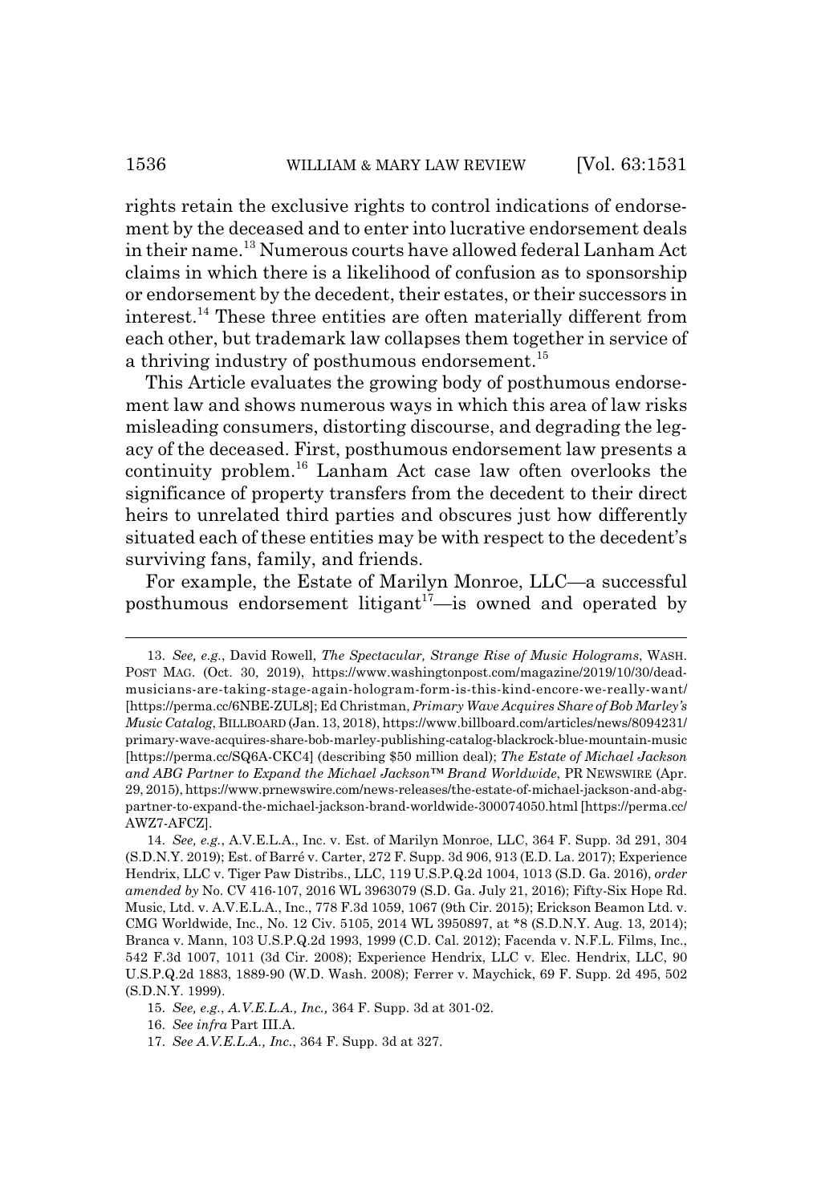rights retain the exclusive rights to control indications of endorsement by the deceased and to enter into lucrative endorsement deals in their name.[13] Numerous courts have allowed federal Lanham Act claims in which there is a likelihood of confusion as to sponsorship or endorsement by the decedent, their estates, or their successors in interest.[14] These three entities are often materially different from each other, but trademark law collapses them together in service of a thriving industry of posthumous endorsement.[15]

This Article evaluates the growing body of posthumous endorsement law and shows numerous ways in which this area of law risks misleading consumers, distorting discourse, and degrading the legacy of the deceased. First, posthumous endorsement law presents a continuity problem.[16] Lanham Act case law often overlooks the significance of property transfers from the decedent to their direct heirs to unrelated third parties and obscures just how differently situated each of these entities may be with respect to the decedent's surviving fans, family, and friends.

For example, the Estate of Marilyn Monroe, LLC—a successful posthumous endorsement litigant[17]—is owned and operated by

---

13. *See, e.g.*, David Rowell, *The Spectacular, Strange Rise of Music Holograms*, WASH. POST MAG. (Oct. 30, 2019), https://www.washingtonpost.com/magazine/2019/10/30/dead-musicians-are-taking-stage-again-hologram-form-is-this-kind-encore-we-really-want/ [https://perma.cc/6NBE-ZUL8]; Ed Christman, *Primary Wave Acquires Share of Bob Marley's Music Catalog*, BILLBOARD (Jan. 13, 2018), https://www.billboard.com/articles/news/8094231/primary-wave-acquires-share-bob-marley-publishing-catalog-blackrock-blue-mountain-music [https://perma.cc/SQ6A-CKC4] (describing $50 million deal); *The Estate of Michael Jackson and ABG Partner to Expand the Michael Jackson™ Brand Worldwide*, PR NEWSWIRE (Apr. 29, 2015), https://www.prnewswire.com/news-releases/the-estate-of-michael-jackson-and-abg-partner-to-expand-the-michael-jackson-brand-worldwide-300074050.html [https://perma.cc/AWZ7-AFCZ].

14. *See, e.g.*, A.V.E.L.A., Inc. v. Est. of Marilyn Monroe, LLC, 364 F. Supp. 3d 291, 304 (S.D.N.Y. 2019); Est. of Barré v. Carter, 272 F. Supp. 3d 906, 913 (E.D. La. 2017); Experience Hendrix, LLC v. Tiger Paw Distribs., LLC, 119 U.S.P.Q.2d 1004, 1013 (S.D. Ga. 2016), *order amended by* No. CV 416-107, 2016 WL 3963079 (S.D. Ga. July 21, 2016); Fifty-Six Hope Rd. Music, Ltd. v. A.V.E.L.A., Inc., 778 F.3d 1059, 1067 (9th Cir. 2015); Erickson Beamon Ltd. v. CMG Worldwide, Inc., No. 12 Civ. 5105, 2014 WL 3950897, at *8 (S.D.N.Y. Aug. 13, 2014); Branca v. Mann, 103 U.S.P.Q.2d 1993, 1999 (C.D. Cal. 2012); Facenda v. N.F.L. Films, Inc., 542 F.3d 1007, 1011 (3d Cir. 2008); Experience Hendrix, LLC v. Elec. Hendrix, LLC, 90 U.S.P.Q.2d 1883, 1889-90 (W.D. Wash. 2008); Ferrer v. Maychick, 69 F. Supp. 2d 495, 502 (S.D.N.Y. 1999).

15. *See, e.g.*, *A.V.E.L.A., Inc.*, 364 F. Supp. 3d at 301-02.

16. *See infra* Part III.A.

17. *See A.V.E.L.A., Inc.*, 364 F. Supp. 3d at 327.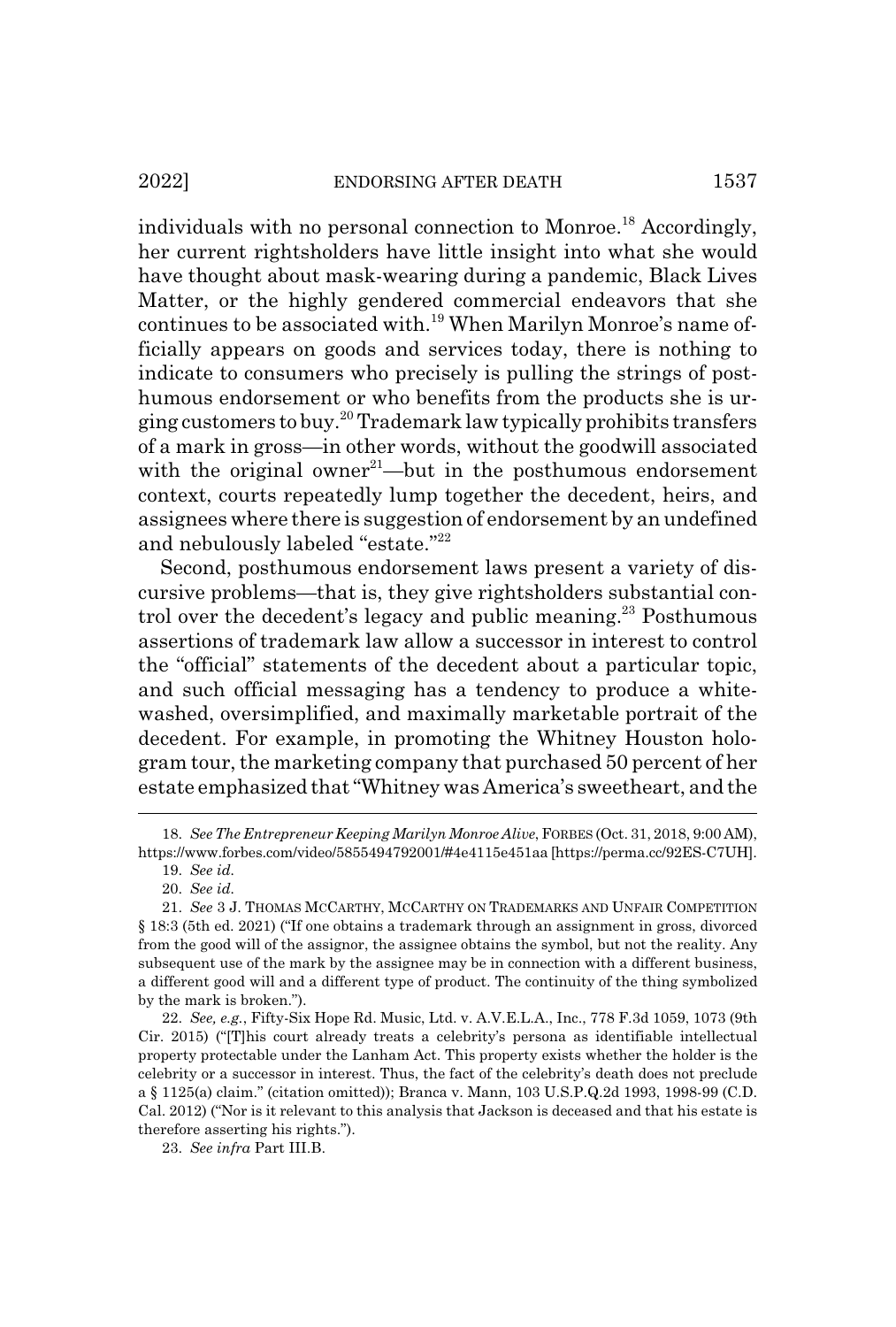individuals with no personal connection to Monroe.[18] Accordingly, her current rightsholders have little insight into what she would have thought about mask-wearing during a pandemic, Black Lives Matter, or the highly gendered commercial endeavors that she continues to be associated with.[19] When Marilyn Monroe's name officially appears on goods and services today, there is nothing to indicate to consumers who precisely is pulling the strings of posthumous endorsement or who benefits from the products she is urging customers to buy.[20] Trademark law typically prohibits transfers of a mark in gross—in other words, without the goodwill associated with the original owner[21]—but in the posthumous endorsement context, courts repeatedly lump together the decedent, heirs, and assignees where there is suggestion of endorsement by an undefined and nebulously labeled "estate."[22]

Second, posthumous endorsement laws present a variety of discursive problems—that is, they give rightsholders substantial control over the decedent's legacy and public meaning.[23] Posthumous assertions of trademark law allow a successor in interest to control the "official" statements of the decedent about a particular topic, and such official messaging has a tendency to produce a whitewashed, oversimplified, and maximally marketable portrait of the decedent. For example, in promoting the Whitney Houston hologram tour, the marketing company that purchased 50 percent of her estate emphasized that "Whitney was America's sweetheart, and the

---

18. *See The Entrepreneur Keeping Marilyn Monroe Alive*, FORBES (Oct. 31, 2018, 9:00 AM), https://www.forbes.com/video/5855494792001/#4e4115e451aa [https://perma.cc/92ES-C7UH].

19. *See id.*

20. *See id.*

21. *See* 3 J. THOMAS MCCARTHY, MCCARTHY ON TRADEMARKS AND UNFAIR COMPETITION § 18:3 (5th ed. 2021) ("If one obtains a trademark through an assignment in gross, divorced from the good will of the assignor, the assignee obtains the symbol, but not the reality. Any subsequent use of the mark by the assignee may be in connection with a different business, a different good will and a different type of product. The continuity of the thing symbolized by the mark is broken.").

22. *See, e.g.*, Fifty-Six Hope Rd. Music, Ltd. v. A.V.E.L.A., Inc., 778 F.3d 1059, 1073 (9th Cir. 2015) ("[T]his court already treats a celebrity's persona as identifiable intellectual property protectable under the Lanham Act. This property exists whether the holder is the celebrity or a successor in interest. Thus, the fact of the celebrity's death does not preclude a § 1125(a) claim." (citation omitted)); Branca v. Mann, 103 U.S.P.Q.2d 1993, 1998-99 (C.D. Cal. 2012) ("Nor is it relevant to this analysis that Jackson is deceased and that his estate is therefore asserting his rights.").

23. *See infra* Part III.B.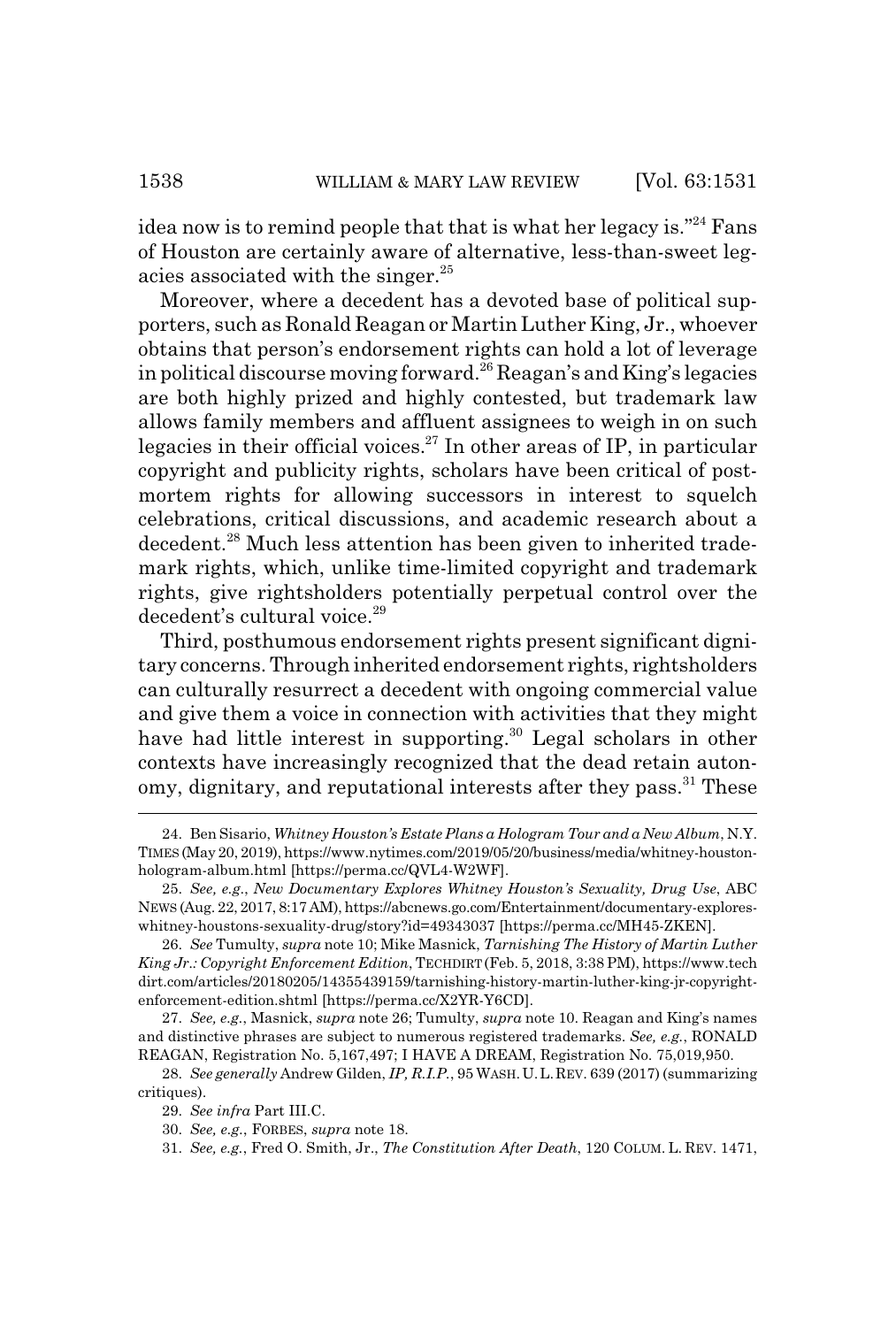idea now is to remind people that that is what her legacy is."[24] Fans of Houston are certainly aware of alternative, less-than-sweet legacies associated with the singer.[25]

Moreover, where a decedent has a devoted base of political supporters, such as Ronald Reagan or Martin Luther King, Jr., whoever obtains that person's endorsement rights can hold a lot of leverage in political discourse moving forward.[26] Reagan's and King's legacies are both highly prized and highly contested, but trademark law allows family members and affluent assignees to weigh in on such legacies in their official voices.[27] In other areas of IP, in particular copyright and publicity rights, scholars have been critical of post-mortem rights for allowing successors in interest to squelch celebrations, critical discussions, and academic research about a decedent.[28] Much less attention has been given to inherited trademark rights, which, unlike time-limited copyright and trademark rights, give rightsholders potentially perpetual control over the decedent's cultural voice.[29]

Third, posthumous endorsement rights present significant dignitary concerns. Through inherited endorsement rights, rightsholders can culturally resurrect a decedent with ongoing commercial value and give them a voice in connection with activities that they might have had little interest in supporting.[30] Legal scholars in other contexts have increasingly recognized that the dead retain autonomy, dignitary, and reputational interests after they pass.[31] These

---

24. Ben Sisario, *Whitney Houston's Estate Plans a Hologram Tour and a New Album*, N.Y. TIMES (May 20, 2019), https://www.nytimes.com/2019/05/20/business/media/whitney-houston-hologram-album.html [https://perma.cc/QVL4-W2WF].

25. *See, e.g.*, *New Documentary Explores Whitney Houston's Sexuality, Drug Use*, ABC NEWS (Aug. 22, 2017, 8:17 AM), https://abcnews.go.com/Entertainment/documentary-explores-whitney-houstons-sexuality-drug/story?id=49343037 [https://perma.cc/MH45-ZKEN].

26. *See* Tumulty, *supra* note 10; Mike Masnick, *Tarnishing The History of Martin Luther King Jr.: Copyright Enforcement Edition*, TECHDIRT (Feb. 5, 2018, 3:38 PM), https://www.techdirt.com/articles/20180205/14355439159/tarnishing-history-martin-luther-king-jr-copyright-enforcement-edition.shtml [https://perma.cc/X2YR-Y6CD].

27. *See, e.g.*, Masnick, *supra* note 26; Tumulty, *supra* note 10. Reagan and King's names and distinctive phrases are subject to numerous registered trademarks. *See, e.g.*, RONALD REAGAN, Registration No. 5,167,497; I HAVE A DREAM, Registration No. 75,019,950.

28. *See generally* Andrew Gilden, *IP, R.I.P.*, 95 WASH. U. L. REV. 639 (2017) (summarizing critiques).

29. *See infra* Part III.C.

30. *See, e.g.*, FORBES, *supra* note 18.

31. *See, e.g.*, Fred O. Smith, Jr., *The Constitution After Death*, 120 COLUM. L. REV. 1471,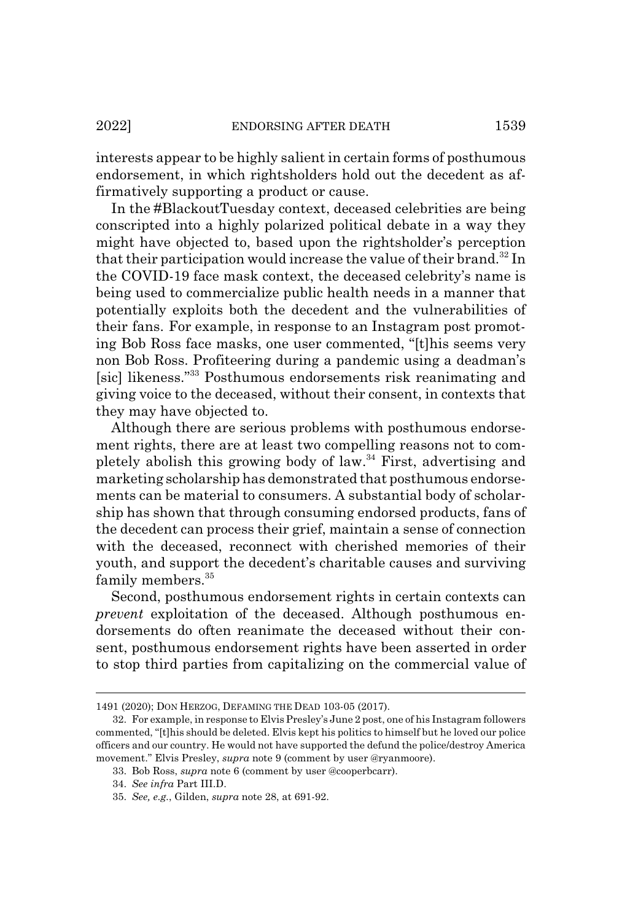interests appear to be highly salient in certain forms of posthumous endorsement, in which rightsholders hold out the decedent as affirmatively supporting a product or cause.

In the #BlackoutTuesday context, deceased celebrities are being conscripted into a highly polarized political debate in a way they might have objected to, based upon the rightsholder's perception that their participation would increase the value of their brand.[32] In the COVID-19 face mask context, the deceased celebrity's name is being used to commercialize public health needs in a manner that potentially exploits both the decedent and the vulnerabilities of their fans. For example, in response to an Instagram post promoting Bob Ross face masks, one user commented, "[t]his seems very non Bob Ross. Profiteering during a pandemic using a deadman's [sic] likeness."[33] Posthumous endorsements risk reanimating and giving voice to the deceased, without their consent, in contexts that they may have objected to.

Although there are serious problems with posthumous endorsement rights, there are at least two compelling reasons not to completely abolish this growing body of law.[34] First, advertising and marketing scholarship has demonstrated that posthumous endorsements can be material to consumers. A substantial body of scholarship has shown that through consuming endorsed products, fans of the decedent can process their grief, maintain a sense of connection with the deceased, reconnect with cherished memories of their youth, and support the decedent's charitable causes and surviving family members.[35]

Second, posthumous endorsement rights in certain contexts can *prevent* exploitation of the deceased. Although posthumous endorsements do often reanimate the deceased without their consent, posthumous endorsement rights have been asserted in order to stop third parties from capitalizing on the commercial value of

---

1491 (2020); DON HERZOG, DEFAMING THE DEAD 103-05 (2017).

32. For example, in response to Elvis Presley's June 2 post, one of his Instagram followers commented, "[t]his should be deleted. Elvis kept his politics to himself but he loved our police officers and our country. He would not have supported the defund the police/destroy America movement." Elvis Presley, *supra* note 9 (comment by user @ryanmoore).

33. Bob Ross, *supra* note 6 (comment by user @cooperbcarr).

34. *See infra* Part III.D.

35. *See, e.g.*, Gilden, *supra* note 28, at 691-92.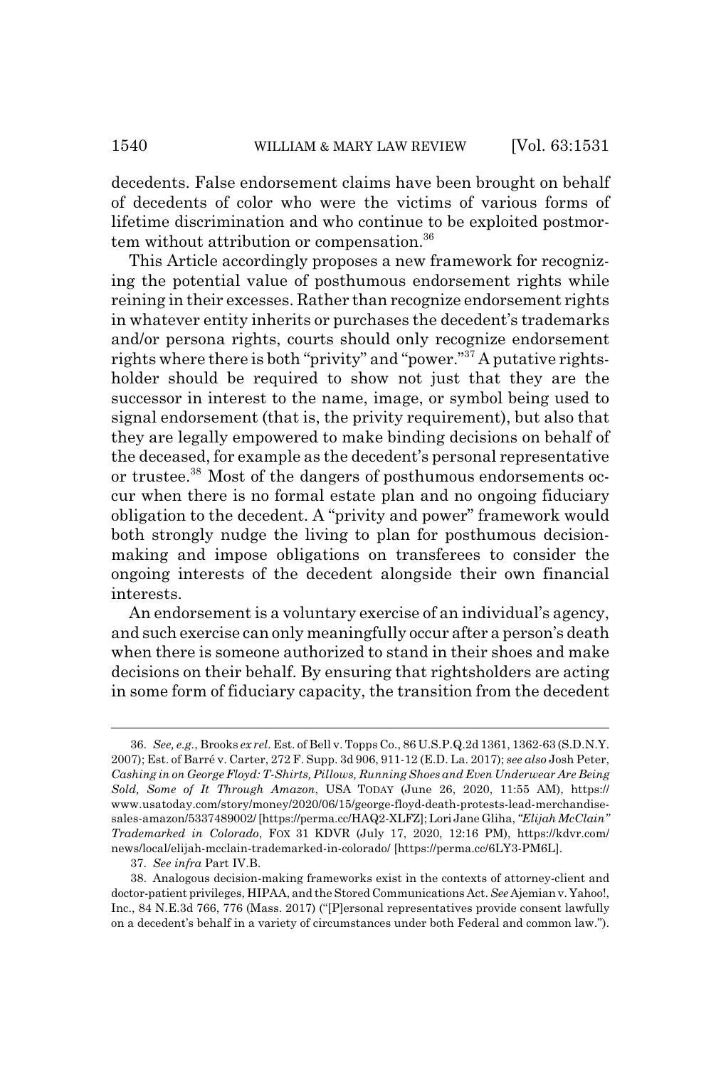decedents. False endorsement claims have been brought on behalf of decedents of color who were the victims of various forms of lifetime discrimination and who continue to be exploited postmortem without attribution or compensation.[36]

This Article accordingly proposes a new framework for recognizing the potential value of posthumous endorsement rights while reining in their excesses. Rather than recognize endorsement rights in whatever entity inherits or purchases the decedent's trademarks and/or persona rights, courts should only recognize endorsement rights where there is both "privity" and "power."[37] A putative rightsholder should be required to show not just that they are the successor in interest to the name, image, or symbol being used to signal endorsement (that is, the privity requirement), but also that they are legally empowered to make binding decisions on behalf of the deceased, for example as the decedent's personal representative or trustee.[38] Most of the dangers of posthumous endorsements occur when there is no formal estate plan and no ongoing fiduciary obligation to the decedent. A "privity and power" framework would both strongly nudge the living to plan for posthumous decision-making and impose obligations on transferees to consider the ongoing interests of the decedent alongside their own financial interests.

An endorsement is a voluntary exercise of an individual's agency, and such exercise can only meaningfully occur after a person's death when there is someone authorized to stand in their shoes and make decisions on their behalf. By ensuring that rightsholders are acting in some form of fiduciary capacity, the transition from the decedent

---

36. *See, e.g.*, Brooks *ex rel.* Est. of Bell v. Topps Co., 86 U.S.P.Q.2d 1361, 1362-63 (S.D.N.Y. 2007); Est. of Barré v. Carter, 272 F. Supp. 3d 906, 911-12 (E.D. La. 2017); *see also* Josh Peter, *Cashing in on George Floyd: T-Shirts, Pillows, Running Shoes and Even Underwear Are Being Sold, Some of It Through Amazon*, USA TODAY (June 26, 2020, 11:55 AM), https://www.usatoday.com/story/money/2020/06/15/george-floyd-death-protests-lead-merchandise-sales-amazon/5337489002/ [https://perma.cc/HAQ2-XLFZ]; Lori Jane Gliha, *"Elijah McClain" Trademarked in Colorado*, FOX 31 KDVR (July 17, 2020, 12:16 PM), https://kdvr.com/news/local/elijah-mcclain-trademarked-in-colorado/ [https://perma.cc/6LY3-PM6L].

37. *See infra* Part IV.B.

38. Analogous decision-making frameworks exist in the contexts of attorney-client and doctor-patient privileges, HIPAA, and the Stored Communications Act. *See* Ajemian v. Yahoo!, Inc., 84 N.E.3d 766, 776 (Mass. 2017) ("[P]ersonal representatives provide consent lawfully on a decedent's behalf in a variety of circumstances under both Federal and common law.").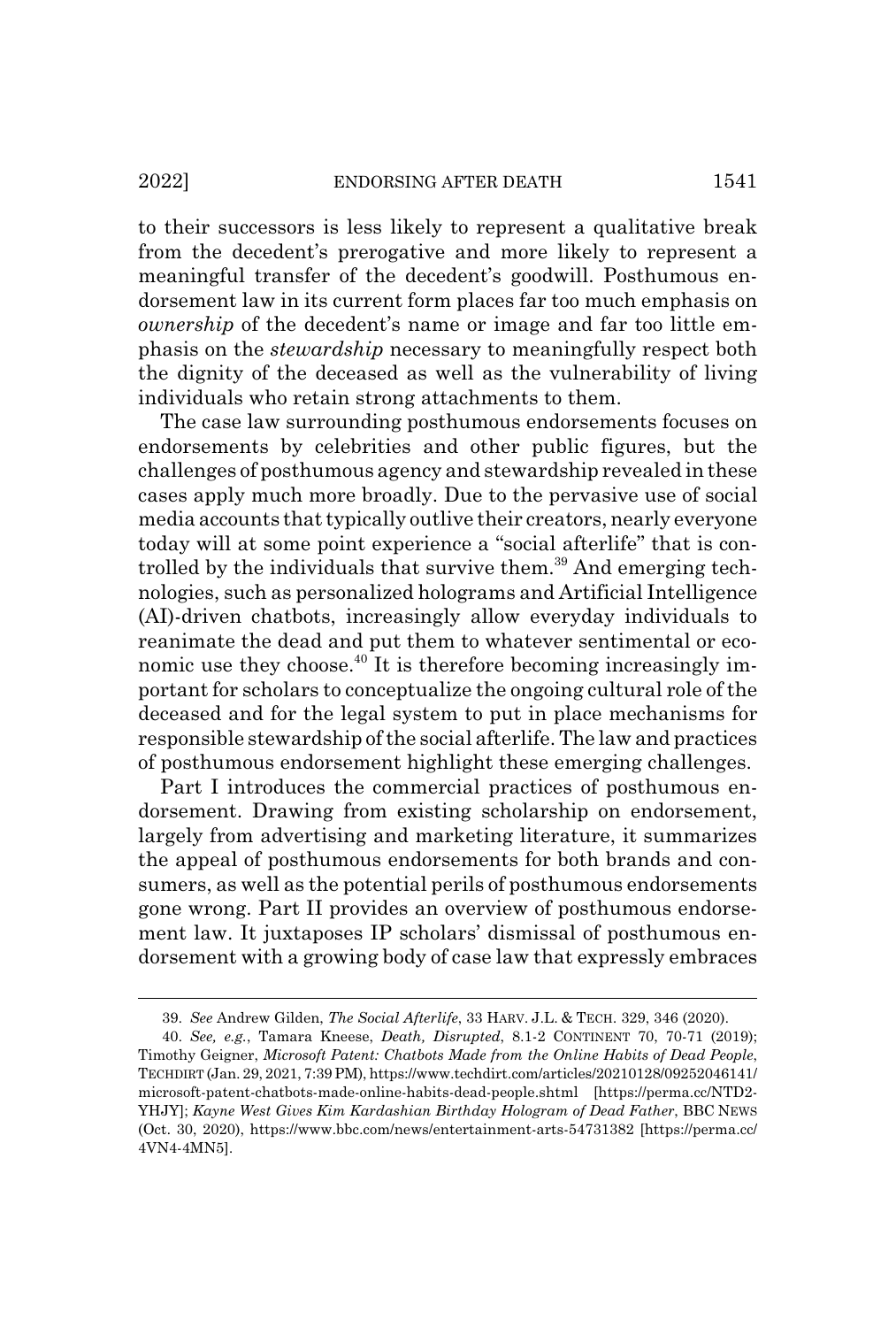to their successors is less likely to represent a qualitative break from the decedent's prerogative and more likely to represent a meaningful transfer of the decedent's goodwill. Posthumous endorsement law in its current form places far too much emphasis on *ownership* of the decedent's name or image and far too little emphasis on the *stewardship* necessary to meaningfully respect both the dignity of the deceased as well as the vulnerability of living individuals who retain strong attachments to them.

The case law surrounding posthumous endorsements focuses on endorsements by celebrities and other public figures, but the challenges of posthumous agency and stewardship revealed in these cases apply much more broadly. Due to the pervasive use of social media accounts that typically outlive their creators, nearly everyone today will at some point experience a "social afterlife" that is controlled by the individuals that survive them.[39] And emerging technologies, such as personalized holograms and Artificial Intelligence (AI)-driven chatbots, increasingly allow everyday individuals to reanimate the dead and put them to whatever sentimental or economic use they choose.[40] It is therefore becoming increasingly important for scholars to conceptualize the ongoing cultural role of the deceased and for the legal system to put in place mechanisms for responsible stewardship of the social afterlife. The law and practices of posthumous endorsement highlight these emerging challenges.

Part I introduces the commercial practices of posthumous endorsement. Drawing from existing scholarship on endorsement, largely from advertising and marketing literature, it summarizes the appeal of posthumous endorsements for both brands and consumers, as well as the potential perils of posthumous endorsements gone wrong. Part II provides an overview of posthumous endorsement law. It juxtaposes IP scholars' dismissal of posthumous endorsement with a growing body of case law that expressly embraces

---

39. *See* Andrew Gilden, *The Social Afterlife*, 33 HARV. J.L. & TECH. 329, 346 (2020).

40. *See, e.g.*, Tamara Kneese, *Death, Disrupted*, 8.1-2 CONTINENT 70, 70-71 (2019); Timothy Geigner, *Microsoft Patent: Chatbots Made from the Online Habits of Dead People*, TECHDIRT (Jan. 29, 2021, 7:39 PM), https://www.techdirt.com/articles/20210128/09252046141/microsoft-patent-chatbots-made-online-habits-dead-people.shtml [https://perma.cc/NTD2-YHJY]; *Kayne West Gives Kim Kardashian Birthday Hologram of Dead Father*, BBC NEWS (Oct. 30, 2020), https://www.bbc.com/news/entertainment-arts-54731382 [https://perma.cc/4VN4-4MN5].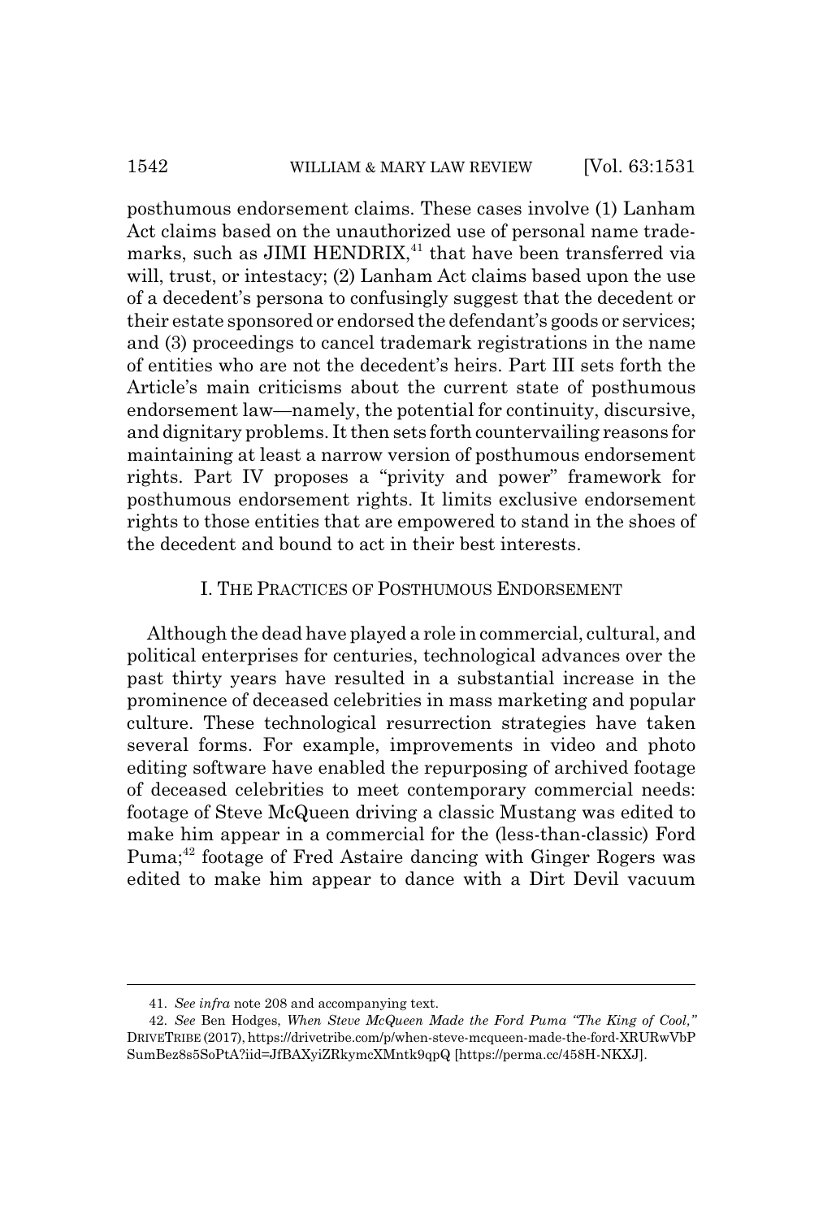posthumous endorsement claims. These cases involve (1) Lanham Act claims based on the unauthorized use of personal name trademarks, such as JIMI HENDRIX,[41] that have been transferred via will, trust, or intestacy; (2) Lanham Act claims based upon the use of a decedent's persona to confusingly suggest that the decedent or their estate sponsored or endorsed the defendant's goods or services; and (3) proceedings to cancel trademark registrations in the name of entities who are not the decedent's heirs. Part III sets forth the Article's main criticisms about the current state of posthumous endorsement law—namely, the potential for continuity, discursive, and dignitary problems. It then sets forth countervailing reasons for maintaining at least a narrow version of posthumous endorsement rights. Part IV proposes a "privity and power" framework for posthumous endorsement rights. It limits exclusive endorsement rights to those entities that are empowered to stand in the shoes of the decedent and bound to act in their best interests.

## I. The Practices of Posthumous Endorsement

Although the dead have played a role in commercial, cultural, and political enterprises for centuries, technological advances over the past thirty years have resulted in a substantial increase in the prominence of deceased celebrities in mass marketing and popular culture. These technological resurrection strategies have taken several forms. For example, improvements in video and photo editing software have enabled the repurposing of archived footage of deceased celebrities to meet contemporary commercial needs: footage of Steve McQueen driving a classic Mustang was edited to make him appear in a commercial for the (less-than-classic) Ford Puma;[42] footage of Fred Astaire dancing with Ginger Rogers was edited to make him appear to dance with a Dirt Devil vacuum

---

41. *See infra* note 208 and accompanying text.

42. *See* Ben Hodges, *When Steve McQueen Made the Ford Puma "The King of Cool,"* DRIVETRIBE (2017), https://drivetribe.com/p/when-steve-mcqueen-made-the-ford-XRURwVbPSumBez8s5SoPtA?iid=JfBAXyiZRkymcXMntk9qpQ [https://perma.cc/458H-NKXJ].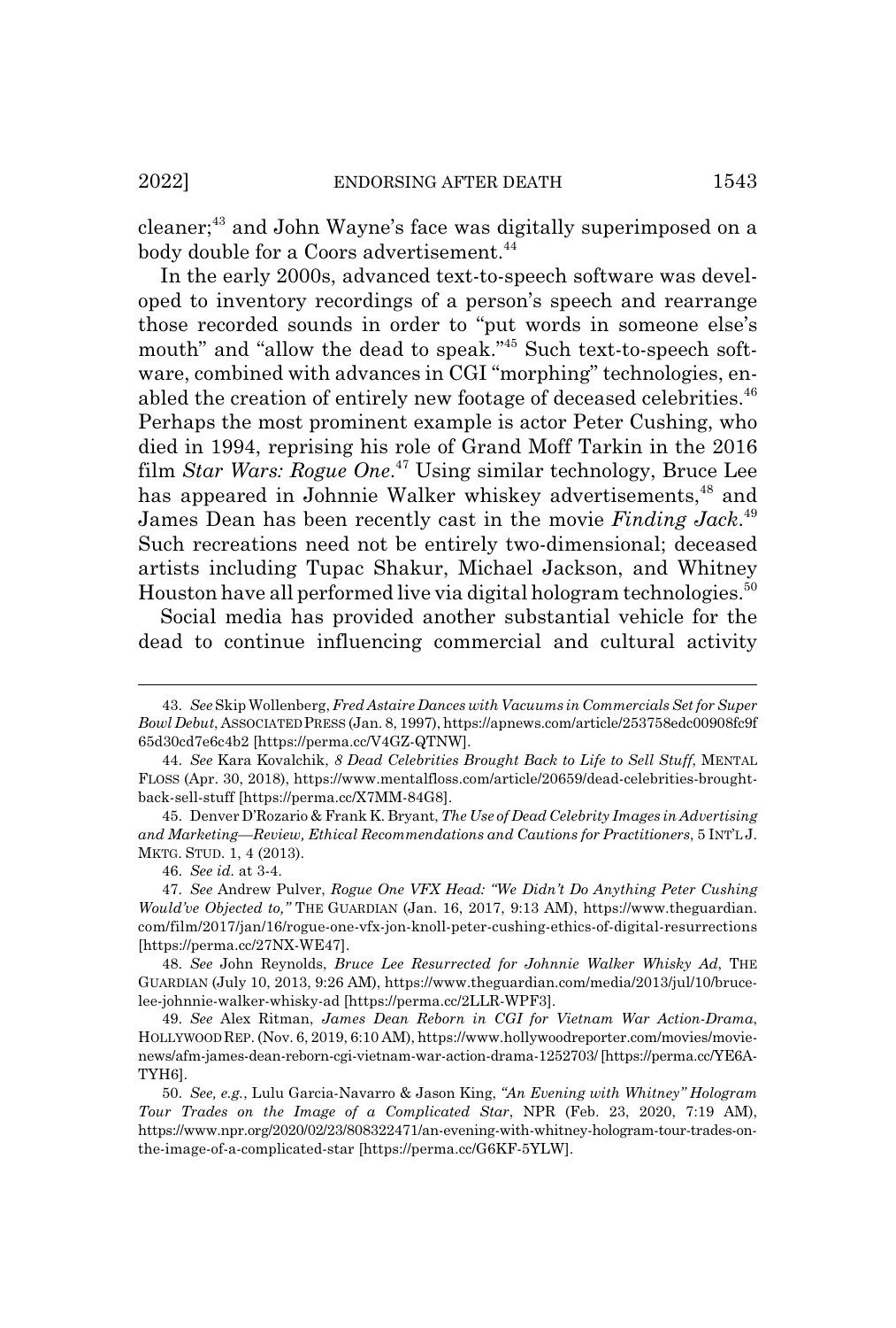cleaner;[43] and John Wayne's face was digitally superimposed on a body double for a Coors advertisement.[44]

In the early 2000s, advanced text-to-speech software was developed to inventory recordings of a person's speech and rearrange those recorded sounds in order to "put words in someone else's mouth" and "allow the dead to speak."[45] Such text-to-speech software, combined with advances in CGI "morphing" technologies, enabled the creation of entirely new footage of deceased celebrities.[46] Perhaps the most prominent example is actor Peter Cushing, who died in 1994, reprising his role of Grand Moff Tarkin in the 2016 film *Star Wars: Rogue One*.[47] Using similar technology, Bruce Lee has appeared in Johnnie Walker whiskey advertisements,[48] and James Dean has been recently cast in the movie *Finding Jack*.[49] Such recreations need not be entirely two-dimensional; deceased artists including Tupac Shakur, Michael Jackson, and Whitney Houston have all performed live via digital hologram technologies.[50]

Social media has provided another substantial vehicle for the dead to continue influencing commercial and cultural activity

---

43. *See* Skip Wollenberg, *Fred Astaire Dances with Vacuums in Commercials Set for Super Bowl Debut*, ASSOCIATED PRESS (Jan. 8, 1997), https://apnews.com/article/253758edc00908fc9f65d30cd7e6c4b2 [https://perma.cc/V4GZ-QTNW].

44. *See* Kara Kovalchik, *8 Dead Celebrities Brought Back to Life to Sell Stuff*, MENTAL FLOSS (Apr. 30, 2018), https://www.mentalfloss.com/article/20659/dead-celebrities-brought-back-sell-stuff [https://perma.cc/X7MM-84G8].

45. Denver D'Rozario & Frank K. Bryant, *The Use of Dead Celebrity Images in Advertising and Marketing—Review, Ethical Recommendations and Cautions for Practitioners*, 5 INT'L J. MKTG. STUD. 1, 4 (2013).

46. *See id.* at 3-4.

47. *See* Andrew Pulver, *Rogue One VFX Head: "We Didn't Do Anything Peter Cushing Would've Objected to,"* THE GUARDIAN (Jan. 16, 2017, 9:13 AM), https://www.theguardian.com/film/2017/jan/16/rogue-one-vfx-jon-knoll-peter-cushing-ethics-of-digital-resurrections [https://perma.cc/27NX-WE47].

48. *See* John Reynolds, *Bruce Lee Resurrected for Johnnie Walker Whisky Ad*, THE GUARDIAN (July 10, 2013, 9:26 AM), https://www.theguardian.com/media/2013/jul/10/bruce-lee-johnnie-walker-whisky-ad [https://perma.cc/2LLR-WPF3].

49. *See* Alex Ritman, *James Dean Reborn in CGI for Vietnam War Action-Drama*, HOLLYWOOD REP. (Nov. 6, 2019, 6:10 AM), https://www.hollywoodreporter.com/movies/movie-news/afm-james-dean-reborn-cgi-vietnam-war-action-drama-1252703/ [https://perma.cc/YE6A-TYH6].

50. *See, e.g.*, Lulu Garcia-Navarro & Jason King, *"An Evening with Whitney" Hologram Tour Trades on the Image of a Complicated Star*, NPR (Feb. 23, 2020, 7:19 AM), https://www.npr.org/2020/02/23/808322471/an-evening-with-whitney-hologram-tour-trades-on-the-image-of-a-complicated-star [https://perma.cc/G6KF-5YLW].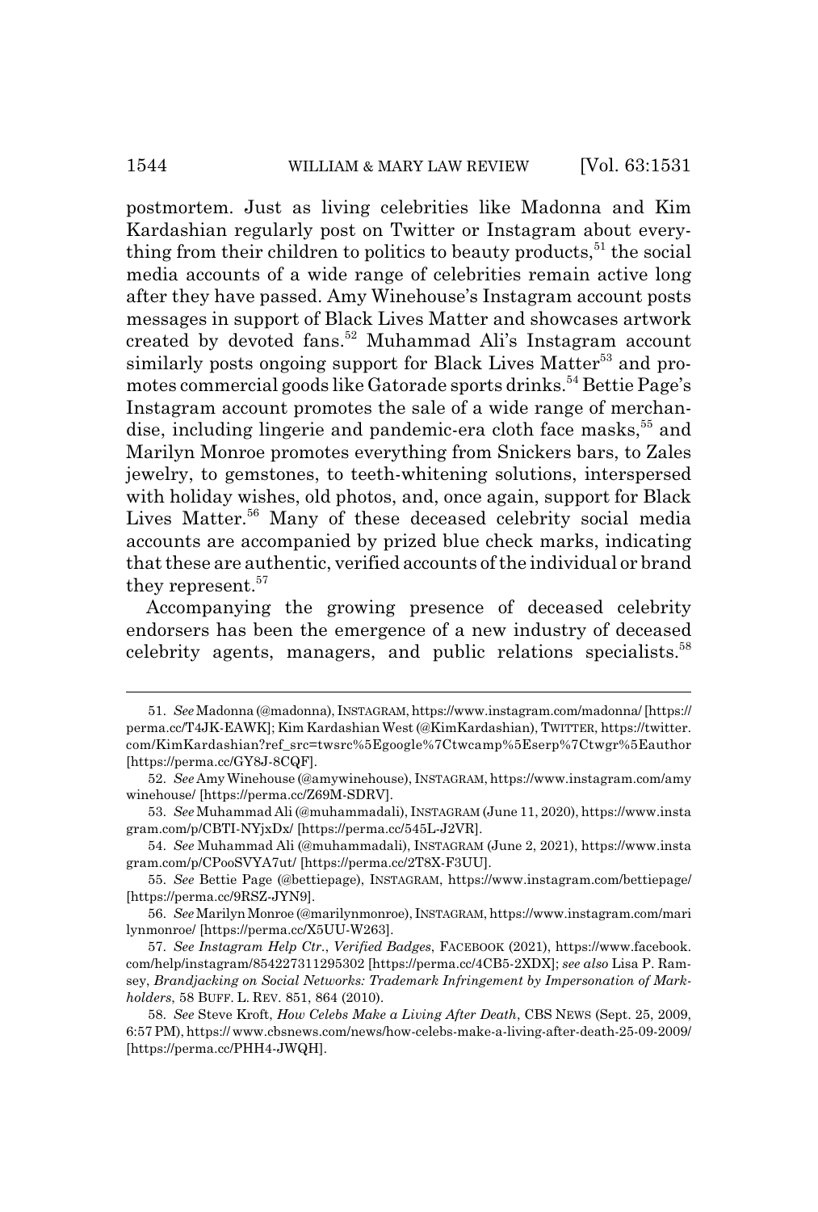postmortem. Just as living celebrities like Madonna and Kim Kardashian regularly post on Twitter or Instagram about everything from their children to politics to beauty products,[51] the social media accounts of a wide range of celebrities remain active long after they have passed. Amy Winehouse's Instagram account posts messages in support of Black Lives Matter and showcases artwork created by devoted fans.[52] Muhammad Ali's Instagram account similarly posts ongoing support for Black Lives Matter[53] and promotes commercial goods like Gatorade sports drinks.[54] Bettie Page's Instagram account promotes the sale of a wide range of merchandise, including lingerie and pandemic-era cloth face masks,[55] and Marilyn Monroe promotes everything from Snickers bars, to Zales jewelry, to gemstones, to teeth-whitening solutions, interspersed with holiday wishes, old photos, and, once again, support for Black Lives Matter.[56] Many of these deceased celebrity social media accounts are accompanied by prized blue check marks, indicating that these are authentic, verified accounts of the individual or brand they represent.[57]

Accompanying the growing presence of deceased celebrity endorsers has been the emergence of a new industry of deceased celebrity agents, managers, and public relations specialists.[58]

---

51. *See* Madonna (@madonna), INSTAGRAM, https://www.instagram.com/madonna/ [https://perma.cc/T4JK-EAWK]; Kim Kardashian West (@KimKardashian), TWITTER, https://twitter.com/KimKardashian?ref_src=twsrc%5Egoogle%7Ctwcamp%5Eserp%7Ctwgr%5Eauthor [https://perma.cc/GY8J-8CQF].

52. *See* Amy Winehouse (@amywinehouse), INSTAGRAM, https://www.instagram.com/amywinehouse/ [https://perma.cc/Z69M-SDRV].

53. *See* Muhammad Ali (@muhammadali), INSTAGRAM (June 11, 2020), https://www.instagram.com/p/CBTI-NYjxDx/ [https://perma.cc/545L-J2VR].

54. *See* Muhammad Ali (@muhammadali), INSTAGRAM (June 2, 2021), https://www.instagram.com/p/CPooSVYA7ut/ [https://perma.cc/2T8X-F3UU].

55. *See* Bettie Page (@bettiepage), INSTAGRAM, https://www.instagram.com/bettiepage/ [https://perma.cc/9RSZ-JYN9].

56. *See* Marilyn Monroe (@marilynmonroe), INSTAGRAM, https://www.instagram.com/marilynmonroe/ [https://perma.cc/X5UU-W263].

57. *See Instagram Help Ctr.*, *Verified Badges*, FACEBOOK (2021), https://www.facebook.com/help/instagram/854227311295302 [https://perma.cc/4CB5-2XDX]; *see also* Lisa P. Ramsey, *Brandjacking on Social Networks: Trademark Infringement by Impersonation of Markholders*, 58 BUFF. L. REV. 851, 864 (2010).

58. *See* Steve Kroft, *How Celebs Make a Living After Death*, CBS NEWS (Sept. 25, 2009, 6:57 PM), https://www.cbsnews.com/news/how-celebs-make-a-living-after-death-25-09-2009/ [https://perma.cc/PHH4-JWQH].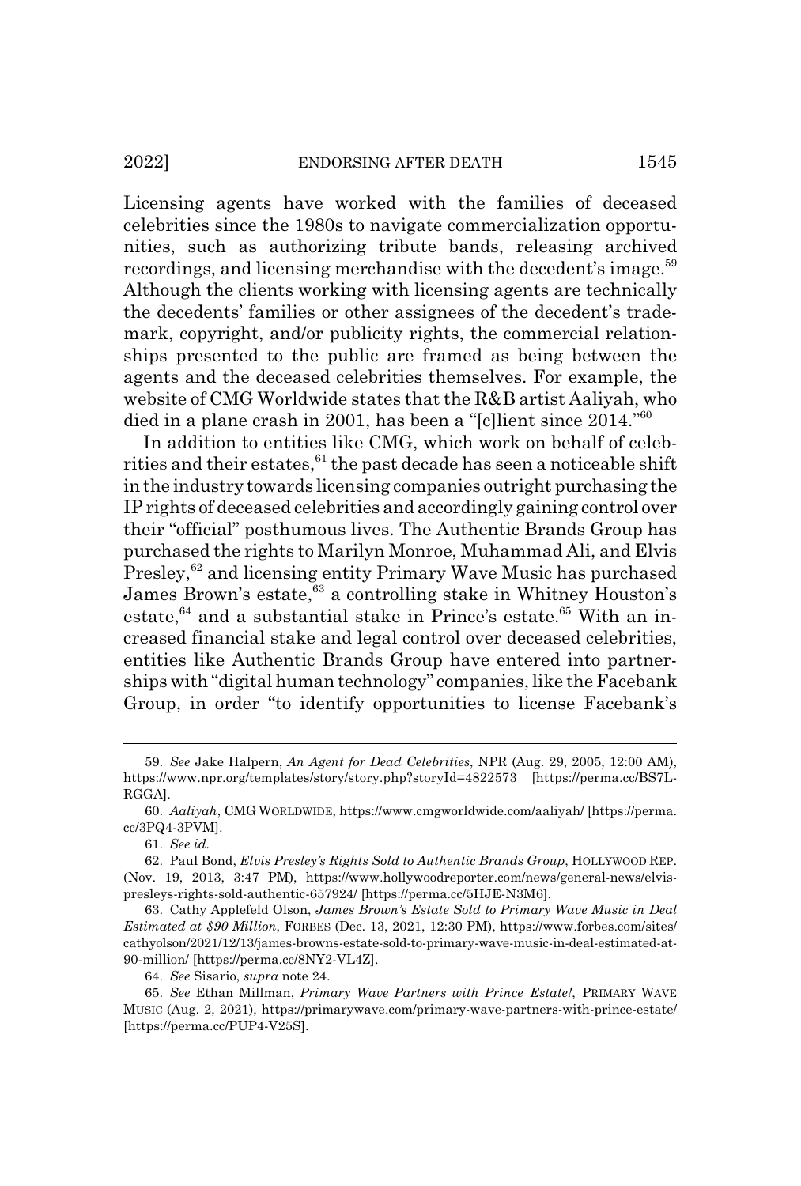Licensing agents have worked with the families of deceased celebrities since the 1980s to navigate commercialization opportunities, such as authorizing tribute bands, releasing archived recordings, and licensing merchandise with the decedent's image.[59] Although the clients working with licensing agents are technically the decedents' families or other assignees of the decedent's trademark, copyright, and/or publicity rights, the commercial relationships presented to the public are framed as being between the agents and the deceased celebrities themselves. For example, the website of CMG Worldwide states that the R&B artist Aaliyah, who died in a plane crash in 2001, has been a "[c]lient since 2014."[60]

In addition to entities like CMG, which work on behalf of celebrities and their estates,[61] the past decade has seen a noticeable shift in the industry towards licensing companies outright purchasing the IP rights of deceased celebrities and accordingly gaining control over their "official" posthumous lives. The Authentic Brands Group has purchased the rights to Marilyn Monroe, Muhammad Ali, and Elvis Presley,[62] and licensing entity Primary Wave Music has purchased James Brown's estate,[63] a controlling stake in Whitney Houston's estate,[64] and a substantial stake in Prince's estate.[65] With an increased financial stake and legal control over deceased celebrities, entities like Authentic Brands Group have entered into partnerships with "digital human technology" companies, like the Facebank Group, in order "to identify opportunities to license Facebank's

---

59. *See* Jake Halpern, *An Agent for Dead Celebrities*, NPR (Aug. 29, 2005, 12:00 AM), https://www.npr.org/templates/story/story.php?storyId=4822573 [https://perma.cc/BS7L-RGGA].

60. *Aaliyah*, CMG WORLDWIDE, https://www.cmgworldwide.com/aaliyah/ [https://perma.cc/3PQ4-3PVM].

61. *See id.*

62. Paul Bond, *Elvis Presley's Rights Sold to Authentic Brands Group*, HOLLYWOOD REP. (Nov. 19, 2013, 3:47 PM), https://www.hollywoodreporter.com/news/general-news/elvis-presleys-rights-sold-authentic-657924/ [https://perma.cc/5HJE-N3M6].

63. Cathy Applefeld Olson, *James Brown's Estate Sold to Primary Wave Music in Deal Estimated at $90 Million*, FORBES (Dec. 13, 2021, 12:30 PM), https://www.forbes.com/sites/cathyolson/2021/12/13/james-browns-estate-sold-to-primary-wave-music-in-deal-estimated-at-90-million/ [https://perma.cc/8NY2-VL4Z].

64. *See* Sisario, *supra* note 24.

65. *See* Ethan Millman, *Primary Wave Partners with Prince Estate!*, PRIMARY WAVE MUSIC (Aug. 2, 2021), https://primarywave.com/primary-wave-partners-with-prince-estate/ [https://perma.cc/PUP4-V25S].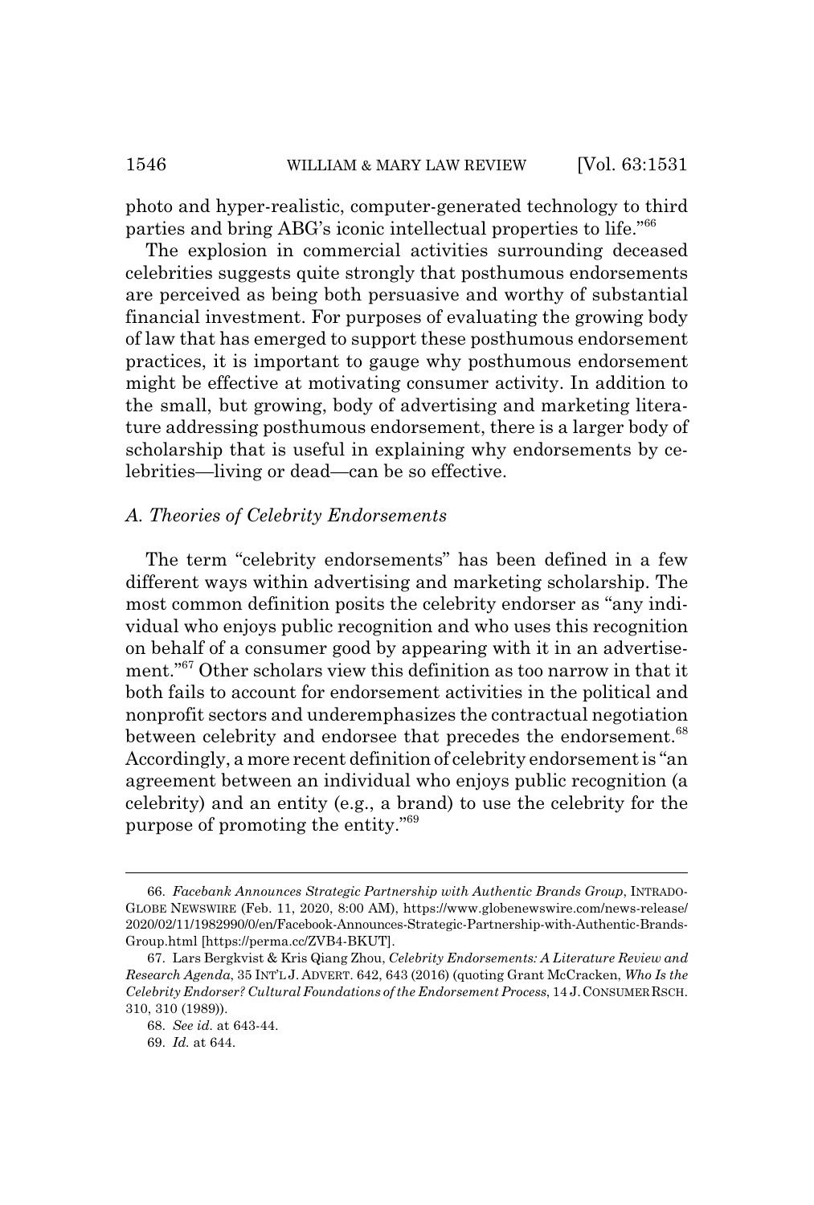photo and hyper-realistic, computer-generated technology to third parties and bring ABG's iconic intellectual properties to life."[66]

The explosion in commercial activities surrounding deceased celebrities suggests quite strongly that posthumous endorsements are perceived as being both persuasive and worthy of substantial financial investment. For purposes of evaluating the growing body of law that has emerged to support these posthumous endorsement practices, it is important to gauge why posthumous endorsement might be effective at motivating consumer activity. In addition to the small, but growing, body of advertising and marketing literature addressing posthumous endorsement, there is a larger body of scholarship that is useful in explaining why endorsements by celebrities—living or dead—can be so effective.

### *A. Theories of Celebrity Endorsements*

The term "celebrity endorsements" has been defined in a few different ways within advertising and marketing scholarship. The most common definition posits the celebrity endorser as "any individual who enjoys public recognition and who uses this recognition on behalf of a consumer good by appearing with it in an advertisement."[67] Other scholars view this definition as too narrow in that it both fails to account for endorsement activities in the political and nonprofit sectors and underemphasizes the contractual negotiation between celebrity and endorsee that precedes the endorsement.[68] Accordingly, a more recent definition of celebrity endorsement is "an agreement between an individual who enjoys public recognition (a celebrity) and an entity (e.g., a brand) to use the celebrity for the purpose of promoting the entity."[69]

---

66. *Facebank Announces Strategic Partnership with Authentic Brands Group*, INTRADO-GLOBE NEWSWIRE (Feb. 11, 2020, 8:00 AM), https://www.globenewswire.com/news-release/2020/02/11/1982990/0/en/Facebank-Announces-Strategic-Partnership-with-Authentic-Brands-Group.html [https://perma.cc/ZVB4-BKUT].

67. Lars Bergkvist & Kris Qiang Zhou, *Celebrity Endorsements: A Literature Review and Research Agenda*, 35 INT'L J. ADVERT. 642, 643 (2016) (quoting Grant McCracken, *Who Is the Celebrity Endorser? Cultural Foundations of the Endorsement Process*, 14 J. CONSUMER RSCH. 310, 310 (1989)).

68. *See id.* at 643-44.

69. *Id.* at 644.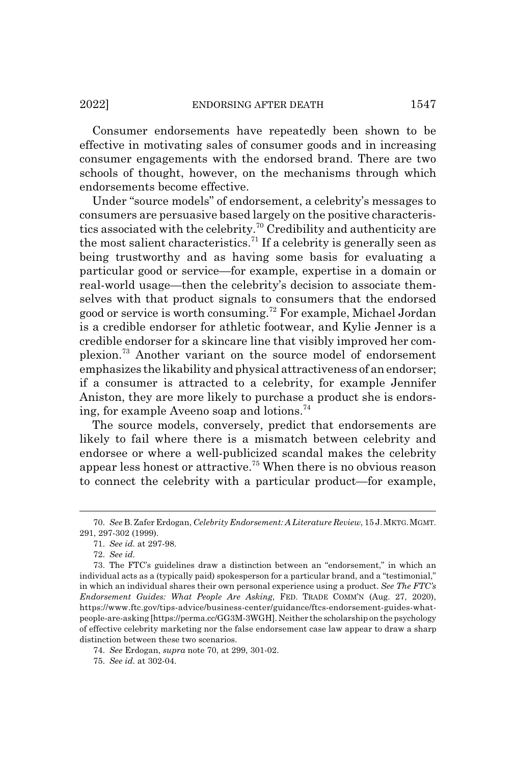Consumer endorsements have repeatedly been shown to be effective in motivating sales of consumer goods and in increasing consumer engagements with the endorsed brand. There are two schools of thought, however, on the mechanisms through which endorsements become effective.

Under "source models" of endorsement, a celebrity's messages to consumers are persuasive based largely on the positive characteristics associated with the celebrity.[70] Credibility and authenticity are the most salient characteristics.[71] If a celebrity is generally seen as being trustworthy and as having some basis for evaluating a particular good or service—for example, expertise in a domain or real-world usage—then the celebrity's decision to associate themselves with that product signals to consumers that the endorsed good or service is worth consuming.[72] For example, Michael Jordan is a credible endorser for athletic footwear, and Kylie Jenner is a credible endorser for a skincare line that visibly improved her complexion.[73] Another variant on the source model of endorsement emphasizes the likability and physical attractiveness of an endorser; if a consumer is attracted to a celebrity, for example Jennifer Aniston, they are more likely to purchase a product she is endorsing, for example Aveeno soap and lotions.[74]

The source models, conversely, predict that endorsements are likely to fail where there is a mismatch between celebrity and endorsee or where a well-publicized scandal makes the celebrity appear less honest or attractive.[75] When there is no obvious reason to connect the celebrity with a particular product—for example,

---

70. *See* B. Zafer Erdogan, *Celebrity Endorsement: A Literature Review*, 15 J. MKTG. MGMT. 291, 297-302 (1999).

71. *See id.* at 297-98.

72. *See id.*

73. The FTC's guidelines draw a distinction between an "endorsement," in which an individual acts as a (typically paid) spokesperson for a particular brand, and a "testimonial," in which an individual shares their own personal experience using a product. *See The FTC's Endorsement Guides: What People Are Asking*, FED. TRADE COMM'N (Aug. 27, 2020), https://www.ftc.gov/tips-advice/business-center/guidance/ftcs-endorsement-guides-what-people-are-asking [https://perma.cc/GG3M-3WGH]. Neither the scholarship on the psychology of effective celebrity marketing nor the false endorsement case law appear to draw a sharp distinction between these two scenarios.

74. *See* Erdogan, *supra* note 70, at 299, 301-02.

75. *See id.* at 302-04.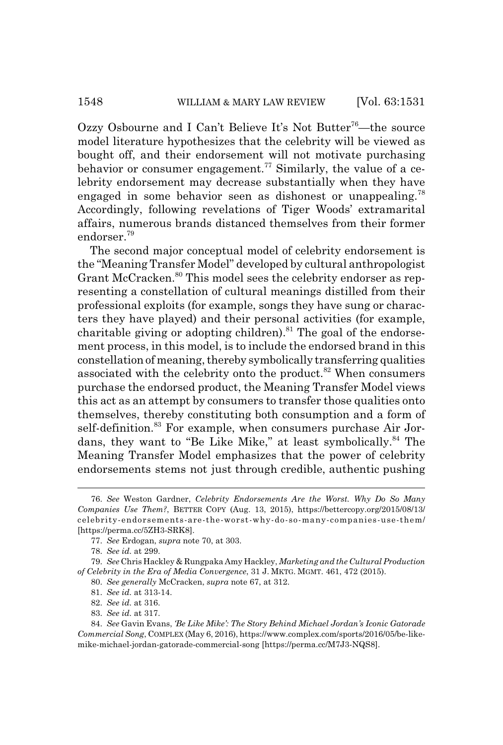Ozzy Osbourne and I Can't Believe It's Not Butter[76]—the source model literature hypothesizes that the celebrity will be viewed as bought off, and their endorsement will not motivate purchasing behavior or consumer engagement.[77] Similarly, the value of a celebrity endorsement may decrease substantially when they have engaged in some behavior seen as dishonest or unappealing.[78] Accordingly, following revelations of Tiger Woods' extramarital affairs, numerous brands distanced themselves from their former endorser.[79]

The second major conceptual model of celebrity endorsement is the "Meaning Transfer Model" developed by cultural anthropologist Grant McCracken.[80] This model sees the celebrity endorser as representing a constellation of cultural meanings distilled from their professional exploits (for example, songs they have sung or characters they have played) and their personal activities (for example, charitable giving or adopting children).[81] The goal of the endorsement process, in this model, is to include the endorsed brand in this constellation of meaning, thereby symbolically transferring qualities associated with the celebrity onto the product.[82] When consumers purchase the endorsed product, the Meaning Transfer Model views this act as an attempt by consumers to transfer those qualities onto themselves, thereby constituting both consumption and a form of self-definition.[83] For example, when consumers purchase Air Jordans, they want to "Be Like Mike," at least symbolically.[84] The Meaning Transfer Model emphasizes that the power of celebrity endorsements stems not just through credible, authentic pushing

---

76. *See* Weston Gardner, *Celebrity Endorsements Are the Worst. Why Do So Many Companies Use Them?*, BETTER COPY (Aug. 13, 2015), https://bettercopy.org/2015/08/13/celebrity-endorsements-are-the-worst-why-do-so-many-companies-use-them/ [https://perma.cc/5ZH3-SRK8].

77. *See* Erdogan, *supra* note 70, at 303.

78. *See id.* at 299.

79. *See* Chris Hackley & Rungpaka Amy Hackley, *Marketing and the Cultural Production of Celebrity in the Era of Media Convergence*, 31 J. MKTG. MGMT. 461, 472 (2015).

80. *See generally* McCracken, *supra* note 67, at 312.

81. *See id.* at 313-14.

82. *See id.* at 316.

83. *See id.* at 317.

84. *See* Gavin Evans, *'Be Like Mike': The Story Behind Michael Jordan's Iconic Gatorade Commercial Song*, COMPLEX (May 6, 2016), https://www.complex.com/sports/2016/05/be-like-mike-michael-jordan-gatorade-commercial-song [https://perma.cc/M7J3-NQS8].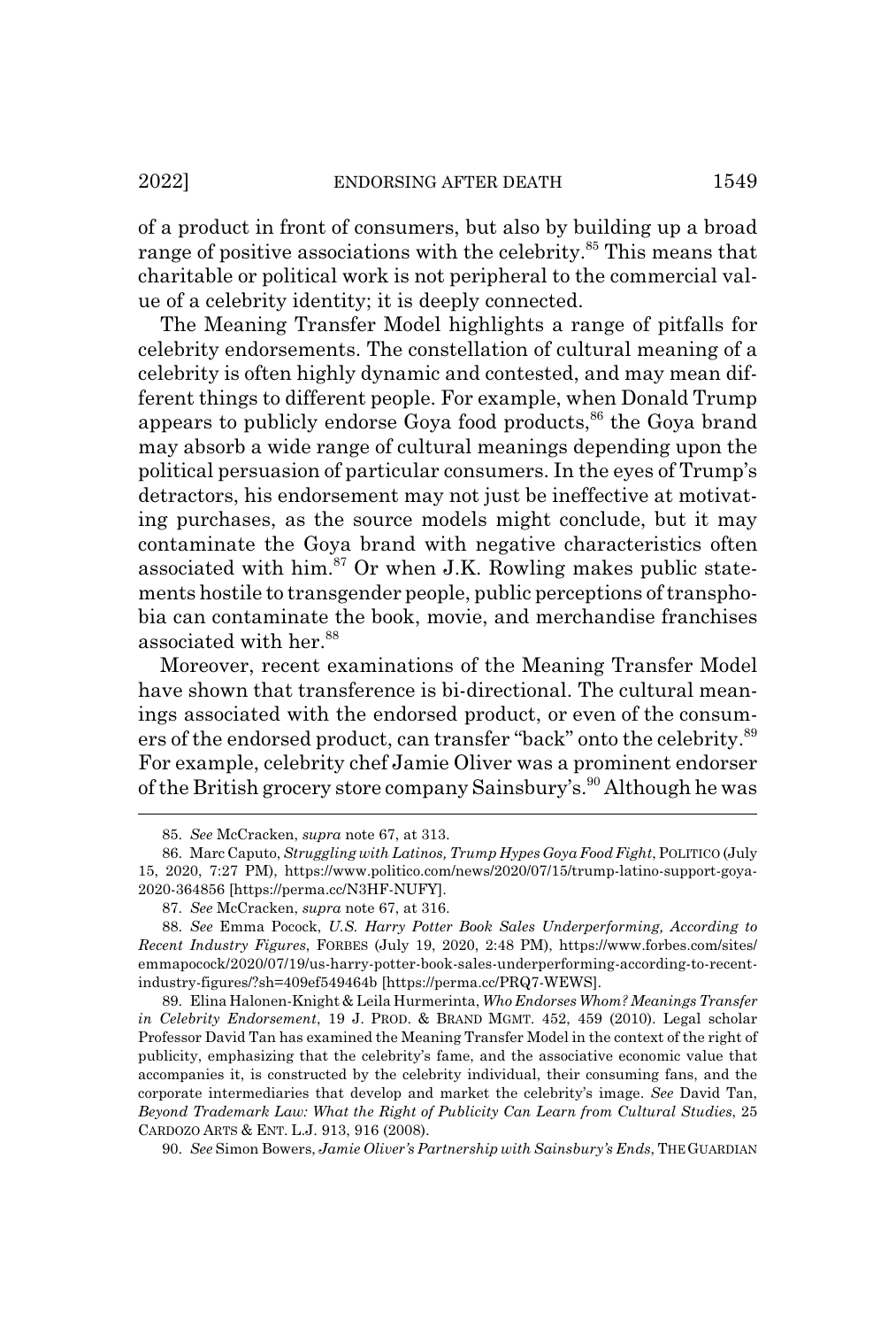of a product in front of consumers, but also by building up a broad range of positive associations with the celebrity.[85] This means that charitable or political work is not peripheral to the commercial value of a celebrity identity; it is deeply connected.

The Meaning Transfer Model highlights a range of pitfalls for celebrity endorsements. The constellation of cultural meaning of a celebrity is often highly dynamic and contested, and may mean different things to different people. For example, when Donald Trump appears to publicly endorse Goya food products,[86] the Goya brand may absorb a wide range of cultural meanings depending upon the political persuasion of particular consumers. In the eyes of Trump's detractors, his endorsement may not just be ineffective at motivating purchases, as the source models might conclude, but it may contaminate the Goya brand with negative characteristics often associated with him.[87] Or when J.K. Rowling makes public statements hostile to transgender people, public perceptions of transphobia can contaminate the book, movie, and merchandise franchises associated with her.[88]

Moreover, recent examinations of the Meaning Transfer Model have shown that transference is bi-directional. The cultural meanings associated with the endorsed product, or even of the consumers of the endorsed product, can transfer "back" onto the celebrity.[89] For example, celebrity chef Jamie Oliver was a prominent endorser of the British grocery store company Sainsbury's.[90] Although he was

---

85. *See* McCracken, *supra* note 67, at 313.

86. Marc Caputo, *Struggling with Latinos, Trump Hypes Goya Food Fight*, POLITICO (July 15, 2020, 7:27 PM), https://www.politico.com/news/2020/07/15/trump-latino-support-goya-2020-364856 [https://perma.cc/N3HF-NUFY].

87. *See* McCracken, *supra* note 67, at 316.

88. *See* Emma Pocock, *U.S. Harry Potter Book Sales Underperforming, According to Recent Industry Figures*, FORBES (July 19, 2020, 2:48 PM), https://www.forbes.com/sites/emmapocock/2020/07/19/us-harry-potter-book-sales-underperforming-according-to-recent-industry-figures/?sh=409ef549464b [https://perma.cc/PRQ7-WEWS].

89. Elina Halonen-Knight & Leila Hurmerinta, *Who Endorses Whom? Meanings Transfer in Celebrity Endorsement*, 19 J. PROD. & BRAND MGMT. 452, 459 (2010). Legal scholar Professor David Tan has examined the Meaning Transfer Model in the context of the right of publicity, emphasizing that the celebrity's fame, and the associative economic value that accompanies it, is constructed by the celebrity individual, their consuming fans, and the corporate intermediaries that develop and market the celebrity's image. *See* David Tan, *Beyond Trademark Law: What the Right of Publicity Can Learn from Cultural Studies*, 25 CARDOZO ARTS & ENT. L.J. 913, 916 (2008).

90. *See* Simon Bowers, *Jamie Oliver's Partnership with Sainsbury's Ends*, THE GUARDIAN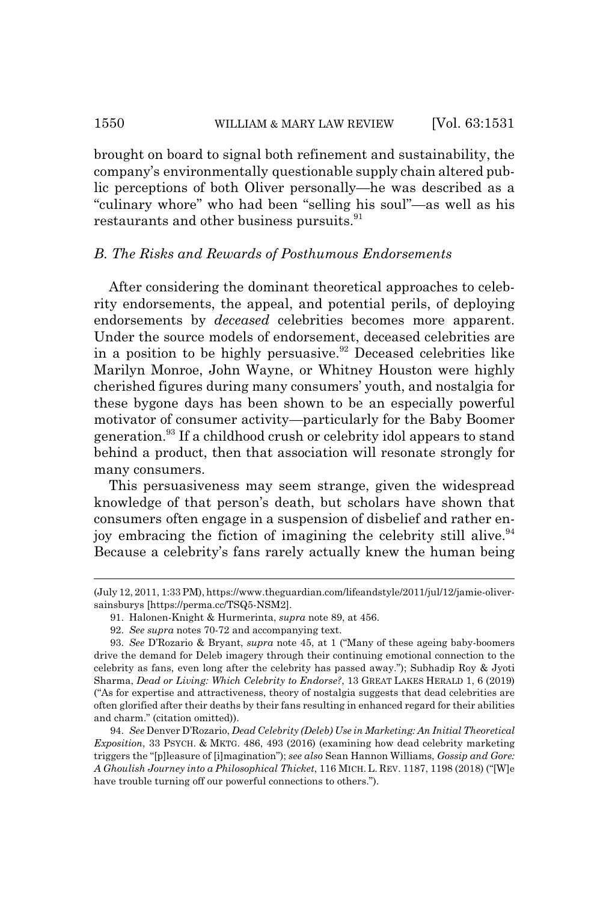brought on board to signal both refinement and sustainability, the company's environmentally questionable supply chain altered public perceptions of both Oliver personally—he was described as a "culinary whore" who had been "selling his soul"—as well as his restaurants and other business pursuits.[91]

### *B. The Risks and Rewards of Posthumous Endorsements*

After considering the dominant theoretical approaches to celebrity endorsements, the appeal, and potential perils, of deploying endorsements by *deceased* celebrities becomes more apparent. Under the source models of endorsement, deceased celebrities are in a position to be highly persuasive.[92] Deceased celebrities like Marilyn Monroe, John Wayne, or Whitney Houston were highly cherished figures during many consumers' youth, and nostalgia for these bygone days has been shown to be an especially powerful motivator of consumer activity—particularly for the Baby Boomer generation.[93] If a childhood crush or celebrity idol appears to stand behind a product, then that association will resonate strongly for many consumers.

This persuasiveness may seem strange, given the widespread knowledge of that person's death, but scholars have shown that consumers often engage in a suspension of disbelief and rather enjoy embracing the fiction of imagining the celebrity still alive.[94] Because a celebrity's fans rarely actually knew the human being

---

(July 12, 2011, 1:33 PM), https://www.theguardian.com/lifeandstyle/2011/jul/12/jamie-oliver-sainsburys [https://perma.cc/TSQ5-NSM2].

91. Halonen-Knight & Hurmerinta, *supra* note 89, at 456.

92. *See supra* notes 70-72 and accompanying text.

93. *See* D'Rozario & Bryant, *supra* note 45, at 1 ("Many of these ageing baby-boomers drive the demand for Deleb imagery through their continuing emotional connection to the celebrity as fans, even long after the celebrity has passed away."); Subhadip Roy & Jyoti Sharma, *Dead or Living: Which Celebrity to Endorse?*, 13 GREAT LAKES HERALD 1, 6 (2019) ("As for expertise and attractiveness, theory of nostalgia suggests that dead celebrities are often glorified after their deaths by their fans resulting in enhanced regard for their abilities and charm." (citation omitted)).

94. *See* Denver D'Rozario, *Dead Celebrity (Deleb) Use in Marketing: An Initial Theoretical Exposition*, 33 PSYCH. & MKTG. 486, 493 (2016) (examining how dead celebrity marketing triggers the "[p]leasure of [i]magination"); *see also* Sean Hannon Williams, *Gossip and Gore: A Ghoulish Journey into a Philosophical Thicket*, 116 MICH. L. REV. 1187, 1198 (2018) ("[W]e have trouble turning off our powerful connections to others.").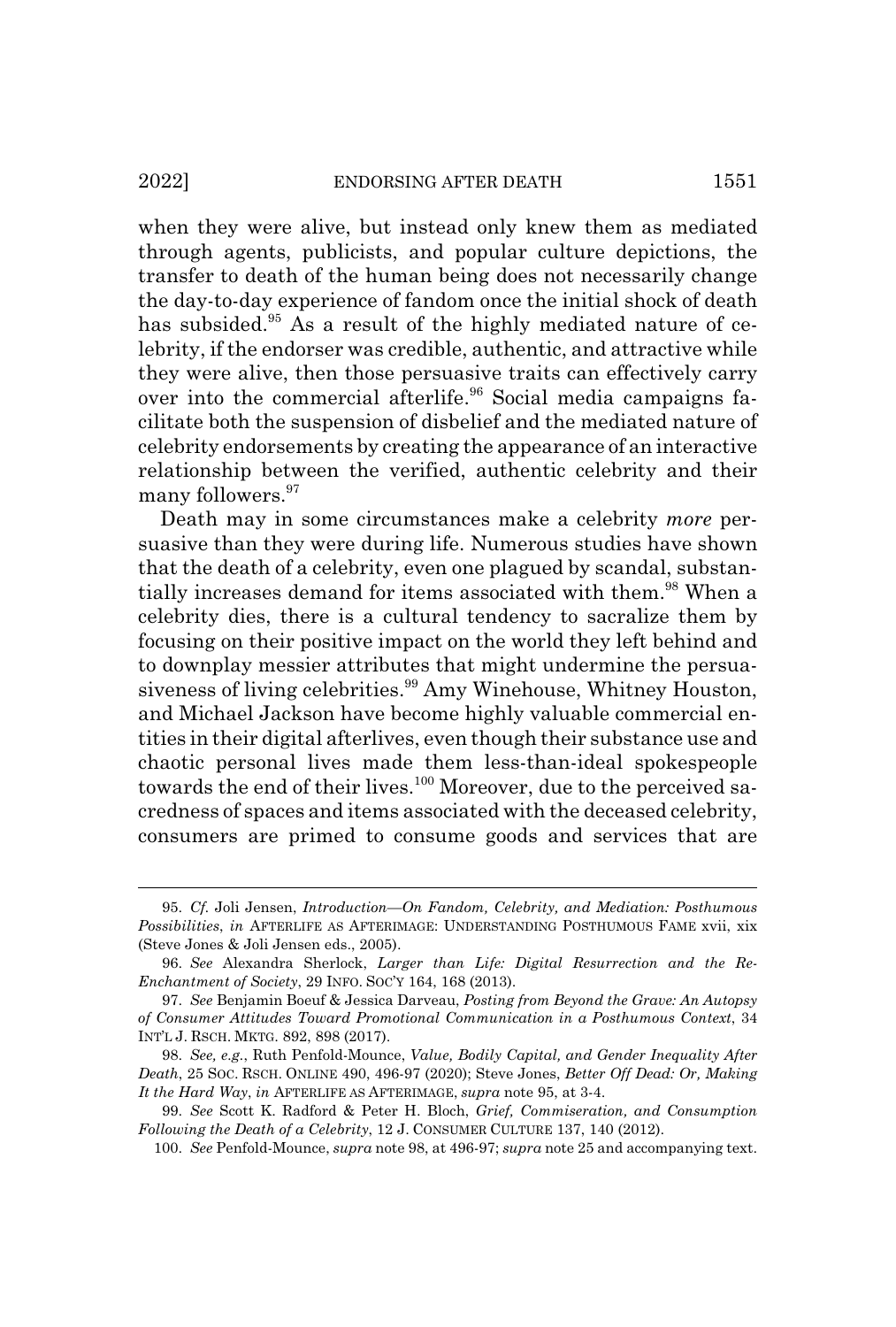when they were alive, but instead only knew them as mediated through agents, publicists, and popular culture depictions, the transfer to death of the human being does not necessarily change the day-to-day experience of fandom once the initial shock of death has subsided.[95] As a result of the highly mediated nature of celebrity, if the endorser was credible, authentic, and attractive while they were alive, then those persuasive traits can effectively carry over into the commercial afterlife.[96] Social media campaigns facilitate both the suspension of disbelief and the mediated nature of celebrity endorsements by creating the appearance of an interactive relationship between the verified, authentic celebrity and their many followers.[97]

Death may in some circumstances make a celebrity *more* persuasive than they were during life. Numerous studies have shown that the death of a celebrity, even one plagued by scandal, substantially increases demand for items associated with them.[98] When a celebrity dies, there is a cultural tendency to sacralize them by focusing on their positive impact on the world they left behind and to downplay messier attributes that might undermine the persuasiveness of living celebrities.[99] Amy Winehouse, Whitney Houston, and Michael Jackson have become highly valuable commercial entities in their digital afterlives, even though their substance use and chaotic personal lives made them less-than-ideal spokespeople towards the end of their lives.[100] Moreover, due to the perceived sacredness of spaces and items associated with the deceased celebrity, consumers are primed to consume goods and services that are

---

95. *Cf.* Joli Jensen, *Introduction—On Fandom, Celebrity, and Mediation: Posthumous Possibilities*, *in* AFTERLIFE AS AFTERIMAGE: UNDERSTANDING POSTHUMOUS FAME xvii, xix (Steve Jones & Joli Jensen eds., 2005).

96. *See* Alexandra Sherlock, *Larger than Life: Digital Resurrection and the Re-Enchantment of Society*, 29 INFO. SOC'Y 164, 168 (2013).

97. *See* Benjamin Boeuf & Jessica Darveau, *Posting from Beyond the Grave: An Autopsy of Consumer Attitudes Toward Promotional Communication in a Posthumous Context*, 34 INT'L J. RSCH. MKTG. 892, 898 (2017).

98. *See, e.g.*, Ruth Penfold-Mounce, *Value, Bodily Capital, and Gender Inequality After Death*, 25 SOC. RSCH. ONLINE 490, 496-97 (2020); Steve Jones, *Better Off Dead: Or, Making It the Hard Way*, *in* AFTERLIFE AS AFTERIMAGE, *supra* note 95, at 3-4.

99. *See* Scott K. Radford & Peter H. Bloch, *Grief, Commiseration, and Consumption Following the Death of a Celebrity*, 12 J. CONSUMER CULTURE 137, 140 (2012).

100. *See* Penfold-Mounce, *supra* note 98, at 496-97; *supra* note 25 and accompanying text.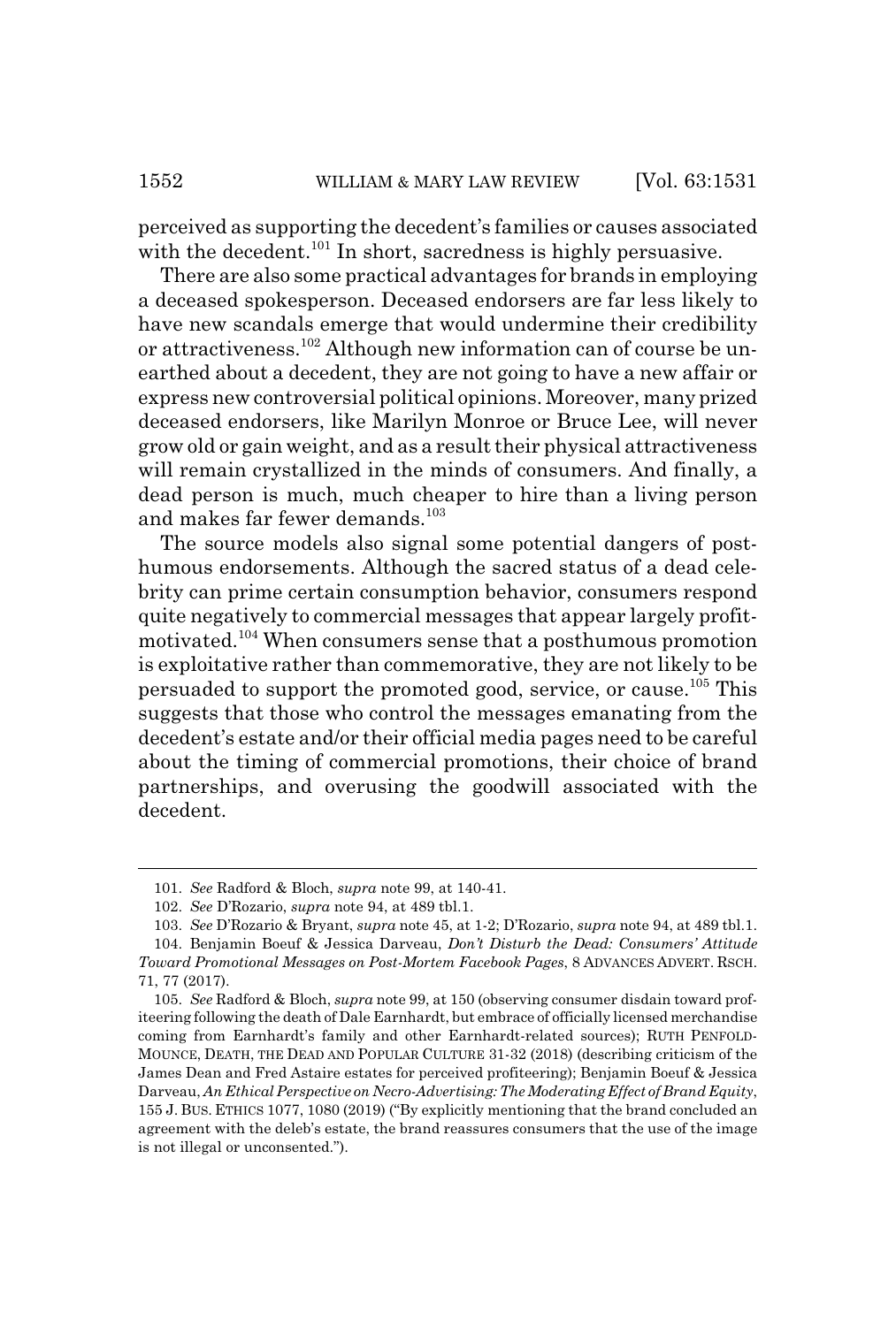perceived as supporting the decedent's families or causes associated with the decedent.[101] In short, sacredness is highly persuasive.

There are also some practical advantages for brands in employing a deceased spokesperson. Deceased endorsers are far less likely to have new scandals emerge that would undermine their credibility or attractiveness.[102] Although new information can of course be unearthed about a decedent, they are not going to have a new affair or express new controversial political opinions. Moreover, many prized deceased endorsers, like Marilyn Monroe or Bruce Lee, will never grow old or gain weight, and as a result their physical attractiveness will remain crystallized in the minds of consumers. And finally, a dead person is much, much cheaper to hire than a living person and makes far fewer demands.[103]

The source models also signal some potential dangers of posthumous endorsements. Although the sacred status of a dead celebrity can prime certain consumption behavior, consumers respond quite negatively to commercial messages that appear largely profit-motivated.[104] When consumers sense that a posthumous promotion is exploitative rather than commemorative, they are not likely to be persuaded to support the promoted good, service, or cause.[105] This suggests that those who control the messages emanating from the decedent's estate and/or their official media pages need to be careful about the timing of commercial promotions, their choice of brand partnerships, and overusing the goodwill associated with the decedent.

---

101. *See* Radford & Bloch, *supra* note 99, at 140-41.

102. *See* D'Rozario, *supra* note 94, at 489 tbl.1.

103. *See* D'Rozario & Bryant, *supra* note 45, at 1-2; D'Rozario, *supra* note 94, at 489 tbl.1.

104. Benjamin Boeuf & Jessica Darveau, *Don't Disturb the Dead: Consumers' Attitude Toward Promotional Messages on Post-Mortem Facebook Pages*, 8 ADVANCES ADVERT. RSCH. 71, 77 (2017).

105. *See* Radford & Bloch, *supra* note 99, at 150 (observing consumer disdain toward profiteering following the death of Dale Earnhardt, but embrace of officially licensed merchandise coming from Earnhardt's family and other Earnhardt-related sources); RUTH PENFOLD-MOUNCE, DEATH, THE DEAD AND POPULAR CULTURE 31-32 (2018) (describing criticism of the James Dean and Fred Astaire estates for perceived profiteering); Benjamin Boeuf & Jessica Darveau, *An Ethical Perspective on Necro-Advertising: The Moderating Effect of Brand Equity*, 155 J. BUS. ETHICS 1077, 1080 (2019) ("By explicitly mentioning that the brand concluded an agreement with the deleb's estate, the brand reassures consumers that the use of the image is not illegal or unconsented.").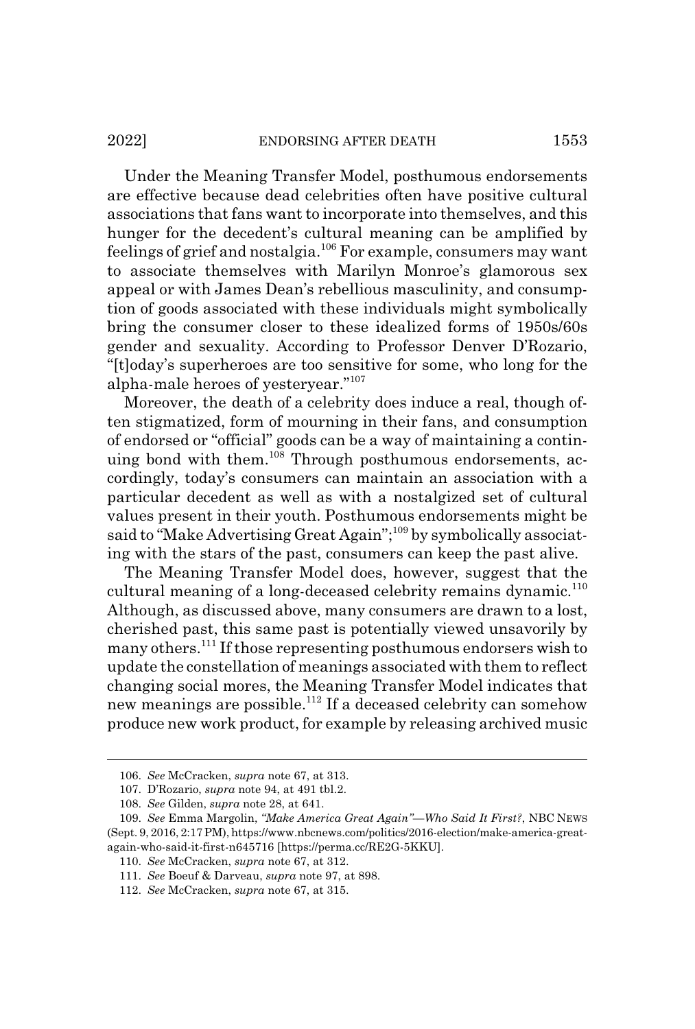Under the Meaning Transfer Model, posthumous endorsements are effective because dead celebrities often have positive cultural associations that fans want to incorporate into themselves, and this hunger for the decedent's cultural meaning can be amplified by feelings of grief and nostalgia.[106] For example, consumers may want to associate themselves with Marilyn Monroe's glamorous sex appeal or with James Dean's rebellious masculinity, and consumption of goods associated with these individuals might symbolically bring the consumer closer to these idealized forms of 1950s/60s gender and sexuality. According to Professor Denver D'Rozario, "[t]oday's superheroes are too sensitive for some, who long for the alpha-male heroes of yesteryear."[107]

Moreover, the death of a celebrity does induce a real, though often stigmatized, form of mourning in their fans, and consumption of endorsed or "official" goods can be a way of maintaining a continuing bond with them.[108] Through posthumous endorsements, accordingly, today's consumers can maintain an association with a particular decedent as well as with a nostalgized set of cultural values present in their youth. Posthumous endorsements might be said to "Make Advertising Great Again";[109] by symbolically associating with the stars of the past, consumers can keep the past alive.

The Meaning Transfer Model does, however, suggest that the cultural meaning of a long-deceased celebrity remains dynamic.[110] Although, as discussed above, many consumers are drawn to a lost, cherished past, this same past is potentially viewed unsavorily by many others.[111] If those representing posthumous endorsers wish to update the constellation of meanings associated with them to reflect changing social mores, the Meaning Transfer Model indicates that new meanings are possible.[112] If a deceased celebrity can somehow produce new work product, for example by releasing archived music

---

106. *See* McCracken, *supra* note 67, at 313.

107. D'Rozario, *supra* note 94, at 491 tbl.2.

108. *See* Gilden, *supra* note 28, at 641.

109. *See* Emma Margolin, *"Make America Great Again"—Who Said It First?*, NBC NEWS (Sept. 9, 2016, 2:17 PM), https://www.nbcnews.com/politics/2016-election/make-america-great-again-who-said-it-first-n645716 [https://perma.cc/RE2G-5KKU].

110. *See* McCracken, *supra* note 67, at 312.

111. *See* Boeuf & Darveau, *supra* note 97, at 898.

112. *See* McCracken, *supra* note 67, at 315.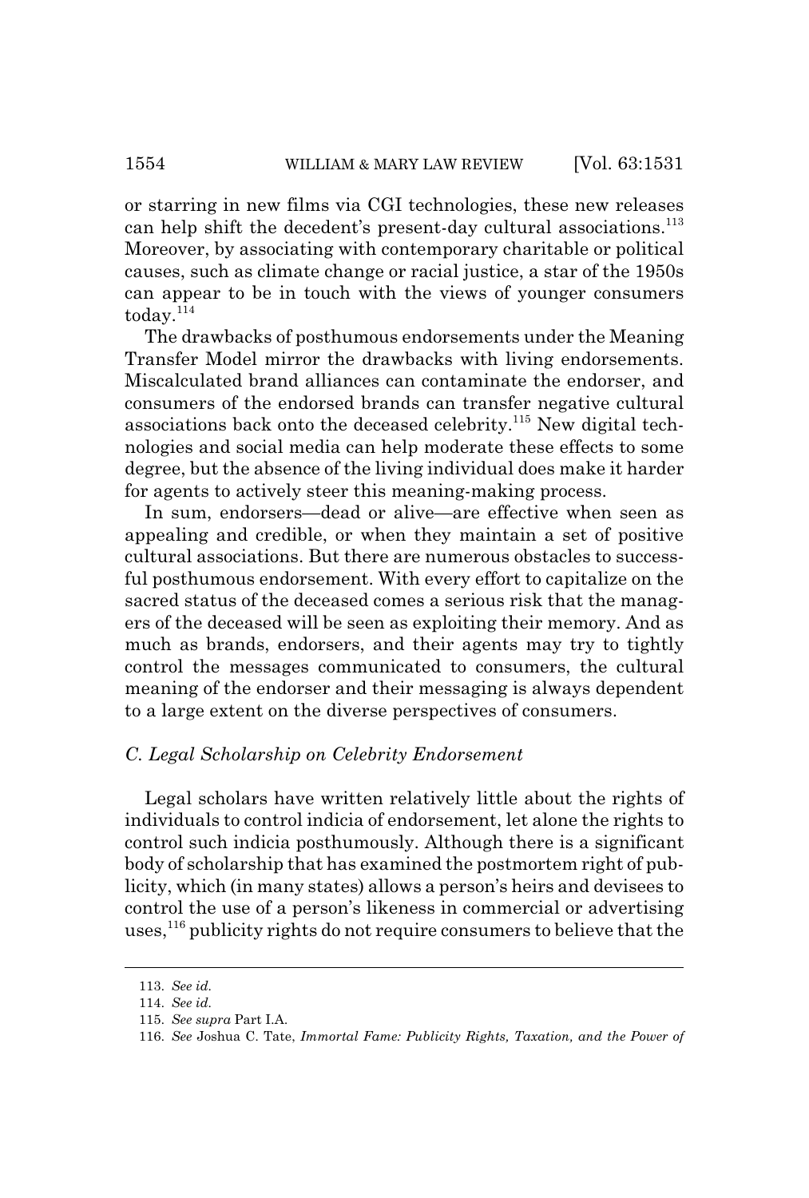or starring in new films via CGI technologies, these new releases can help shift the decedent's present-day cultural associations.[113] Moreover, by associating with contemporary charitable or political causes, such as climate change or racial justice, a star of the 1950s can appear to be in touch with the views of younger consumers today.[114]

The drawbacks of posthumous endorsements under the Meaning Transfer Model mirror the drawbacks with living endorsements. Miscalculated brand alliances can contaminate the endorser, and consumers of the endorsed brands can transfer negative cultural associations back onto the deceased celebrity.[115] New digital technologies and social media can help moderate these effects to some degree, but the absence of the living individual does make it harder for agents to actively steer this meaning-making process.

In sum, endorsers—dead or alive—are effective when seen as appealing and credible, or when they maintain a set of positive cultural associations. But there are numerous obstacles to successful posthumous endorsement. With every effort to capitalize on the sacred status of the deceased comes a serious risk that the managers of the deceased will be seen as exploiting their memory. And as much as brands, endorsers, and their agents may try to tightly control the messages communicated to consumers, the cultural meaning of the endorser and their messaging is always dependent to a large extent on the diverse perspectives of consumers.

### *C. Legal Scholarship on Celebrity Endorsement*

Legal scholars have written relatively little about the rights of individuals to control indicia of endorsement, let alone the rights to control such indicia posthumously. Although there is a significant body of scholarship that has examined the postmortem right of publicity, which (in many states) allows a person's heirs and devisees to control the use of a person's likeness in commercial or advertising uses,[116] publicity rights do not require consumers to believe that the

---

113. *See id.*

114. *See id.*

115. *See supra* Part I.A.

116. *See* Joshua C. Tate, *Immortal Fame: Publicity Rights, Taxation, and the Power of*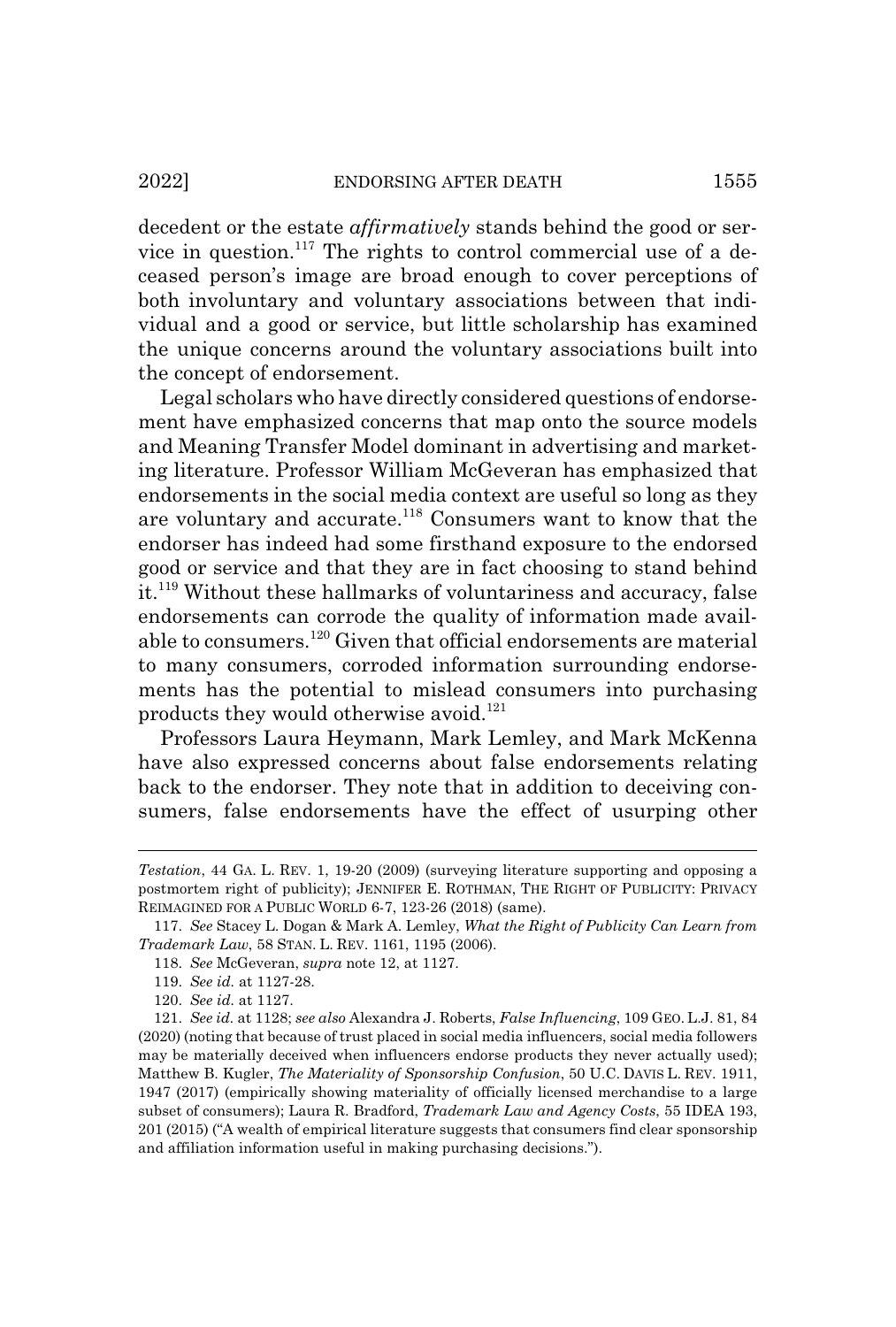decedent or the estate *affirmatively* stands behind the good or service in question.[117] The rights to control commercial use of a deceased person's image are broad enough to cover perceptions of both involuntary and voluntary associations between that individual and a good or service, but little scholarship has examined the unique concerns around the voluntary associations built into the concept of endorsement.

Legal scholars who have directly considered questions of endorsement have emphasized concerns that map onto the source models and Meaning Transfer Model dominant in advertising and marketing literature. Professor William McGeveran has emphasized that endorsements in the social media context are useful so long as they are voluntary and accurate.[118] Consumers want to know that the endorser has indeed had some firsthand exposure to the endorsed good or service and that they are in fact choosing to stand behind it.[119] Without these hallmarks of voluntariness and accuracy, false endorsements can corrode the quality of information made available to consumers.[120] Given that official endorsements are material to many consumers, corroded information surrounding endorsements has the potential to mislead consumers into purchasing products they would otherwise avoid.[121]

Professors Laura Heymann, Mark Lemley, and Mark McKenna have also expressed concerns about false endorsements relating back to the endorser. They note that in addition to deceiving consumers, false endorsements have the effect of usurping other

---

*Testation*, 44 GA. L. REV. 1, 19-20 (2009) (surveying literature supporting and opposing a postmortem right of publicity); JENNIFER E. ROTHMAN, THE RIGHT OF PUBLICITY: PRIVACY REIMAGINED FOR A PUBLIC WORLD 6-7, 123-26 (2018) (same).

117. *See* Stacey L. Dogan & Mark A. Lemley, *What the Right of Publicity Can Learn from Trademark Law*, 58 STAN. L. REV. 1161, 1195 (2006).

118. *See* McGeveran, *supra* note 12, at 1127.

119. *See id.* at 1127-28.

120. *See id.* at 1127.

121. *See id.* at 1128; *see also* Alexandra J. Roberts, *False Influencing*, 109 GEO. L.J. 81, 84 (2020) (noting that because of trust placed in social media influencers, social media followers may be materially deceived when influencers endorse products they never actually used); Matthew B. Kugler, *The Materiality of Sponsorship Confusion*, 50 U.C. DAVIS L. REV. 1911, 1947 (2017) (empirically showing materiality of officially licensed merchandise to a large subset of consumers); Laura R. Bradford, *Trademark Law and Agency Costs*, 55 IDEA 193, 201 (2015) ("A wealth of empirical literature suggests that consumers find clear sponsorship and affiliation information useful in making purchasing decisions.").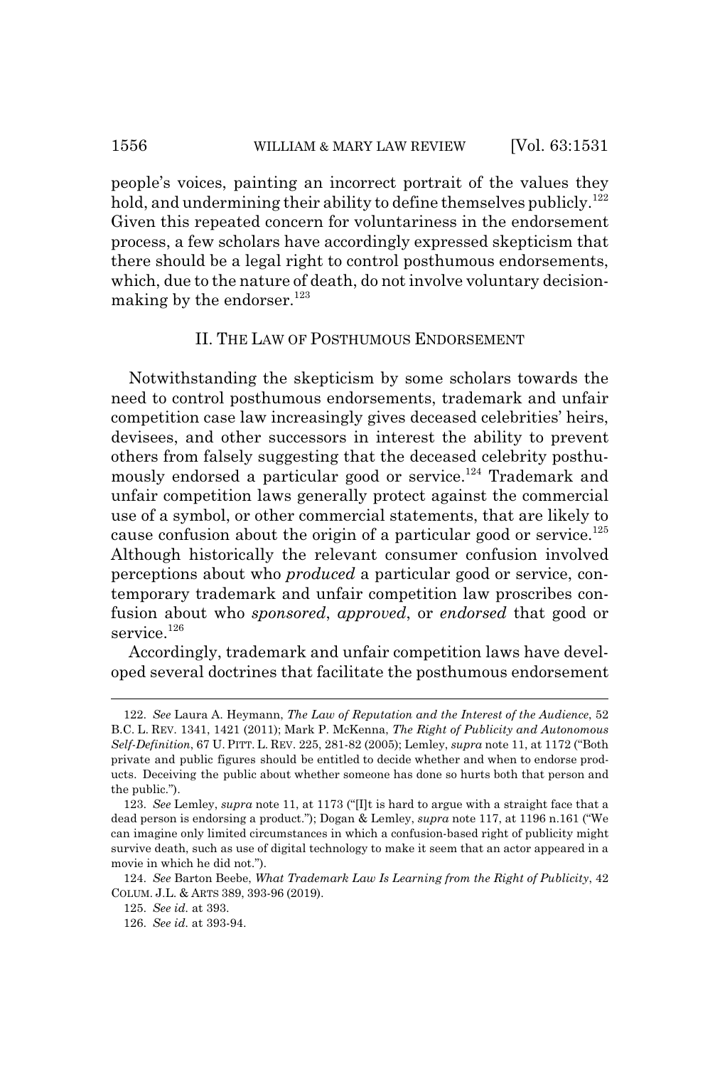people's voices, painting an incorrect portrait of the values they hold, and undermining their ability to define themselves publicly.[122] Given this repeated concern for voluntariness in the endorsement process, a few scholars have accordingly expressed skepticism that there should be a legal right to control posthumous endorsements, which, due to the nature of death, do not involve voluntary decision-making by the endorser.[123]

## II. THE LAW OF POSTHUMOUS ENDORSEMENT

Notwithstanding the skepticism by some scholars towards the need to control posthumous endorsements, trademark and unfair competition case law increasingly gives deceased celebrities' heirs, devisees, and other successors in interest the ability to prevent others from falsely suggesting that the deceased celebrity posthumously endorsed a particular good or service.[124] Trademark and unfair competition laws generally protect against the commercial use of a symbol, or other commercial statements, that are likely to cause confusion about the origin of a particular good or service.[125] Although historically the relevant consumer confusion involved perceptions about who *produced* a particular good or service, contemporary trademark and unfair competition law proscribes confusion about who *sponsored*, *approved*, or *endorsed* that good or service.[126]

Accordingly, trademark and unfair competition laws have developed several doctrines that facilitate the posthumous endorsement

---

122. *See* Laura A. Heymann, *The Law of Reputation and the Interest of the Audience*, 52 B.C. L. REV. 1341, 1421 (2011); Mark P. McKenna, *The Right of Publicity and Autonomous Self-Definition*, 67 U. PITT. L. REV. 225, 281-82 (2005); Lemley, *supra* note 11, at 1172 ("Both private and public figures should be entitled to decide whether and when to endorse products. Deceiving the public about whether someone has done so hurts both that person and the public.").

123. *See* Lemley, *supra* note 11, at 1173 ("[I]t is hard to argue with a straight face that a dead person is endorsing a product."); Dogan & Lemley, *supra* note 117, at 1196 n.161 ("We can imagine only limited circumstances in which a confusion-based right of publicity might survive death, such as use of digital technology to make it seem that an actor appeared in a movie in which he did not.").

124. *See* Barton Beebe, *What Trademark Law Is Learning from the Right of Publicity*, 42 COLUM. J.L. & ARTS 389, 393-96 (2019).

125. *See id.* at 393.

126. *See id.* at 393-94.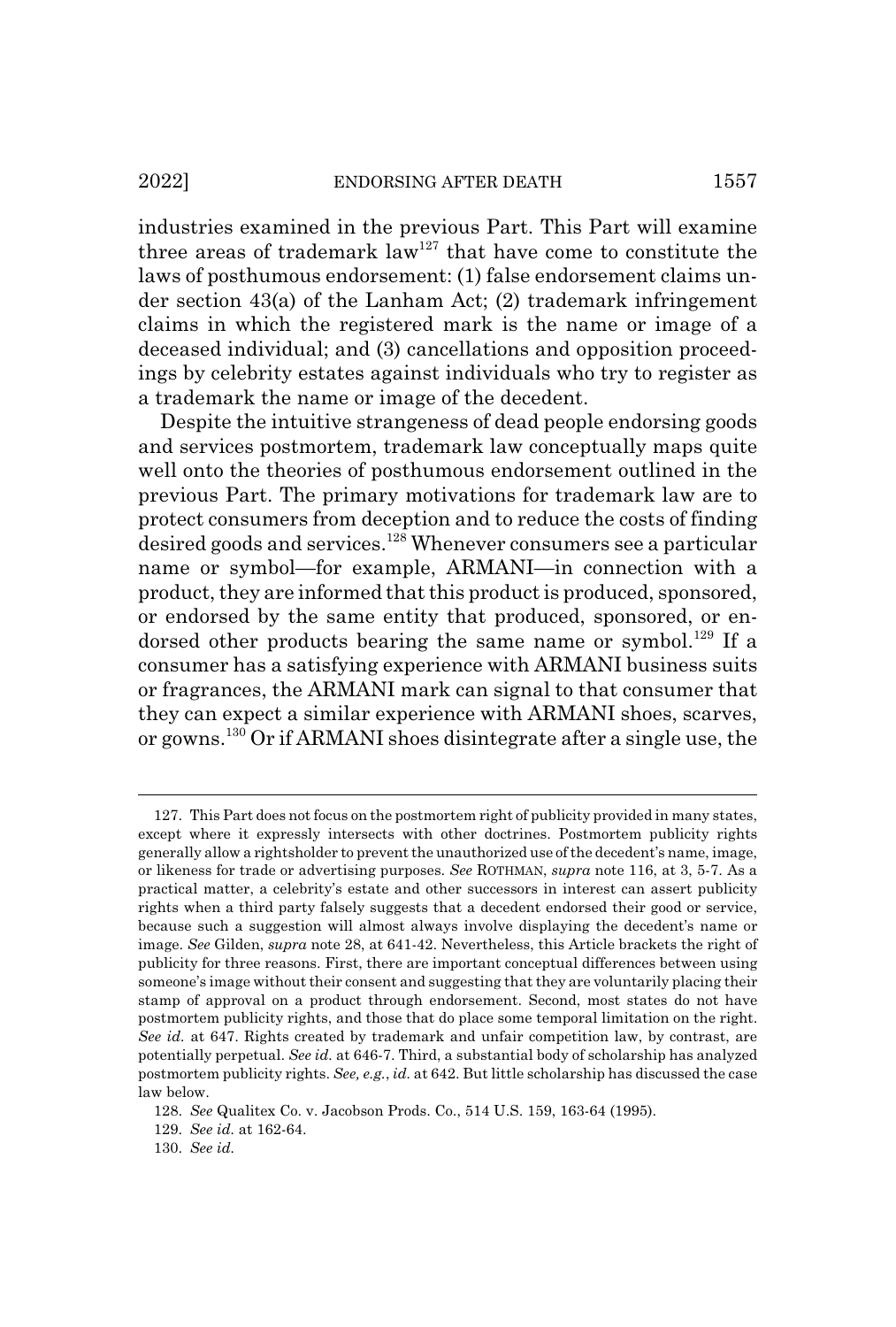industries examined in the previous Part. This Part will examine three areas of trademark law[127] that have come to constitute the laws of posthumous endorsement: (1) false endorsement claims under section 43(a) of the Lanham Act; (2) trademark infringement claims in which the registered mark is the name or image of a deceased individual; and (3) cancellations and opposition proceedings by celebrity estates against individuals who try to register as a trademark the name or image of the decedent.

Despite the intuitive strangeness of dead people endorsing goods and services postmortem, trademark law conceptually maps quite well onto the theories of posthumous endorsement outlined in the previous Part. The primary motivations for trademark law are to protect consumers from deception and to reduce the costs of finding desired goods and services.[128] Whenever consumers see a particular name or symbol—for example, ARMANI—in connection with a product, they are informed that this product is produced, sponsored, or endorsed by the same entity that produced, sponsored, or endorsed other products bearing the same name or symbol.[129] If a consumer has a satisfying experience with ARMANI business suits or fragrances, the ARMANI mark can signal to that consumer that they can expect a similar experience with ARMANI shoes, scarves, or gowns.[130] Or if ARMANI shoes disintegrate after a single use, the

---

127. This Part does not focus on the postmortem right of publicity provided in many states, except where it expressly intersects with other doctrines. Postmortem publicity rights generally allow a rightsholder to prevent the unauthorized use of the decedent's name, image, or likeness for trade or advertising purposes. *See* ROTHMAN, *supra* note 116, at 3, 5-7. As a practical matter, a celebrity's estate and other successors in interest can assert publicity rights when a third party falsely suggests that a decedent endorsed their good or service, because such a suggestion will almost always involve displaying the decedent's name or image. *See* Gilden, *supra* note 28, at 641-42. Nevertheless, this Article brackets the right of publicity for three reasons. First, there are important conceptual differences between using someone's image without their consent and suggesting that they are voluntarily placing their stamp of approval on a product through endorsement. Second, most states do not have postmortem publicity rights, and those that do place some temporal limitation on the right. *See id.* at 647. Rights created by trademark and unfair competition law, by contrast, are potentially perpetual. *See id.* at 646-7. Third, a substantial body of scholarship has analyzed postmortem publicity rights. *See, e.g.*, *id.* at 642. But little scholarship has discussed the case law below.

128. *See* Qualitex Co. v. Jacobson Prods. Co., 514 U.S. 159, 163-64 (1995).

129. *See id.* at 162-64.

130. *See id.*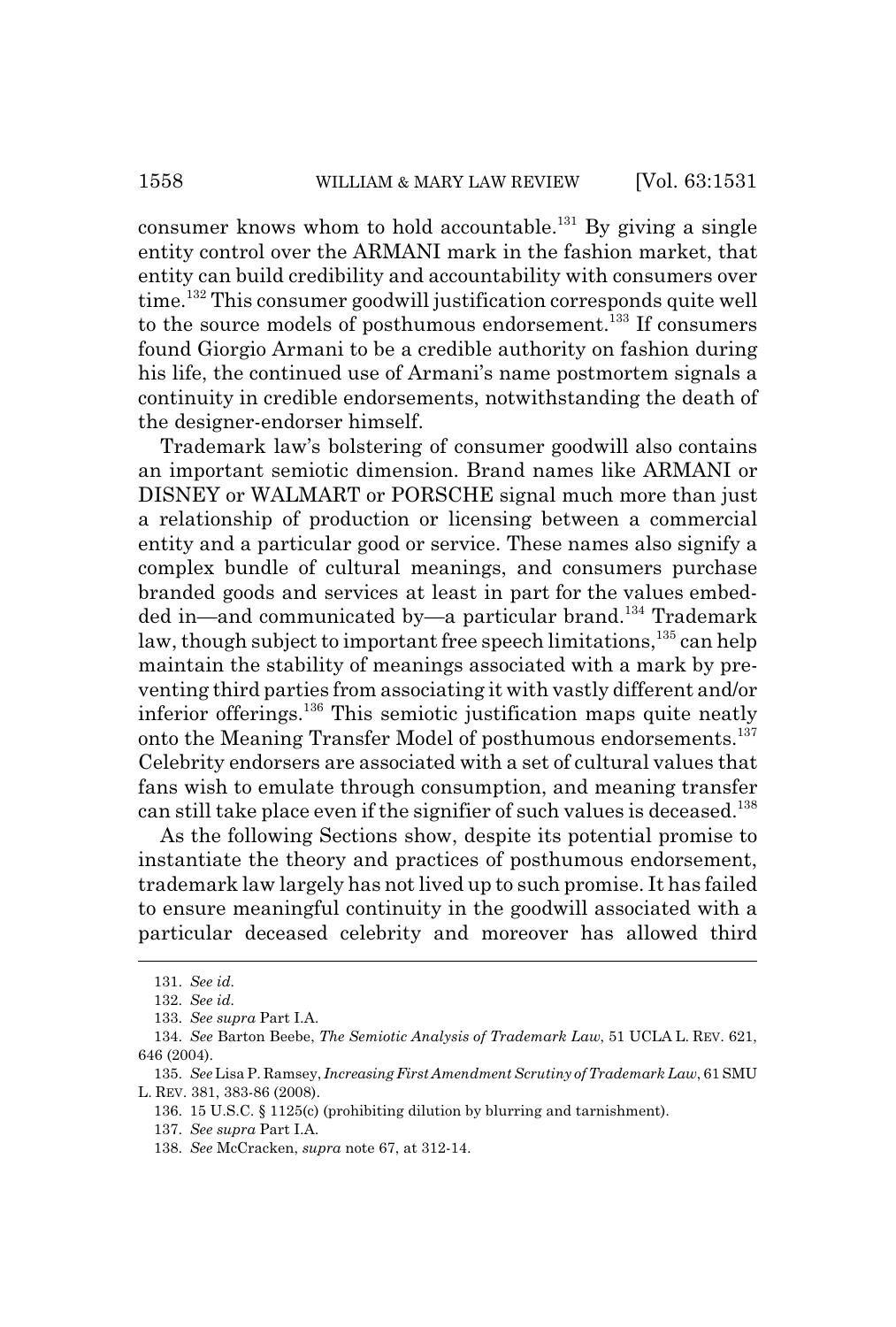consumer knows whom to hold accountable.[131] By giving a single entity control over the ARMANI mark in the fashion market, that entity can build credibility and accountability with consumers over time.[132] This consumer goodwill justification corresponds quite well to the source models of posthumous endorsement.[133] If consumers found Giorgio Armani to be a credible authority on fashion during his life, the continued use of Armani's name postmortem signals a continuity in credible endorsements, notwithstanding the death of the designer-endorser himself.

Trademark law's bolstering of consumer goodwill also contains an important semiotic dimension. Brand names like ARMANI or DISNEY or WALMART or PORSCHE signal much more than just a relationship of production or licensing between a commercial entity and a particular good or service. These names also signify a complex bundle of cultural meanings, and consumers purchase branded goods and services at least in part for the values embedded in—and communicated by—a particular brand.[134] Trademark law, though subject to important free speech limitations,[135] can help maintain the stability of meanings associated with a mark by preventing third parties from associating it with vastly different and/or inferior offerings.[136] This semiotic justification maps quite neatly onto the Meaning Transfer Model of posthumous endorsements.[137] Celebrity endorsers are associated with a set of cultural values that fans wish to emulate through consumption, and meaning transfer can still take place even if the signifier of such values is deceased.[138]

As the following Sections show, despite its potential promise to instantiate the theory and practices of posthumous endorsement, trademark law largely has not lived up to such promise. It has failed to ensure meaningful continuity in the goodwill associated with a particular deceased celebrity and moreover has allowed third

---

131. *See id.*

132. *See id.*

133. *See supra* Part I.A.

134. *See* Barton Beebe, *The Semiotic Analysis of Trademark Law*, 51 UCLA L. REV. 621, 646 (2004).

135. *See* Lisa P. Ramsey, *Increasing First Amendment Scrutiny of Trademark Law*, 61 SMU L. REV. 381, 383-86 (2008).

136. 15 U.S.C. § 1125(c) (prohibiting dilution by blurring and tarnishment).

137. *See supra* Part I.A.

138. *See* McCracken, *supra* note 67, at 312-14.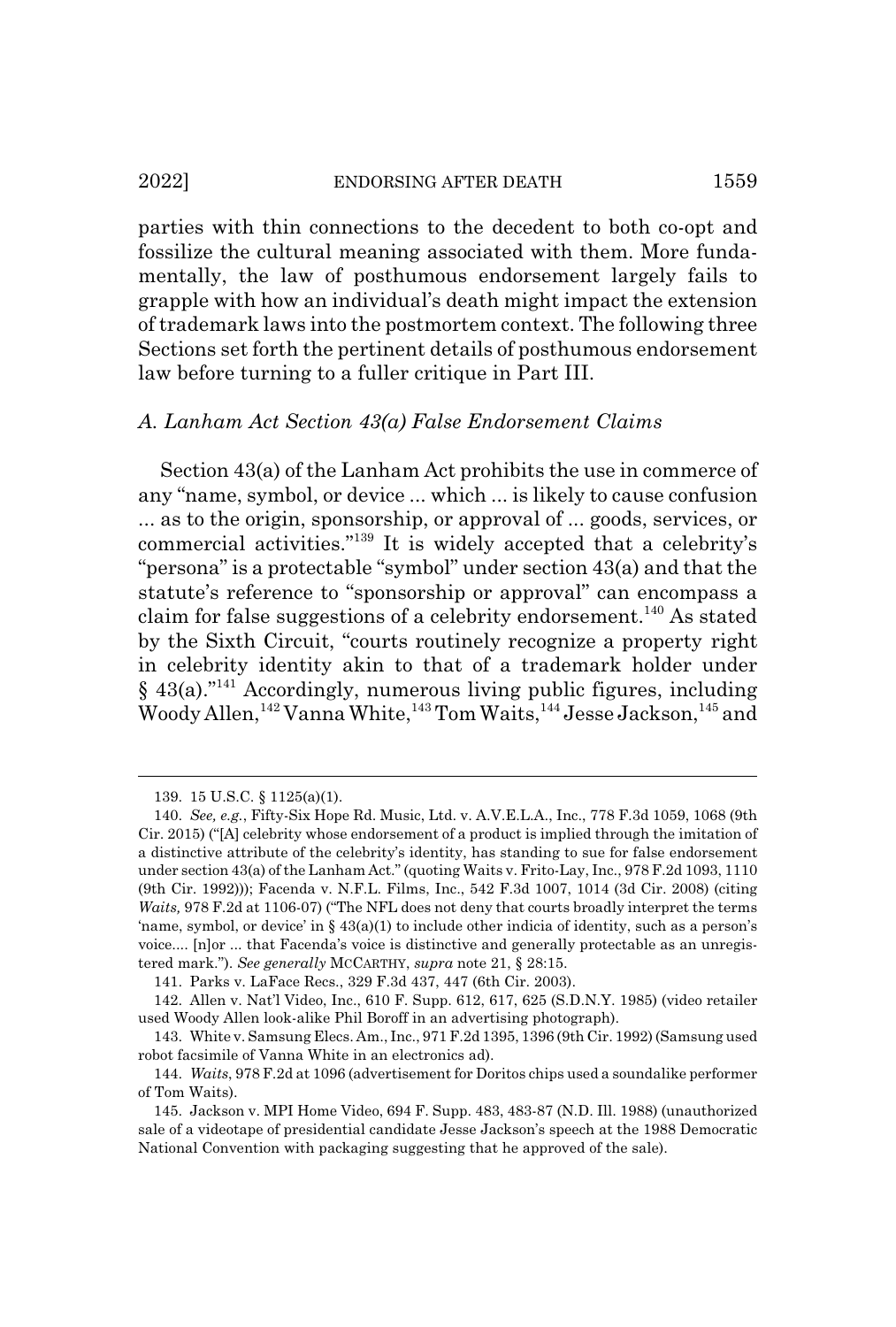parties with thin connections to the decedent to both co-opt and fossilize the cultural meaning associated with them. More fundamentally, the law of posthumous endorsement largely fails to grapple with how an individual's death might impact the extension of trademark laws into the postmortem context. The following three Sections set forth the pertinent details of posthumous endorsement law before turning to a fuller critique in Part III.

### *A. Lanham Act Section 43(a) False Endorsement Claims*

Section 43(a) of the Lanham Act prohibits the use in commerce of any "name, symbol, or device ... which ... is likely to cause confusion ... as to the origin, sponsorship, or approval of ... goods, services, or commercial activities."[139] It is widely accepted that a celebrity's "persona" is a protectable "symbol" under section 43(a) and that the statute's reference to "sponsorship or approval" can encompass a claim for false suggestions of a celebrity endorsement.[140] As stated by the Sixth Circuit, "courts routinely recognize a property right in celebrity identity akin to that of a trademark holder under § 43(a)."[141] Accordingly, numerous living public figures, including Woody Allen,[142] Vanna White,[143] Tom Waits,[144] Jesse Jackson,[145] and

---

139. 15 U.S.C. § 1125(a)(1).

140. *See, e.g.*, Fifty-Six Hope Rd. Music, Ltd. v. A.V.E.L.A., Inc., 778 F.3d 1059, 1068 (9th Cir. 2015) ("[A] celebrity whose endorsement of a product is implied through the imitation of a distinctive attribute of the celebrity's identity, has standing to sue for false endorsement under section 43(a) of the Lanham Act." (quoting Waits v. Frito-Lay, Inc., 978 F.2d 1093, 1110 (9th Cir. 1992))); Facenda v. N.F.L. Films, Inc., 542 F.3d 1007, 1014 (3d Cir. 2008) (citing *Waits,* 978 F.2d at 1106-07) ("The NFL does not deny that courts broadly interpret the terms 'name, symbol, or device' in § 43(a)(1) to include other indicia of identity, such as a person's voice.... [n]or ... that Facenda's voice is distinctive and generally protectable as an unregistered mark."). *See generally* MCCARTHY, *supra* note 21, § 28:15.

141. Parks v. LaFace Recs., 329 F.3d 437, 447 (6th Cir. 2003).

142. Allen v. Nat'l Video, Inc., 610 F. Supp. 612, 617, 625 (S.D.N.Y. 1985) (video retailer used Woody Allen look-alike Phil Boroff in an advertising photograph).

143. White v. Samsung Elecs. Am., Inc., 971 F.2d 1395, 1396 (9th Cir. 1992) (Samsung used robot facsimile of Vanna White in an electronics ad).

144. *Waits*, 978 F.2d at 1096 (advertisement for Doritos chips used a soundalike performer of Tom Waits).

145. Jackson v. MPI Home Video, 694 F. Supp. 483, 483-87 (N.D. Ill. 1988) (unauthorized sale of a videotape of presidential candidate Jesse Jackson's speech at the 1988 Democratic National Convention with packaging suggesting that he approved of the sale).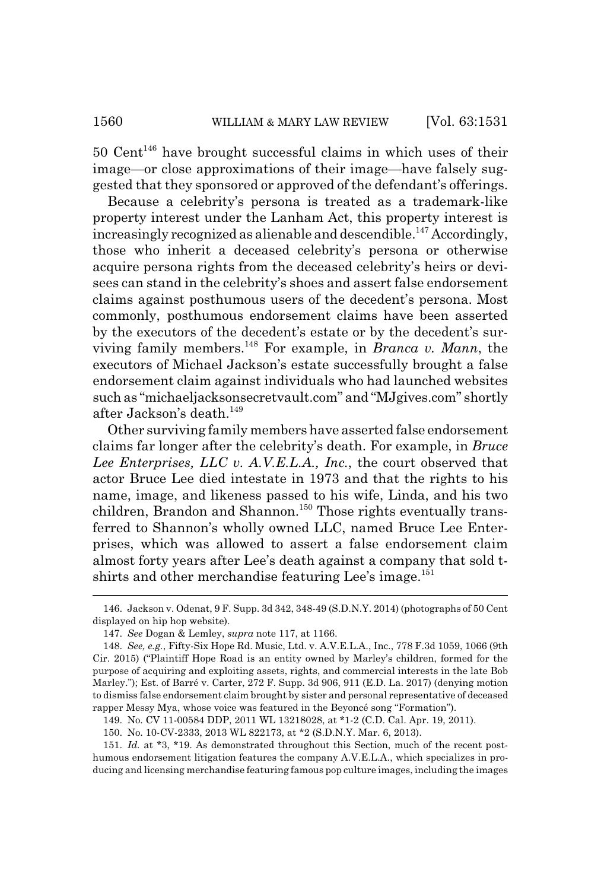50 Cent[146] have brought successful claims in which uses of their image—or close approximations of their image—have falsely suggested that they sponsored or approved of the defendant's offerings.

Because a celebrity's persona is treated as a trademark-like property interest under the Lanham Act, this property interest is increasingly recognized as alienable and descendible.[147] Accordingly, those who inherit a deceased celebrity's persona or otherwise acquire persona rights from the deceased celebrity's heirs or devisees can stand in the celebrity's shoes and assert false endorsement claims against posthumous users of the decedent's persona. Most commonly, posthumous endorsement claims have been asserted by the executors of the decedent's estate or by the decedent's surviving family members.[148] For example, in *Branca v. Mann*, the executors of Michael Jackson's estate successfully brought a false endorsement claim against individuals who had launched websites such as "michaeljacksonsecretvault.com" and "MJgives.com" shortly after Jackson's death.[149]

Other surviving family members have asserted false endorsement claims far longer after the celebrity's death. For example, in *Bruce Lee Enterprises, LLC v. A.V.E.L.A., Inc.*, the court observed that actor Bruce Lee died intestate in 1973 and that the rights to his name, image, and likeness passed to his wife, Linda, and his two children, Brandon and Shannon.[150] Those rights eventually transferred to Shannon's wholly owned LLC, named Bruce Lee Enterprises, which was allowed to assert a false endorsement claim almost forty years after Lee's death against a company that sold t-shirts and other merchandise featuring Lee's image.[151]

---

146. Jackson v. Odenat, 9 F. Supp. 3d 342, 348-49 (S.D.N.Y. 2014) (photographs of 50 Cent displayed on hip hop website).

147. *See* Dogan & Lemley, *supra* note 117, at 1166.

148. *See, e.g.*, Fifty-Six Hope Rd. Music, Ltd. v. A.V.E.L.A., Inc., 778 F.3d 1059, 1066 (9th Cir. 2015) ("Plaintiff Hope Road is an entity owned by Marley's children, formed for the purpose of acquiring and exploiting assets, rights, and commercial interests in the late Bob Marley."); Est. of Barré v. Carter, 272 F. Supp. 3d 906, 911 (E.D. La. 2017) (denying motion to dismiss false endorsement claim brought by sister and personal representative of deceased rapper Messy Mya, whose voice was featured in the Beyoncé song "Formation").

149. No. CV 11-00584 DDP, 2011 WL 13218028, at *1-2 (C.D. Cal. Apr. 19, 2011).

150. No. 10-CV-2333, 2013 WL 822173, at *2 (S.D.N.Y. Mar. 6, 2013).

151. *Id.* at *3, *19. As demonstrated throughout this Section, much of the recent posthumous endorsement litigation features the company A.V.E.L.A., which specializes in producing and licensing merchandise featuring famous pop culture images, including the images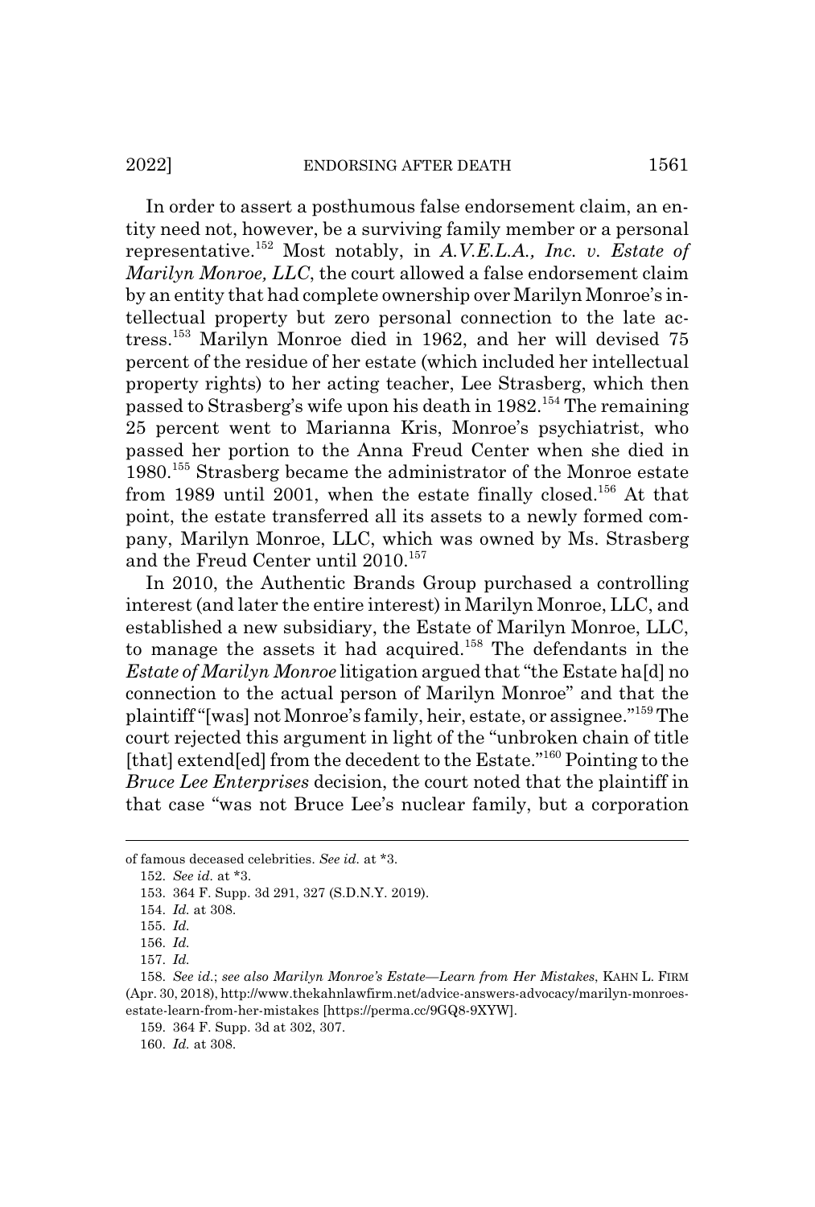In order to assert a posthumous false endorsement claim, an entity need not, however, be a surviving family member or a personal representative.[152] Most notably, in *A.V.E.L.A., Inc. v. Estate of Marilyn Monroe, LLC*, the court allowed a false endorsement claim by an entity that had complete ownership over Marilyn Monroe's intellectual property but zero personal connection to the late actress.[153] Marilyn Monroe died in 1962, and her will devised 75 percent of the residue of her estate (which included her intellectual property rights) to her acting teacher, Lee Strasberg, which then passed to Strasberg's wife upon his death in 1982.[154] The remaining 25 percent went to Marianna Kris, Monroe's psychiatrist, who passed her portion to the Anna Freud Center when she died in 1980.[155] Strasberg became the administrator of the Monroe estate from 1989 until 2001, when the estate finally closed.[156] At that point, the estate transferred all its assets to a newly formed company, Marilyn Monroe, LLC, which was owned by Ms. Strasberg and the Freud Center until 2010.[157]

In 2010, the Authentic Brands Group purchased a controlling interest (and later the entire interest) in Marilyn Monroe, LLC, and established a new subsidiary, the Estate of Marilyn Monroe, LLC, to manage the assets it had acquired.[158] The defendants in the *Estate of Marilyn Monroe* litigation argued that "the Estate ha[d] no connection to the actual person of Marilyn Monroe" and that the plaintiff "[was] not Monroe's family, heir, estate, or assignee."[159] The court rejected this argument in light of the "unbroken chain of title [that] extend[ed] from the decedent to the Estate."[160] Pointing to the *Bruce Lee Enterprises* decision, the court noted that the plaintiff in that case "was not Bruce Lee's nuclear family, but a corporation

---

of famous deceased celebrities. *See id.* at *3.

152. *See id.* at *3.

153. 364 F. Supp. 3d 291, 327 (S.D.N.Y. 2019).

154. *Id.* at 308.

155. *Id.*

156. *Id.*

157. *Id.*

158. *See id.*; *see also Marilyn Monroe's Estate—Learn from Her Mistakes*, KAHN L. FIRM (Apr. 30, 2018), http://www.thekahnlawfirm.net/advice-answers-advocacy/marilyn-monroes-estate-learn-from-her-mistakes [https://perma.cc/9GQ8-9XYW].

159. 364 F. Supp. 3d at 302, 307.

160. *Id.* at 308.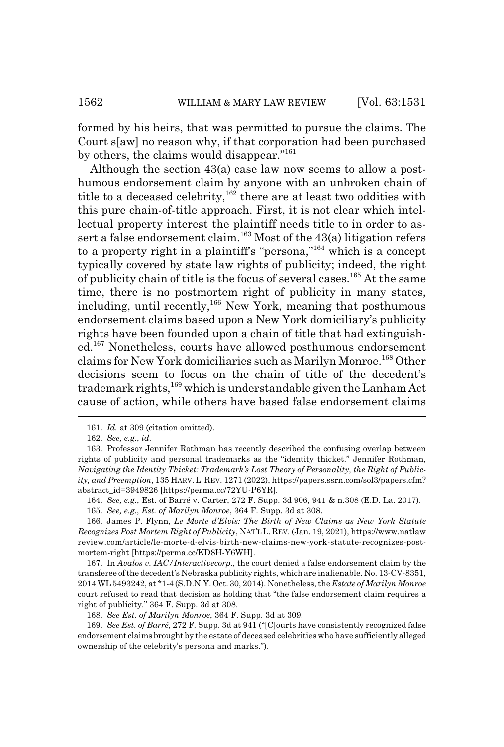formed by his heirs, that was permitted to pursue the claims. The Court s[aw] no reason why, if that corporation had been purchased by others, the claims would disappear."[161]

Although the section 43(a) case law now seems to allow a posthumous endorsement claim by anyone with an unbroken chain of title to a deceased celebrity,[162] there are at least two oddities with this pure chain-of-title approach. First, it is not clear which intellectual property interest the plaintiff needs title to in order to assert a false endorsement claim.[163] Most of the 43(a) litigation refers to a property right in a plaintiff's "persona,"[164] which is a concept typically covered by state law rights of publicity; indeed, the right of publicity chain of title is the focus of several cases.[165] At the same time, there is no postmortem right of publicity in many states, including, until recently,[166] New York, meaning that posthumous endorsement claims based upon a New York domiciliary's publicity rights have been founded upon a chain of title that had extinguished.[167] Nonetheless, courts have allowed posthumous endorsement claims for New York domiciliaries such as Marilyn Monroe.[168] Other decisions seem to focus on the chain of title of the decedent's trademark rights,[169] which is understandable given the Lanham Act cause of action, while others have based false endorsement claims

---

161. *Id.* at 309 (citation omitted).

162. *See, e.g.*, *id.*

163. Professor Jennifer Rothman has recently described the confusing overlap between rights of publicity and personal trademarks as the "identity thicket." Jennifer Rothman, *Navigating the Identity Thicket: Trademark's Lost Theory of Personality, the Right of Publicity, and Preemption*, 135 HARV. L. REV. 1271 (2022), https://papers.ssrn.com/sol3/papers.cfm?abstract_id=3949826 [https://perma.cc/72YU-P6YR].

164. *See, e.g.*, Est. of Barré v. Carter, 272 F. Supp. 3d 906, 941 & n.308 (E.D. La. 2017).

165. *See, e.g.*, *Est. of Marilyn Monroe*, 364 F. Supp. 3d at 308.

166. James P. Flynn, *Le Morte d'Elvis: The Birth of New Claims as New York Statute Recognizes Post Mortem Right of Publicity*, NAT'L L. REV. (Jan. 19, 2021), https://www.natlawreview.com/article/le-morte-d-elvis-birth-new-claims-new-york-statute-recognizes-post-mortem-right [https://perma.cc/KD8H-Y6WH].

167. In *Avalos v. IAC/Interactivecorp.*, the court denied a false endorsement claim by the transferee of the decedent's Nebraska publicity rights, which are inalienable. No. 13-CV-8351, 2014 WL 5493242, at \*1-4 (S.D.N.Y. Oct. 30, 2014). Nonetheless, the *Estate of Marilyn Monroe* court refused to read that decision as holding that "the false endorsement claim requires a right of publicity." 364 F. Supp. 3d at 308.

168. *See Est. of Marilyn Monroe*, 364 F. Supp. 3d at 309.

169. *See Est. of Barré*, 272 F. Supp. 3d at 941 ("[C]ourts have consistently recognized false endorsement claims brought by the estate of deceased celebrities who have sufficiently alleged ownership of the celebrity's persona and marks.").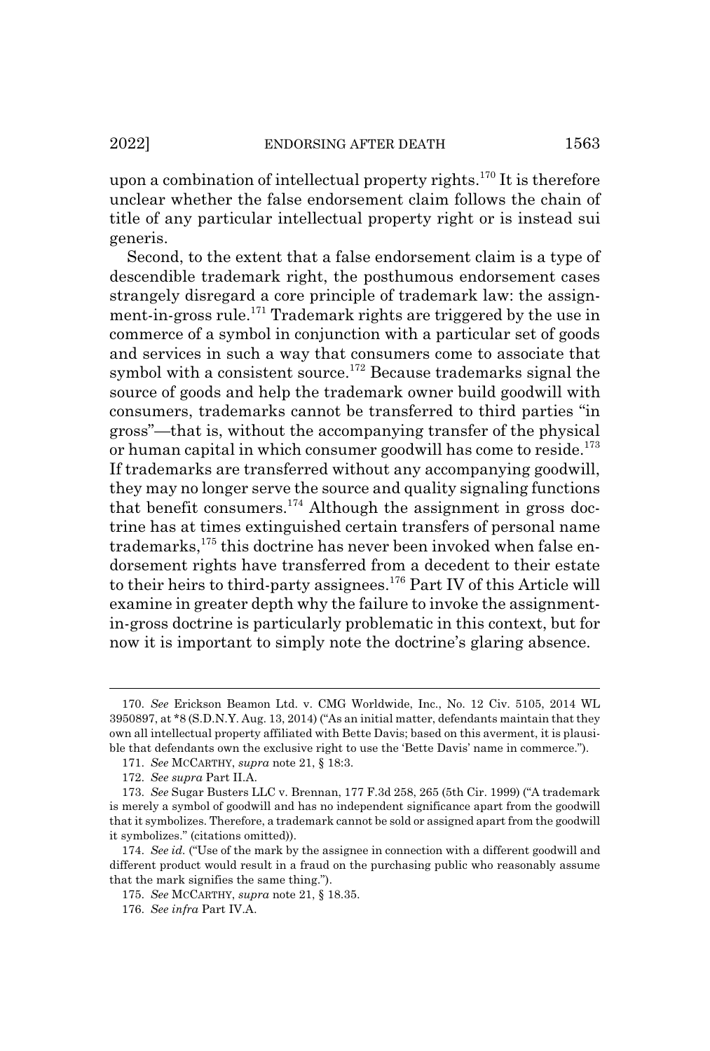upon a combination of intellectual property rights.[170] It is therefore unclear whether the false endorsement claim follows the chain of title of any particular intellectual property right or is instead sui generis.

Second, to the extent that a false endorsement claim is a type of descendible trademark right, the posthumous endorsement cases strangely disregard a core principle of trademark law: the assignment-in-gross rule.[171] Trademark rights are triggered by the use in commerce of a symbol in conjunction with a particular set of goods and services in such a way that consumers come to associate that symbol with a consistent source.[172] Because trademarks signal the source of goods and help the trademark owner build goodwill with consumers, trademarks cannot be transferred to third parties "in gross"—that is, without the accompanying transfer of the physical or human capital in which consumer goodwill has come to reside.[173] If trademarks are transferred without any accompanying goodwill, they may no longer serve the source and quality signaling functions that benefit consumers.[174] Although the assignment in gross doctrine has at times extinguished certain transfers of personal name trademarks,[175] this doctrine has never been invoked when false endorsement rights have transferred from a decedent to their estate to their heirs to third-party assignees.[176] Part IV of this Article will examine in greater depth why the failure to invoke the assignment-in-gross doctrine is particularly problematic in this context, but for now it is important to simply note the doctrine's glaring absence.

---

170. *See* Erickson Beamon Ltd. v. CMG Worldwide, Inc., No. 12 Civ. 5105, 2014 WL 3950897, at *8 (S.D.N.Y. Aug. 13, 2014) ("As an initial matter, defendants maintain that they own all intellectual property affiliated with Bette Davis; based on this averment, it is plausible that defendants own the exclusive right to use the 'Bette Davis' name in commerce.").

171. *See* MCCARTHY, *supra* note 21, § 18:3.

172. *See supra* Part II.A.

173. *See* Sugar Busters LLC v. Brennan, 177 F.3d 258, 265 (5th Cir. 1999) ("A trademark is merely a symbol of goodwill and has no independent significance apart from the goodwill that it symbolizes. Therefore, a trademark cannot be sold or assigned apart from the goodwill it symbolizes." (citations omitted)).

174. *See id.* ("Use of the mark by the assignee in connection with a different goodwill and different product would result in a fraud on the purchasing public who reasonably assume that the mark signifies the same thing.").

175. *See* MCCARTHY, *supra* note 21, § 18.35.

176. *See infra* Part IV.A.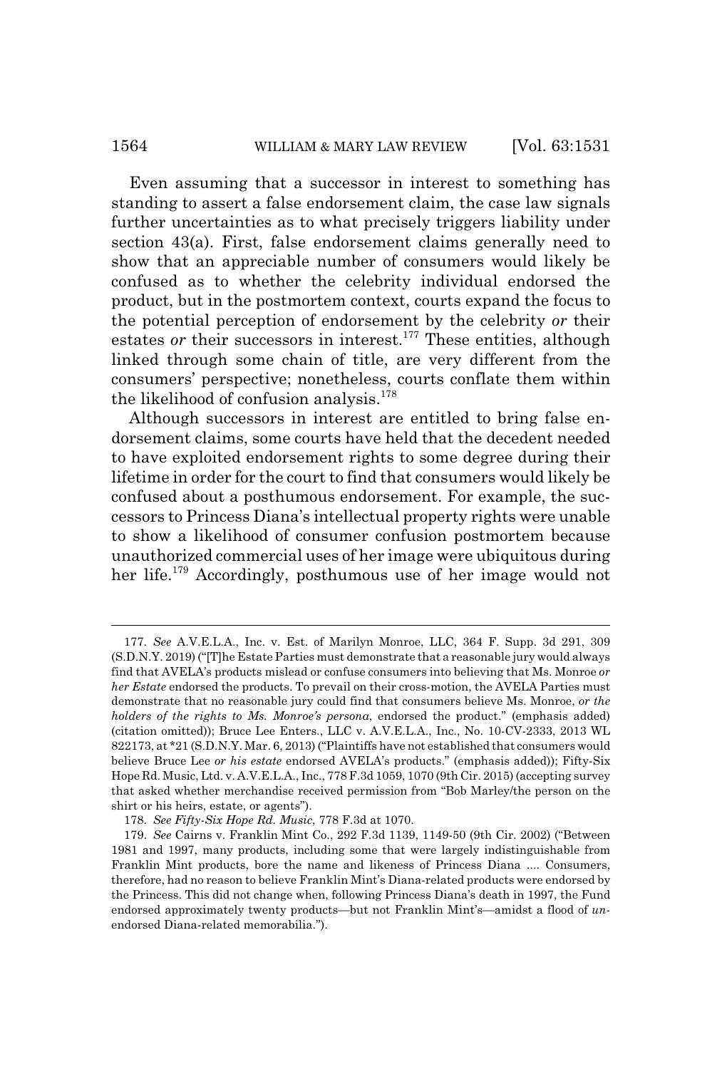Even assuming that a successor in interest to something has standing to assert a false endorsement claim, the case law signals further uncertainties as to what precisely triggers liability under section 43(a). First, false endorsement claims generally need to show that an appreciable number of consumers would likely be confused as to whether the celebrity individual endorsed the product, but in the postmortem context, courts expand the focus to the potential perception of endorsement by the celebrity *or* their estates *or* their successors in interest.[177] These entities, although linked through some chain of title, are very different from the consumers' perspective; nonetheless, courts conflate them within the likelihood of confusion analysis.[178]

Although successors in interest are entitled to bring false endorsement claims, some courts have held that the decedent needed to have exploited endorsement rights to some degree during their lifetime in order for the court to find that consumers would likely be confused about a posthumous endorsement. For example, the successors to Princess Diana's intellectual property rights were unable to show a likelihood of consumer confusion postmortem because unauthorized commercial uses of her image were ubiquitous during her life.[179] Accordingly, posthumous use of her image would not

---

177. *See* A.V.E.L.A., Inc. v. Est. of Marilyn Monroe, LLC, 364 F. Supp. 3d 291, 309 (S.D.N.Y. 2019) ("[T]he Estate Parties must demonstrate that a reasonable jury would always find that AVELA's products mislead or confuse consumers into believing that Ms. Monroe *or her Estate* endorsed the products. To prevail on their cross-motion, the AVELA Parties must demonstrate that no reasonable jury could find that consumers believe Ms. Monroe, *or the holders of the rights to Ms. Monroe's persona*, endorsed the product." (emphasis added) (citation omitted)); Bruce Lee Enters., LLC v. A.V.E.L.A., Inc., No. 10-CV-2333, 2013 WL 822173, at *21 (S.D.N.Y. Mar. 6, 2013) ("Plaintiffs have not established that consumers would believe Bruce Lee *or his estate* endorsed AVELA's products." (emphasis added)); Fifty-Six Hope Rd. Music, Ltd. v. A.V.E.L.A., Inc., 778 F.3d 1059, 1070 (9th Cir. 2015) (accepting survey that asked whether merchandise received permission from "Bob Marley/the person on the shirt or his heirs, estate, or agents").

178. *See Fifty-Six Hope Rd. Music*, 778 F.3d at 1070.

179. *See* Cairns v. Franklin Mint Co., 292 F.3d 1139, 1149-50 (9th Cir. 2002) ("Between 1981 and 1997, many products, including some that were largely indistinguishable from Franklin Mint products, bore the name and likeness of Princess Diana .... Consumers, therefore, had no reason to believe Franklin Mint's Diana-related products were endorsed by the Princess. This did not change when, following Princess Diana's death in 1997, the Fund endorsed approximately twenty products—but not Franklin Mint's—amidst a flood of *un*-endorsed Diana-related memorabilia.").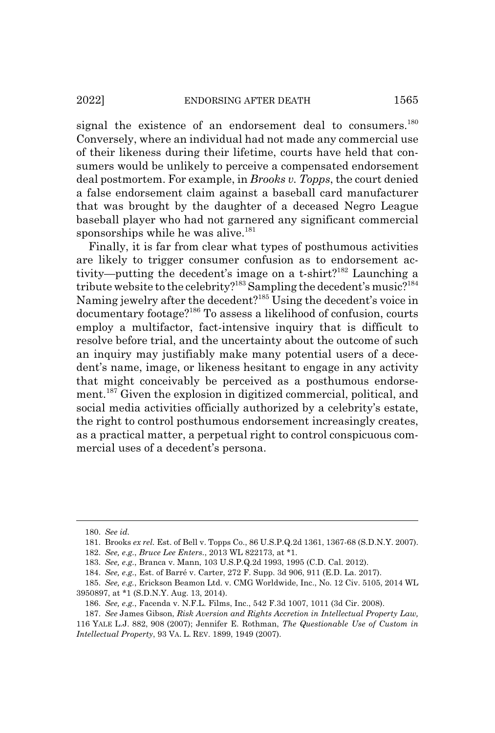signal the existence of an endorsement deal to consumers.[180] Conversely, where an individual had not made any commercial use of their likeness during their lifetime, courts have held that consumers would be unlikely to perceive a compensated endorsement deal postmortem. For example, in *Brooks v. Topps*, the court denied a false endorsement claim against a baseball card manufacturer that was brought by the daughter of a deceased Negro League baseball player who had not garnered any significant commercial sponsorships while he was alive.[181]

Finally, it is far from clear what types of posthumous activities are likely to trigger consumer confusion as to endorsement activity—putting the decedent's image on a t-shirt?[182] Launching a tribute website to the celebrity?[183] Sampling the decedent's music?[184] Naming jewelry after the decedent?[185] Using the decedent's voice in documentary footage?[186] To assess a likelihood of confusion, courts employ a multifactor, fact-intensive inquiry that is difficult to resolve before trial, and the uncertainty about the outcome of such an inquiry may justifiably make many potential users of a decedent's name, image, or likeness hesitant to engage in any activity that might conceivably be perceived as a posthumous endorsement.[187] Given the explosion in digitized commercial, political, and social media activities officially authorized by a celebrity's estate, the right to control posthumous endorsement increasingly creates, as a practical matter, a perpetual right to control conspicuous commercial uses of a decedent's persona.

---

180. *See id.*

181. Brooks *ex rel.* Est. of Bell v. Topps Co., 86 U.S.P.Q.2d 1361, 1367-68 (S.D.N.Y. 2007).

182. *See, e.g.*, *Bruce Lee Enters.*, 2013 WL 822173, at *1.

183. *See, e.g.*, Branca v. Mann, 103 U.S.P.Q.2d 1993, 1995 (C.D. Cal. 2012).

184. *See, e.g.*, Est. of Barré v. Carter, 272 F. Supp. 3d 906, 911 (E.D. La. 2017).

185. *See, e.g.*, Erickson Beamon Ltd. v. CMG Worldwide, Inc., No. 12 Civ. 5105, 2014 WL 3950897, at *1 (S.D.N.Y. Aug. 13, 2014).

186. *See, e.g.*, Facenda v. N.F.L. Films, Inc., 542 F.3d 1007, 1011 (3d Cir. 2008).

187. *See* James Gibson, *Risk Aversion and Rights Accretion in Intellectual Property Law,* 116 YALE L.J. 882, 908 (2007); Jennifer E. Rothman, *The Questionable Use of Custom in Intellectual Property*, 93 VA. L. REV. 1899, 1949 (2007).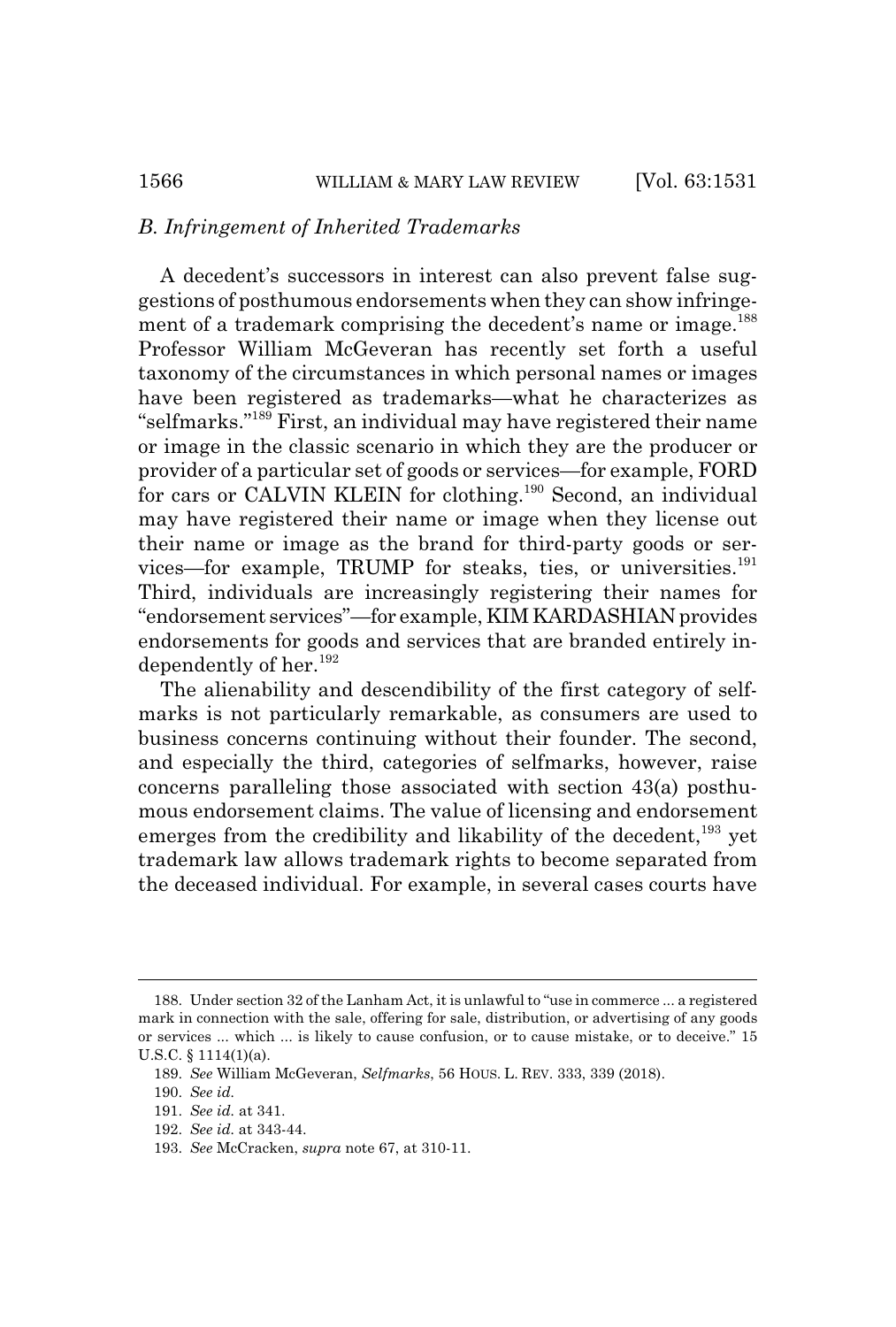### *B. Infringement of Inherited Trademarks*

A decedent's successors in interest can also prevent false suggestions of posthumous endorsements when they can show infringement of a trademark comprising the decedent's name or image.[188] Professor William McGeveran has recently set forth a useful taxonomy of the circumstances in which personal names or images have been registered as trademarks—what he characterizes as "selfmarks."[189] First, an individual may have registered their name or image in the classic scenario in which they are the producer or provider of a particular set of goods or services—for example, FORD for cars or CALVIN KLEIN for clothing.[190] Second, an individual may have registered their name or image when they license out their name or image as the brand for third-party goods or services—for example, TRUMP for steaks, ties, or universities.[191] Third, individuals are increasingly registering their names for "endorsement services"—for example, KIM KARDASHIAN provides endorsements for goods and services that are branded entirely independently of her.[192]

The alienability and descendibility of the first category of selfmarks is not particularly remarkable, as consumers are used to business concerns continuing without their founder. The second, and especially the third, categories of selfmarks, however, raise concerns paralleling those associated with section 43(a) posthumous endorsement claims. The value of licensing and endorsement emerges from the credibility and likability of the decedent,[193] yet trademark law allows trademark rights to become separated from the deceased individual. For example, in several cases courts have

---

188. Under section 32 of the Lanham Act, it is unlawful to "use in commerce ... a registered mark in connection with the sale, offering for sale, distribution, or advertising of any goods or services ... which ... is likely to cause confusion, or to cause mistake, or to deceive." 15 U.S.C. § 1114(1)(a).

189. *See* William McGeveran, *Selfmarks*, 56 HOUS. L. REV. 333, 339 (2018).

190. *See id.*

191. *See id.* at 341.

192. *See id.* at 343-44.

193. *See* McCracken, *supra* note 67, at 310-11.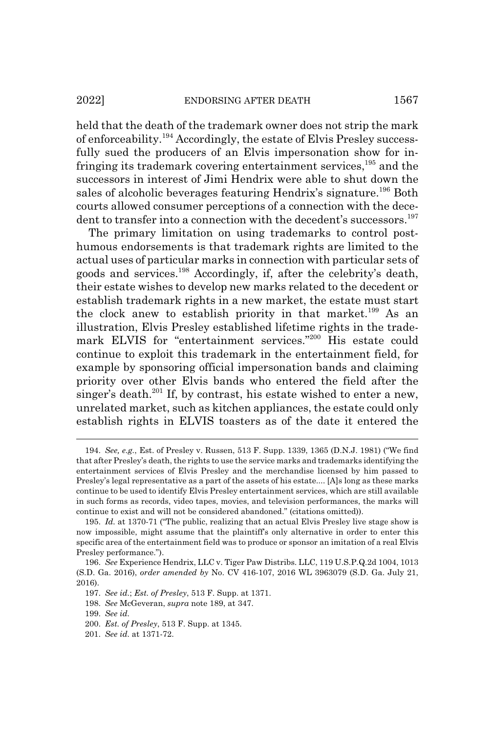held that the death of the trademark owner does not strip the mark of enforceability.[194] Accordingly, the estate of Elvis Presley successfully sued the producers of an Elvis impersonation show for infringing its trademark covering entertainment services,[195] and the successors in interest of Jimi Hendrix were able to shut down the sales of alcoholic beverages featuring Hendrix's signature.[196] Both courts allowed consumer perceptions of a connection with the decedent to transfer into a connection with the decedent's successors.[197]

The primary limitation on using trademarks to control posthumous endorsements is that trademark rights are limited to the actual uses of particular marks in connection with particular sets of goods and services.[198] Accordingly, if, after the celebrity's death, their estate wishes to develop new marks related to the decedent or establish trademark rights in a new market, the estate must start the clock anew to establish priority in that market.[199] As an illustration, Elvis Presley established lifetime rights in the trademark ELVIS for "entertainment services."[200] His estate could continue to exploit this trademark in the entertainment field, for example by sponsoring official impersonation bands and claiming priority over other Elvis bands who entered the field after the singer's death.[201] If, by contrast, his estate wished to enter a new, unrelated market, such as kitchen appliances, the estate could only establish rights in ELVIS toasters as of the date it entered the

---

194. *See, e.g.*, Est. of Presley v. Russen, 513 F. Supp. 1339, 1365 (D.N.J. 1981) ("We find that after Presley's death, the rights to use the service marks and trademarks identifying the entertainment services of Elvis Presley and the merchandise licensed by him passed to Presley's legal representative as a part of the assets of his estate.... [A]s long as these marks continue to be used to identify Elvis Presley entertainment services, which are still available in such forms as records, video tapes, movies, and television performances, the marks will continue to exist and will not be considered abandoned." (citations omitted)).

195. *Id.* at 1370-71 ("The public, realizing that an actual Elvis Presley live stage show is now impossible, might assume that the plaintiff's only alternative in order to enter this specific area of the entertainment field was to produce or sponsor an imitation of a real Elvis Presley performance.").

196. *See* Experience Hendrix, LLC v. Tiger Paw Distribs. LLC, 119 U.S.P.Q.2d 1004, 1013 (S.D. Ga. 2016), *order amended by* No. CV 416-107, 2016 WL 3963079 (S.D. Ga. July 21, 2016).

197. *See id.*; *Est. of Presley*, 513 F. Supp. at 1371.

198. *See* McGeveran, *supra* note 189, at 347.

199. *See id.*

200. *Est. of Presley*, 513 F. Supp. at 1345.

201. *See id.* at 1371-72.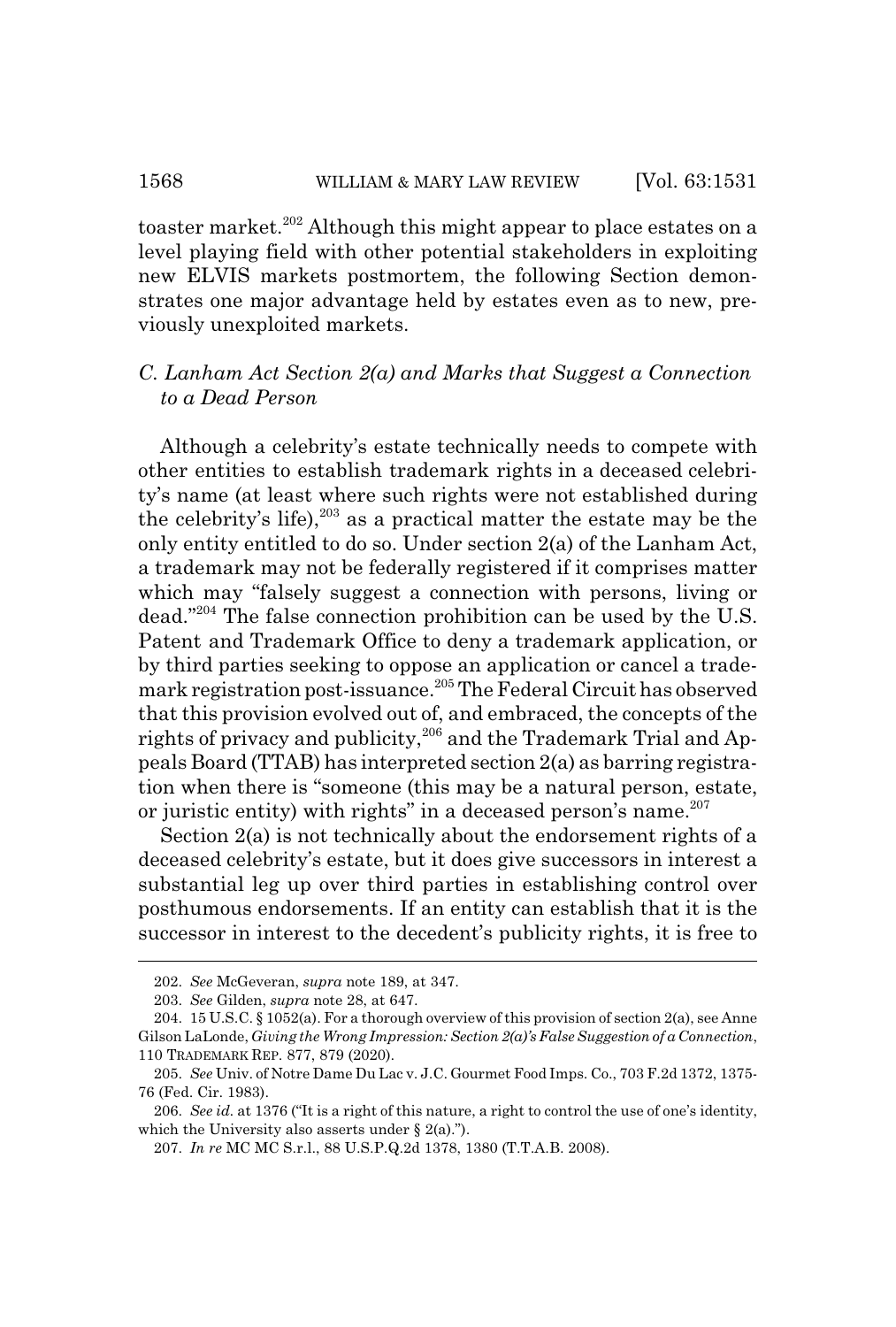toaster market.[202] Although this might appear to place estates on a level playing field with other potential stakeholders in exploiting new ELVIS markets postmortem, the following Section demonstrates one major advantage held by estates even as to new, previously unexploited markets.

### *C. Lanham Act Section 2(a) and Marks that Suggest a Connection to a Dead Person*

Although a celebrity's estate technically needs to compete with other entities to establish trademark rights in a deceased celebrity's name (at least where such rights were not established during the celebrity's life),[203] as a practical matter the estate may be the only entity entitled to do so. Under section 2(a) of the Lanham Act, a trademark may not be federally registered if it comprises matter which may "falsely suggest a connection with persons, living or dead."[204] The false connection prohibition can be used by the U.S. Patent and Trademark Office to deny a trademark application, or by third parties seeking to oppose an application or cancel a trademark registration post-issuance.[205] The Federal Circuit has observed that this provision evolved out of, and embraced, the concepts of the rights of privacy and publicity,[206] and the Trademark Trial and Appeals Board (TTAB) has interpreted section 2(a) as barring registration when there is "someone (this may be a natural person, estate, or juristic entity) with rights" in a deceased person's name.[207]

Section 2(a) is not technically about the endorsement rights of a deceased celebrity's estate, but it does give successors in interest a substantial leg up over third parties in establishing control over posthumous endorsements. If an entity can establish that it is the successor in interest to the decedent's publicity rights, it is free to

---

202. *See* McGeveran, *supra* note 189, at 347.

203. *See* Gilden, *supra* note 28, at 647.

204. 15 U.S.C. § 1052(a). For a thorough overview of this provision of section 2(a), see Anne Gilson LaLonde, *Giving the Wrong Impression: Section 2(a)'s False Suggestion of a Connection*, 110 TRADEMARK REP. 877, 879 (2020).

205. *See* Univ. of Notre Dame Du Lac v. J.C. Gourmet Food Imps. Co., 703 F.2d 1372, 1375-76 (Fed. Cir. 1983).

206. *See id.* at 1376 ("It is a right of this nature, a right to control the use of one's identity, which the University also asserts under § 2(a).").

207. *In re* MC MC S.r.l., 88 U.S.P.Q.2d 1378, 1380 (T.T.A.B. 2008).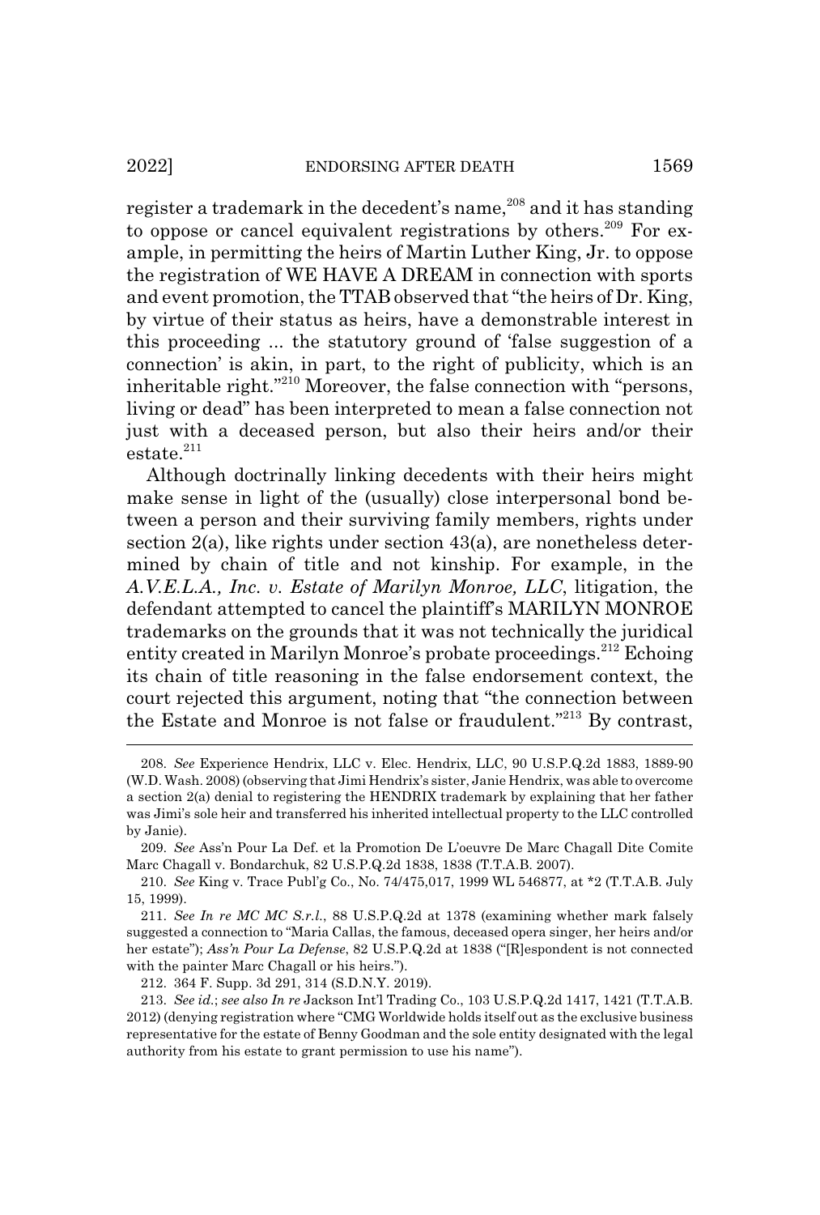register a trademark in the decedent's name,[208] and it has standing to oppose or cancel equivalent registrations by others.[209] For example, in permitting the heirs of Martin Luther King, Jr. to oppose the registration of WE HAVE A DREAM in connection with sports and event promotion, the TTAB observed that "the heirs of Dr. King, by virtue of their status as heirs, have a demonstrable interest in this proceeding ... the statutory ground of 'false suggestion of a connection' is akin, in part, to the right of publicity, which is an inheritable right."[210] Moreover, the false connection with "persons, living or dead" has been interpreted to mean a false connection not just with a deceased person, but also their heirs and/or their estate.[211]

Although doctrinally linking decedents with their heirs might make sense in light of the (usually) close interpersonal bond between a person and their surviving family members, rights under section 2(a), like rights under section 43(a), are nonetheless determined by chain of title and not kinship. For example, in the *A.V.E.L.A., Inc. v. Estate of Marilyn Monroe, LLC*, litigation, the defendant attempted to cancel the plaintiff's MARILYN MONROE trademarks on the grounds that it was not technically the juridical entity created in Marilyn Monroe's probate proceedings.[212] Echoing its chain of title reasoning in the false endorsement context, the court rejected this argument, noting that "the connection between the Estate and Monroe is not false or fraudulent."[213] By contrast,

---

208. *See* Experience Hendrix, LLC v. Elec. Hendrix, LLC, 90 U.S.P.Q.2d 1883, 1889-90 (W.D. Wash. 2008) (observing that Jimi Hendrix's sister, Janie Hendrix, was able to overcome a section 2(a) denial to registering the HENDRIX trademark by explaining that her father was Jimi's sole heir and transferred his inherited intellectual property to the LLC controlled by Janie).

209. *See* Ass'n Pour La Def. et la Promotion De L'oeuvre De Marc Chagall Dite Comite Marc Chagall v. Bondarchuk, 82 U.S.P.Q.2d 1838, 1838 (T.T.A.B. 2007).

210. *See* King v. Trace Publ'g Co., No. 74/475,017, 1999 WL 546877, at *2 (T.T.A.B. July 15, 1999).

211. *See In re MC MC S.r.l.*, 88 U.S.P.Q.2d at 1378 (examining whether mark falsely suggested a connection to "Maria Callas, the famous, deceased opera singer, her heirs and/or her estate"); *Ass'n Pour La Defense*, 82 U.S.P.Q.2d at 1838 ("[R]espondent is not connected with the painter Marc Chagall or his heirs.").

212. 364 F. Supp. 3d 291, 314 (S.D.N.Y. 2019).

213. *See id.*; *see also In re* Jackson Int'l Trading Co., 103 U.S.P.Q.2d 1417, 1421 (T.T.A.B. 2012) (denying registration where "CMG Worldwide holds itself out as the exclusive business representative for the estate of Benny Goodman and the sole entity designated with the legal authority from his estate to grant permission to use his name").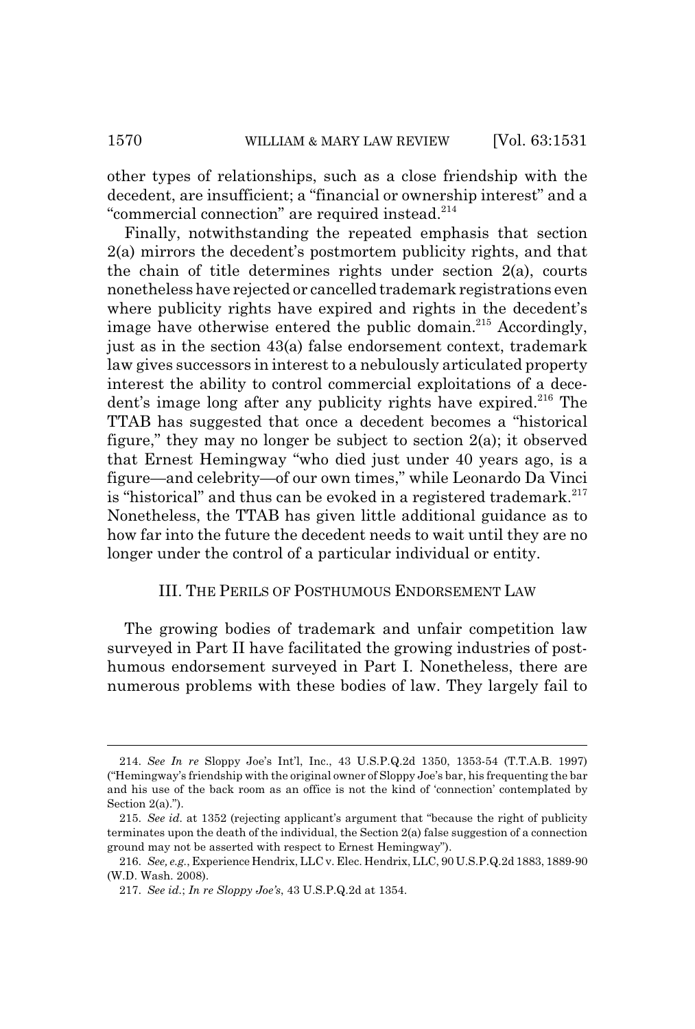other types of relationships, such as a close friendship with the decedent, are insufficient; a "financial or ownership interest" and a "commercial connection" are required instead.[214]

Finally, notwithstanding the repeated emphasis that section 2(a) mirrors the decedent's postmortem publicity rights, and that the chain of title determines rights under section 2(a), courts nonetheless have rejected or cancelled trademark registrations even where publicity rights have expired and rights in the decedent's image have otherwise entered the public domain.[215] Accordingly, just as in the section 43(a) false endorsement context, trademark law gives successors in interest to a nebulously articulated property interest the ability to control commercial exploitations of a decedent's image long after any publicity rights have expired.[216] The TTAB has suggested that once a decedent becomes a "historical figure," they may no longer be subject to section 2(a); it observed that Ernest Hemingway "who died just under 40 years ago, is a figure—and celebrity—of our own times," while Leonardo Da Vinci is "historical" and thus can be evoked in a registered trademark.[217] Nonetheless, the TTAB has given little additional guidance as to how far into the future the decedent needs to wait until they are no longer under the control of a particular individual or entity.

## III. THE PERILS OF POSTHUMOUS ENDORSEMENT LAW

The growing bodies of trademark and unfair competition law surveyed in Part II have facilitated the growing industries of posthumous endorsement surveyed in Part I. Nonetheless, there are numerous problems with these bodies of law. They largely fail to

---

214. *See In re* Sloppy Joe's Int'l, Inc., 43 U.S.P.Q.2d 1350, 1353-54 (T.T.A.B. 1997) ("Hemingway's friendship with the original owner of Sloppy Joe's bar, his frequenting the bar and his use of the back room as an office is not the kind of 'connection' contemplated by Section 2(a).").

215. *See id.* at 1352 (rejecting applicant's argument that "because the right of publicity terminates upon the death of the individual, the Section 2(a) false suggestion of a connection ground may not be asserted with respect to Ernest Hemingway").

216. *See, e.g.*, Experience Hendrix, LLC v. Elec. Hendrix, LLC, 90 U.S.P.Q.2d 1883, 1889-90 (W.D. Wash. 2008).

217. *See id.*; *In re Sloppy Joe's*, 43 U.S.P.Q.2d at 1354.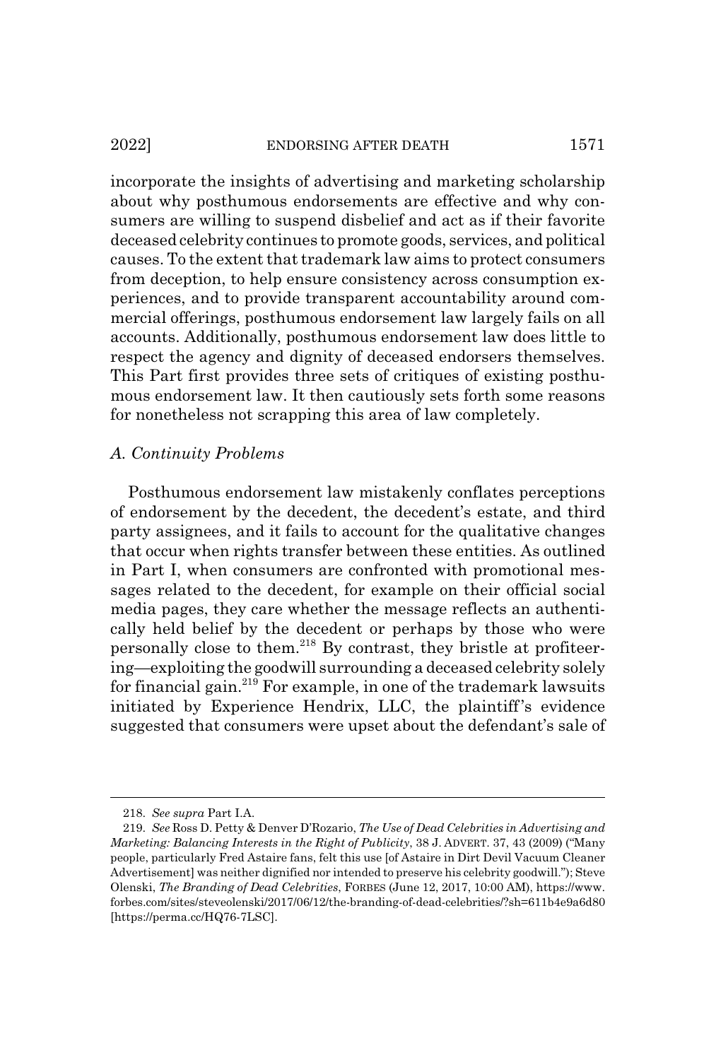incorporate the insights of advertising and marketing scholarship about why posthumous endorsements are effective and why consumers are willing to suspend disbelief and act as if their favorite deceased celebrity continues to promote goods, services, and political causes. To the extent that trademark law aims to protect consumers from deception, to help ensure consistency across consumption experiences, and to provide transparent accountability around commercial offerings, posthumous endorsement law largely fails on all accounts. Additionally, posthumous endorsement law does little to respect the agency and dignity of deceased endorsers themselves. This Part first provides three sets of critiques of existing posthumous endorsement law. It then cautiously sets forth some reasons for nonetheless not scrapping this area of law completely.

### *A. Continuity Problems*

Posthumous endorsement law mistakenly conflates perceptions of endorsement by the decedent, the decedent's estate, and third party assignees, and it fails to account for the qualitative changes that occur when rights transfer between these entities. As outlined in Part I, when consumers are confronted with promotional messages related to the decedent, for example on their official social media pages, they care whether the message reflects an authentically held belief by the decedent or perhaps by those who were personally close to them.[218] By contrast, they bristle at profiteering—exploiting the goodwill surrounding a deceased celebrity solely for financial gain.[219] For example, in one of the trademark lawsuits initiated by Experience Hendrix, LLC, the plaintiff's evidence suggested that consumers were upset about the defendant's sale of

---

218. *See supra* Part I.A.

219. *See* Ross D. Petty & Denver D'Rozario, *The Use of Dead Celebrities in Advertising and Marketing: Balancing Interests in the Right of Publicity*, 38 J. ADVERT. 37, 43 (2009) ("Many people, particularly Fred Astaire fans, felt this use [of Astaire in Dirt Devil Vacuum Cleaner Advertisement] was neither dignified nor intended to preserve his celebrity goodwill."); Steve Olenski, *The Branding of Dead Celebrities*, FORBES (June 12, 2017, 10:00 AM), https://www.forbes.com/sites/steveolenski/2017/06/12/the-branding-of-dead-celebrities/?sh=611b4e9a6d80 [https://perma.cc/HQ76-7LSC].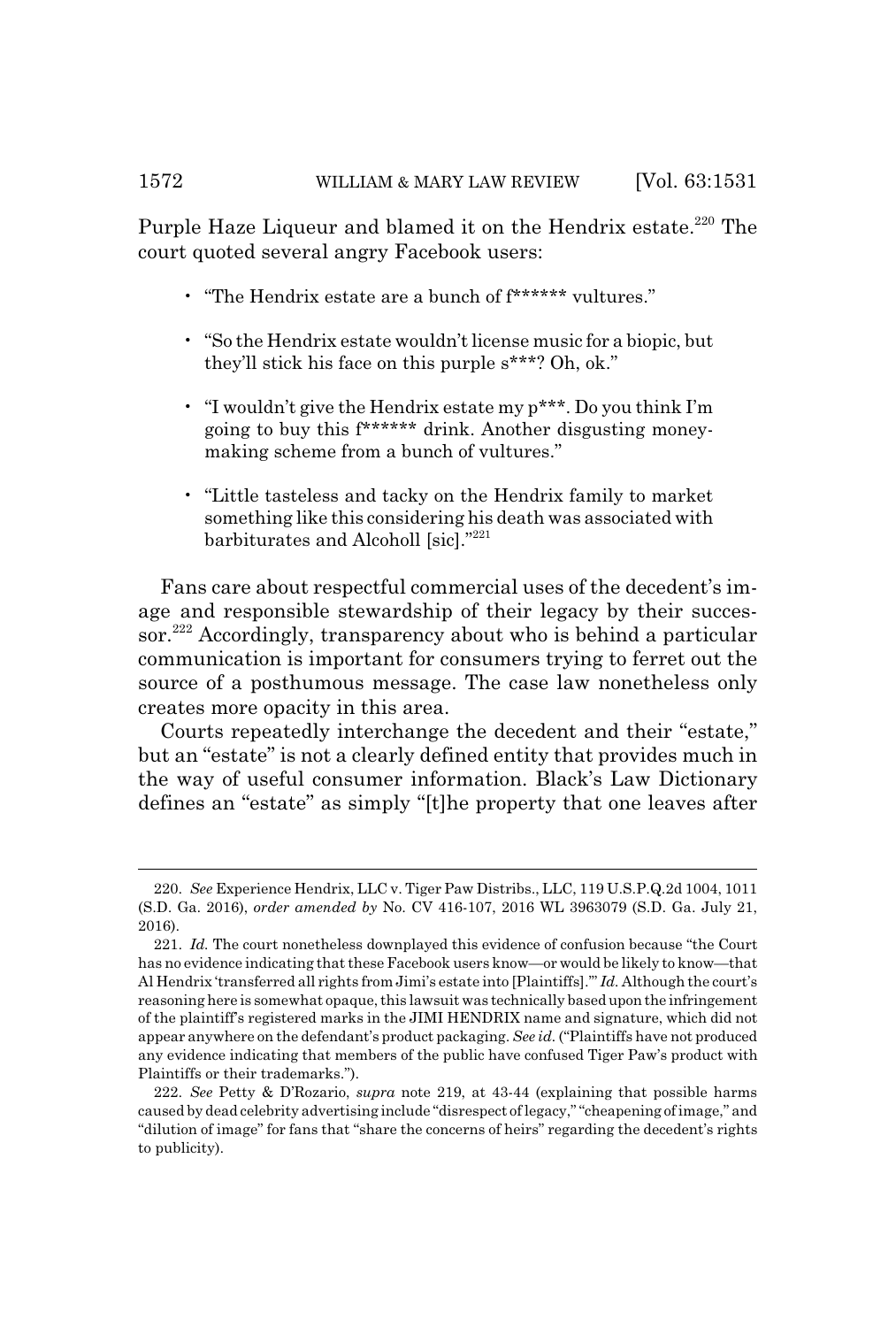Purple Haze Liqueur and blamed it on the Hendrix estate.[220] The court quoted several angry Facebook users:

- "The Hendrix estate are a bunch of f****** vultures."
- "So the Hendrix estate wouldn't license music for a biopic, but they'll stick his face on this purple s***? Oh, ok."
- "I wouldn't give the Hendrix estate my p***. Do you think I'm going to buy this f****** drink. Another disgusting money-making scheme from a bunch of vultures."
- "Little tasteless and tacky on the Hendrix family to market something like this considering his death was associated with barbiturates and Alcoholl [sic]."[221]

Fans care about respectful commercial uses of the decedent's image and responsible stewardship of their legacy by their successor.[222] Accordingly, transparency about who is behind a particular communication is important for consumers trying to ferret out the source of a posthumous message. The case law nonetheless only creates more opacity in this area.

Courts repeatedly interchange the decedent and their "estate," but an "estate" is not a clearly defined entity that provides much in the way of useful consumer information. Black's Law Dictionary defines an "estate" as simply "[t]he property that one leaves after

---

220. *See* Experience Hendrix, LLC v. Tiger Paw Distribs., LLC, 119 U.S.P.Q.2d 1004, 1011 (S.D. Ga. 2016), *order amended by* No. CV 416-107, 2016 WL 3963079 (S.D. Ga. July 21, 2016).

221. *Id.* The court nonetheless downplayed this evidence of confusion because "the Court has no evidence indicating that these Facebook users know—or would be likely to know—that Al Hendrix 'transferred all rights from Jimi's estate into [Plaintiffs].'" *Id.* Although the court's reasoning here is somewhat opaque, this lawsuit was technically based upon the infringement of the plaintiff's registered marks in the JIMI HENDRIX name and signature, which did not appear anywhere on the defendant's product packaging. *See id.* ("Plaintiffs have not produced any evidence indicating that members of the public have confused Tiger Paw's product with Plaintiffs or their trademarks.").

222. *See* Petty & D'Rozario, *supra* note 219, at 43-44 (explaining that possible harms caused by dead celebrity advertising include "disrespect of legacy," "cheapening of image," and "dilution of image" for fans that "share the concerns of heirs" regarding the decedent's rights to publicity).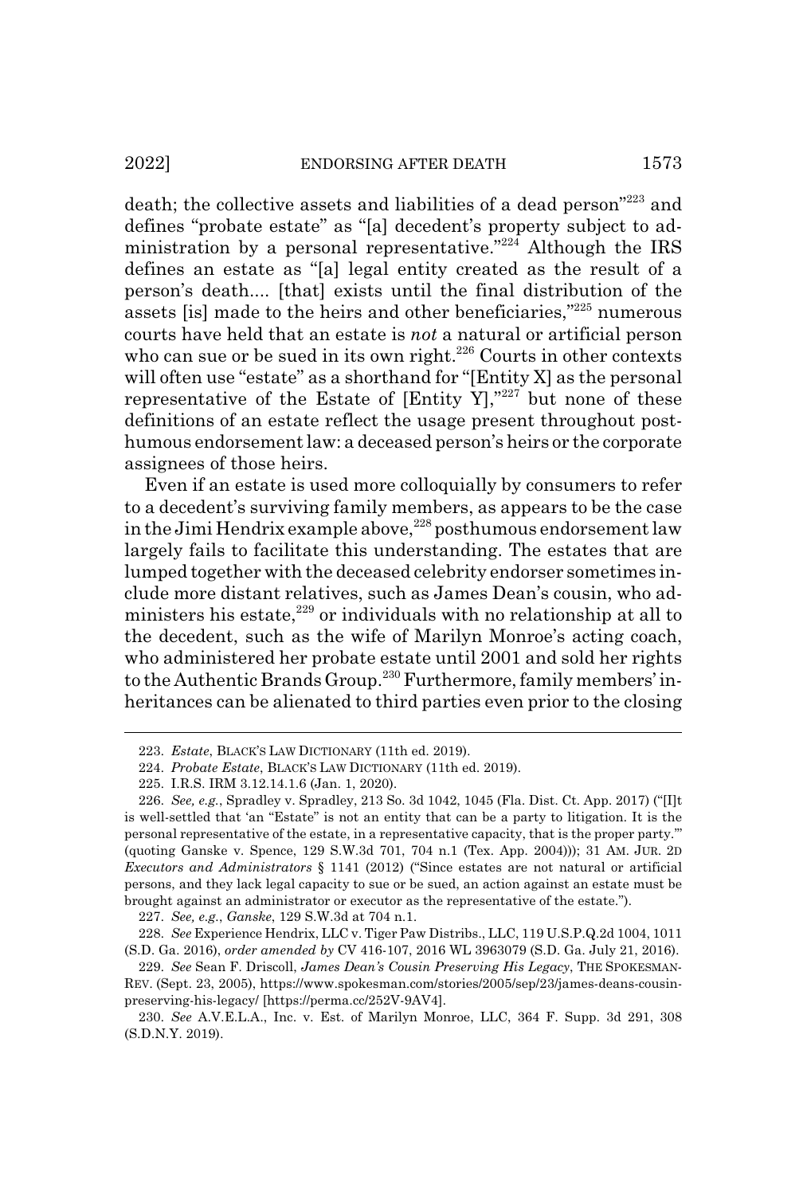death; the collective assets and liabilities of a dead person"[223] and defines "probate estate" as "[a] decedent's property subject to administration by a personal representative."[224] Although the IRS defines an estate as "[a] legal entity created as the result of a person's death.... [that] exists until the final distribution of the assets [is] made to the heirs and other beneficiaries,"[225] numerous courts have held that an estate is *not* a natural or artificial person who can sue or be sued in its own right.[226] Courts in other contexts will often use "estate" as a shorthand for "[Entity X] as the personal representative of the Estate of [Entity Y],"[227] but none of these definitions of an estate reflect the usage present throughout posthumous endorsement law: a deceased person's heirs or the corporate assignees of those heirs.

Even if an estate is used more colloquially by consumers to refer to a decedent's surviving family members, as appears to be the case in the Jimi Hendrix example above,[228] posthumous endorsement law largely fails to facilitate this understanding. The estates that are lumped together with the deceased celebrity endorser sometimes include more distant relatives, such as James Dean's cousin, who administers his estate,[229] or individuals with no relationship at all to the decedent, such as the wife of Marilyn Monroe's acting coach, who administered her probate estate until 2001 and sold her rights to the Authentic Brands Group.[230] Furthermore, family members' inheritances can be alienated to third parties even prior to the closing

---

223. *Estate*, BLACK'S LAW DICTIONARY (11th ed. 2019).

224. *Probate Estate*, BLACK'S LAW DICTIONARY (11th ed. 2019).

225. I.R.S. IRM 3.12.14.1.6 (Jan. 1, 2020).

226. *See, e.g.*, Spradley v. Spradley, 213 So. 3d 1042, 1045 (Fla. Dist. Ct. App. 2017) ("[I]t is well-settled that 'an "Estate" is not an entity that can be a party to litigation. It is the personal representative of the estate, in a representative capacity, that is the proper party.'" (quoting Ganske v. Spence, 129 S.W.3d 701, 704 n.1 (Tex. App. 2004))); 31 AM. JUR. 2D *Executors and Administrators* § 1141 (2012) ("Since estates are not natural or artificial persons, and they lack legal capacity to sue or be sued, an action against an estate must be brought against an administrator or executor as the representative of the estate.").

227. *See, e.g.*, *Ganske*, 129 S.W.3d at 704 n.1.

228. *See* Experience Hendrix, LLC v. Tiger Paw Distribs., LLC, 119 U.S.P.Q.2d 1004, 1011 (S.D. Ga. 2016), *order amended by* CV 416-107, 2016 WL 3963079 (S.D. Ga. July 21, 2016).

229. *See* Sean F. Driscoll, *James Dean's Cousin Preserving His Legacy*, THE SPOKESMAN-REV. (Sept. 23, 2005), https://www.spokesman.com/stories/2005/sep/23/james-deans-cousin-preserving-his-legacy/ [https://perma.cc/252V-9AV4].

230. *See* A.V.E.L.A., Inc. v. Est. of Marilyn Monroe, LLC, 364 F. Supp. 3d 291, 308 (S.D.N.Y. 2019).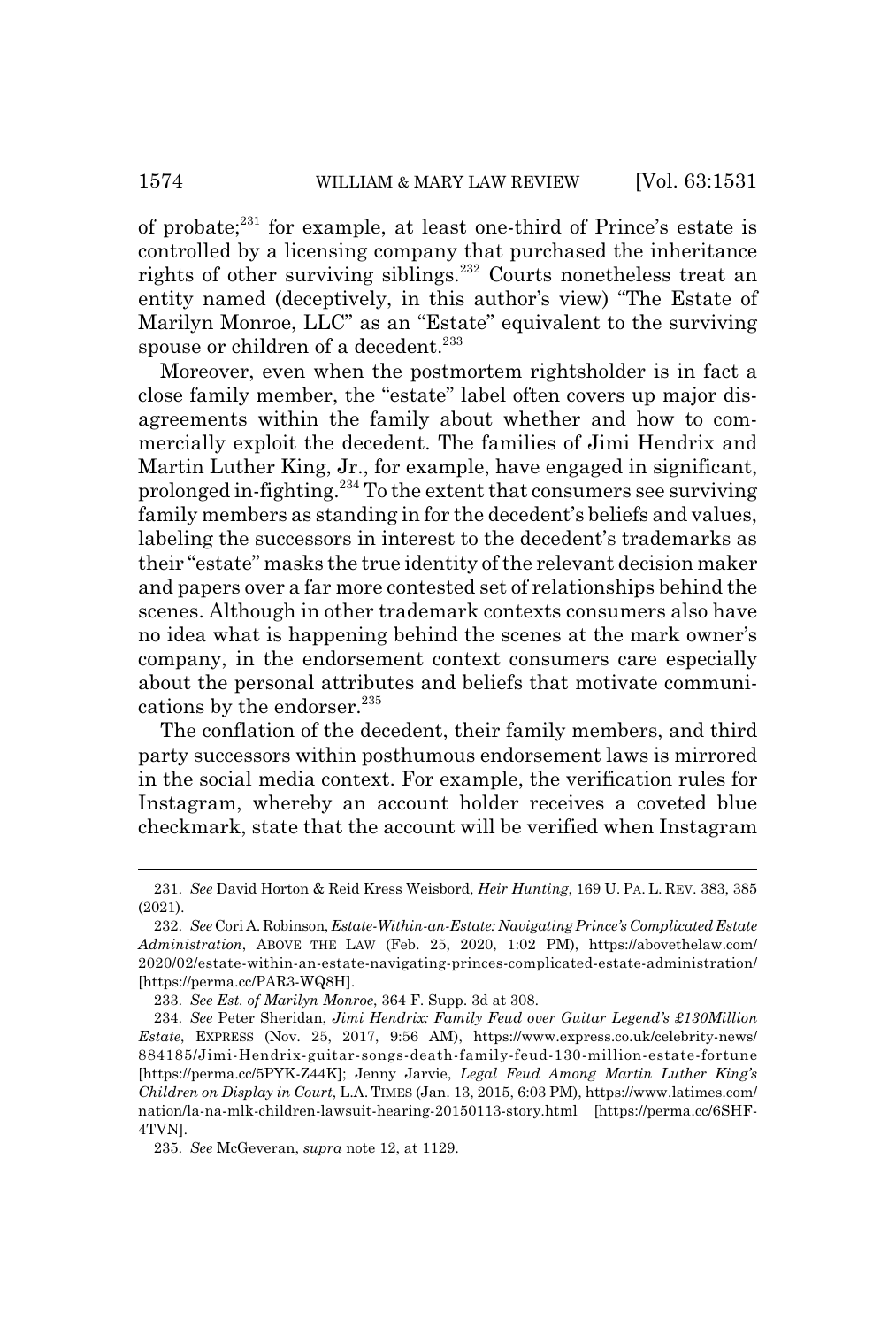of probate;[231] for example, at least one-third of Prince's estate is controlled by a licensing company that purchased the inheritance rights of other surviving siblings.[232] Courts nonetheless treat an entity named (deceptively, in this author's view) "The Estate of Marilyn Monroe, LLC" as an "Estate" equivalent to the surviving spouse or children of a decedent.[233]

Moreover, even when the postmortem rightsholder is in fact a close family member, the "estate" label often covers up major disagreements within the family about whether and how to commercially exploit the decedent. The families of Jimi Hendrix and Martin Luther King, Jr., for example, have engaged in significant, prolonged in-fighting.[234] To the extent that consumers see surviving family members as standing in for the decedent's beliefs and values, labeling the successors in interest to the decedent's trademarks as their "estate" masks the true identity of the relevant decision maker and papers over a far more contested set of relationships behind the scenes. Although in other trademark contexts consumers also have no idea what is happening behind the scenes at the mark owner's company, in the endorsement context consumers care especially about the personal attributes and beliefs that motivate communications by the endorser.[235]

The conflation of the decedent, their family members, and third party successors within posthumous endorsement laws is mirrored in the social media context. For example, the verification rules for Instagram, whereby an account holder receives a coveted blue checkmark, state that the account will be verified when Instagram

---

231. *See* David Horton & Reid Kress Weisbord, *Heir Hunting*, 169 U. PA. L. REV. 383, 385 (2021).

232. *See* Cori A. Robinson, *Estate-Within-an-Estate: Navigating Prince's Complicated Estate Administration*, ABOVE THE LAW (Feb. 25, 2020, 1:02 PM), https://abovethelaw.com/2020/02/estate-within-an-estate-navigating-princes-complicated-estate-administration/ [https://perma.cc/PAR3-WQ8H].

233. *See Est. of Marilyn Monroe*, 364 F. Supp. 3d at 308.

234. *See* Peter Sheridan, *Jimi Hendrix: Family Feud over Guitar Legend's £130Million Estate*, EXPRESS (Nov. 25, 2017, 9:56 AM), https://www.express.co.uk/celebrity-news/884185/Jimi-Hendrix-guitar-songs-death-family-feud-130-million-estate-fortune [https://perma.cc/5PYK-Z44K]; Jenny Jarvie, *Legal Feud Among Martin Luther King's Children on Display in Court*, L.A. TIMES (Jan. 13, 2015, 6:03 PM), https://www.latimes.com/nation/la-na-mlk-children-lawsuit-hearing-20150113-story.html [https://perma.cc/6SHF-4TVN].

235. *See* McGeveran, *supra* note 12, at 1129.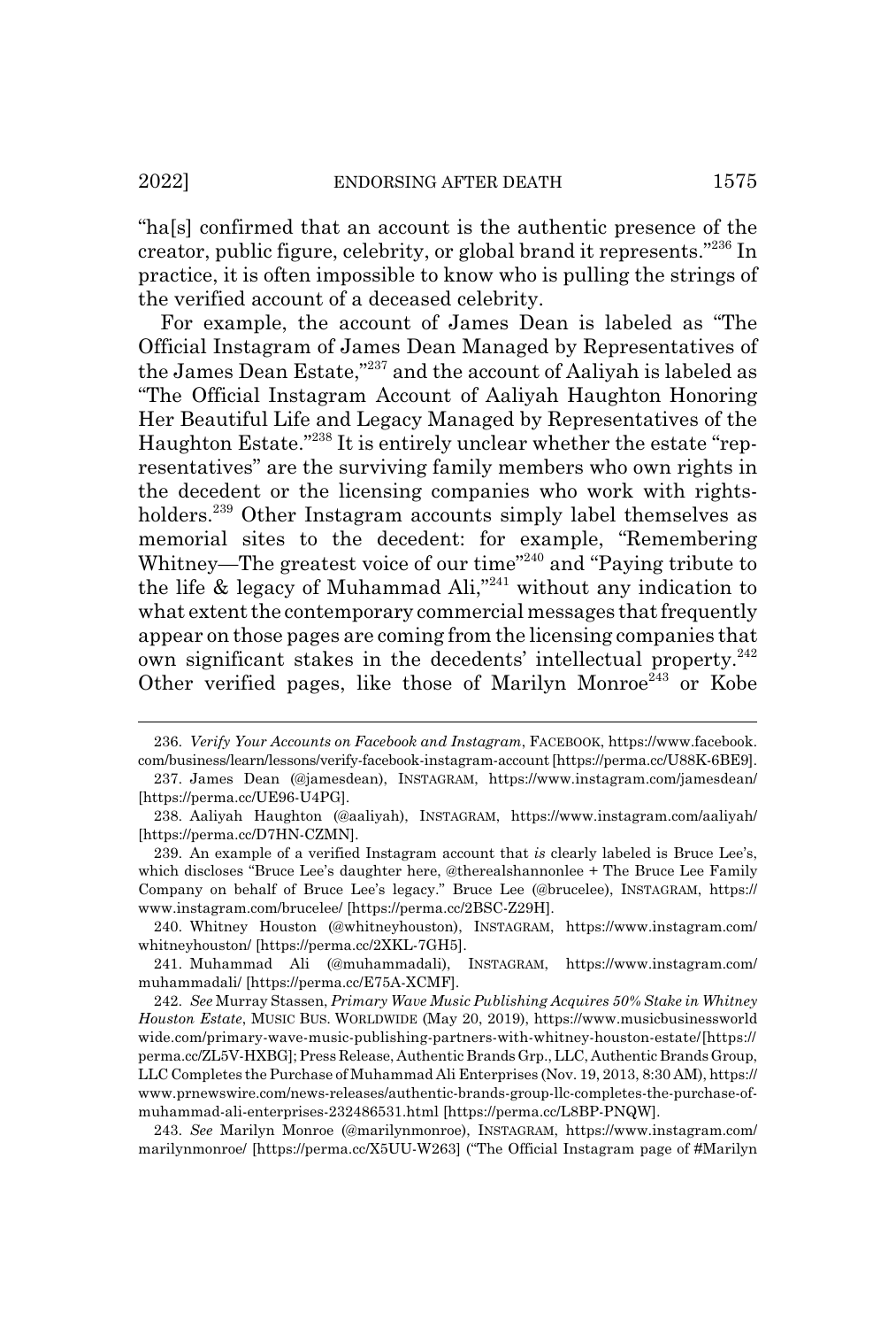"ha[s] confirmed that an account is the authentic presence of the creator, public figure, celebrity, or global brand it represents."[236] In practice, it is often impossible to know who is pulling the strings of the verified account of a deceased celebrity.

For example, the account of James Dean is labeled as "The Official Instagram of James Dean Managed by Representatives of the James Dean Estate,"[237] and the account of Aaliyah is labeled as "The Official Instagram Account of Aaliyah Haughton Honoring Her Beautiful Life and Legacy Managed by Representatives of the Haughton Estate."[238] It is entirely unclear whether the estate "representatives" are the surviving family members who own rights in the decedent or the licensing companies who work with rights-holders.[239] Other Instagram accounts simply label themselves as memorial sites to the decedent: for example, "Remembering Whitney—The greatest voice of our time"[240] and "Paying tribute to the life & legacy of Muhammad Ali,"[241] without any indication to what extent the contemporary commercial messages that frequently appear on those pages are coming from the licensing companies that own significant stakes in the decedents' intellectual property.[242] Other verified pages, like those of Marilyn Monroe[243] or Kobe

---

236. *Verify Your Accounts on Facebook and Instagram*, FACEBOOK, https://www.facebook.com/business/learn/lessons/verify-facebook-instagram-account [https://perma.cc/U88K-6BE9].

237. James Dean (@jamesdean), INSTAGRAM, https://www.instagram.com/jamesdean/ [https://perma.cc/UE96-U4PG].

238. Aaliyah Haughton (@aaliyah), INSTAGRAM, https://www.instagram.com/aaliyah/ [https://perma.cc/D7HN-CZMN].

239. An example of a verified Instagram account that *is* clearly labeled is Bruce Lee's, which discloses "Bruce Lee's daughter here, @therealshannonlee + The Bruce Lee Family Company on behalf of Bruce Lee's legacy." Bruce Lee (@brucelee), INSTAGRAM, https://www.instagram.com/brucelee/ [https://perma.cc/2BSC-Z29H].

240. Whitney Houston (@whitneyhouston), INSTAGRAM, https://www.instagram.com/whitneyhouston/ [https://perma.cc/2XKL-7GH5].

241. Muhammad Ali (@muhammadali), INSTAGRAM, https://www.instagram.com/muhammadali/ [https://perma.cc/E75A-XCMF].

242. *See* Murray Stassen, *Primary Wave Music Publishing Acquires 50% Stake in Whitney Houston Estate*, MUSIC BUS. WORLDWIDE (May 20, 2019), https://www.musicbusinessworldwide.com/primary-wave-music-publishing-partners-with-whitney-houston-estate/ [https://perma.cc/ZL5V-HXBG]; Press Release, Authentic Brands Grp., LLC, Authentic Brands Group, LLC Completes the Purchase of Muhammad Ali Enterprises (Nov. 19, 2013, 8:30 AM), https://www.prnewswire.com/news-releases/authentic-brands-group-llc-completes-the-purchase-of-muhammad-ali-enterprises-232486531.html [https://perma.cc/L8BP-PNQW].

243. *See* Marilyn Monroe (@marilynmonroe), INSTAGRAM, https://www.instagram.com/marilynmonroe/ [https://perma.cc/X5UU-W263] ("The Official Instagram page of #Marilyn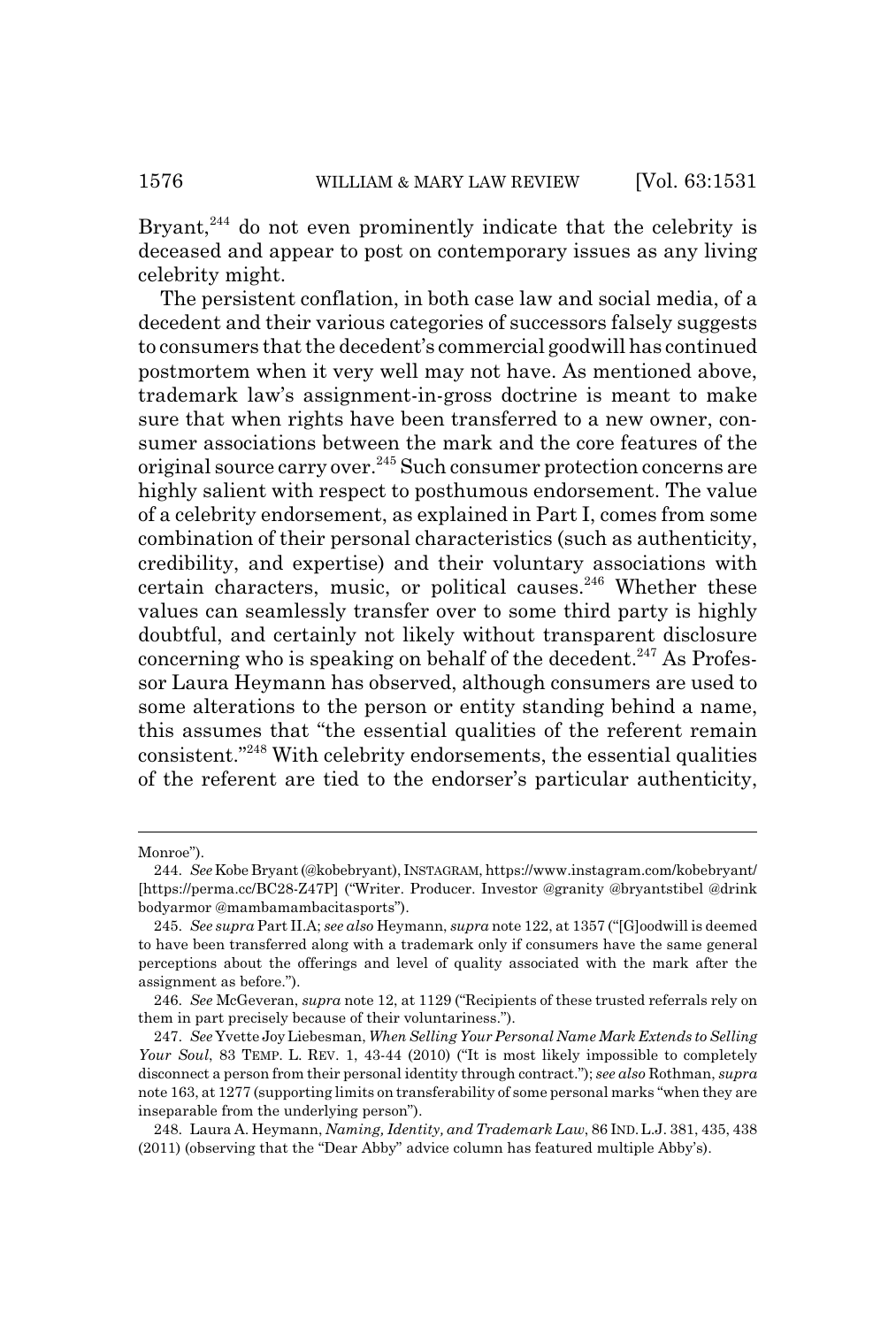Bryant,[244] do not even prominently indicate that the celebrity is deceased and appear to post on contemporary issues as any living celebrity might.

The persistent conflation, in both case law and social media, of a decedent and their various categories of successors falsely suggests to consumers that the decedent's commercial goodwill has continued postmortem when it very well may not have. As mentioned above, trademark law's assignment-in-gross doctrine is meant to make sure that when rights have been transferred to a new owner, consumer associations between the mark and the core features of the original source carry over.[245] Such consumer protection concerns are highly salient with respect to posthumous endorsement. The value of a celebrity endorsement, as explained in Part I, comes from some combination of their personal characteristics (such as authenticity, credibility, and expertise) and their voluntary associations with certain characters, music, or political causes.[246] Whether these values can seamlessly transfer over to some third party is highly doubtful, and certainly not likely without transparent disclosure concerning who is speaking on behalf of the decedent.[247] As Professor Laura Heymann has observed, although consumers are used to some alterations to the person or entity standing behind a name, this assumes that "the essential qualities of the referent remain consistent."[248] With celebrity endorsements, the essential qualities of the referent are tied to the endorser's particular authenticity,

---

Monroe").

244. *See* Kobe Bryant (@kobebryant), INSTAGRAM, https://www.instagram.com/kobebryant/ [https://perma.cc/BC28-Z47P] ("Writer. Producer. Investor @granity @bryantstibel @drink bodyarmor @mambamambacitasports").

245. *See supra* Part II.A; *see also* Heymann, *supra* note 122, at 1357 ("[G]oodwill is deemed to have been transferred along with a trademark only if consumers have the same general perceptions about the offerings and level of quality associated with the mark after the assignment as before.").

246. *See* McGeveran, *supra* note 12, at 1129 ("Recipients of these trusted referrals rely on them in part precisely because of their voluntariness.").

247. *See* Yvette Joy Liebesman, *When Selling Your Personal Name Mark Extends to Selling Your Soul*, 83 TEMP. L. REV. 1, 43-44 (2010) ("It is most likely impossible to completely disconnect a person from their personal identity through contract."); *see also* Rothman, *supra* note 163, at 1277 (supporting limits on transferability of some personal marks "when they are inseparable from the underlying person").

248. Laura A. Heymann, *Naming, Identity, and Trademark Law*, 86 IND. L.J. 381, 435, 438 (2011) (observing that the "Dear Abby" advice column has featured multiple Abby's).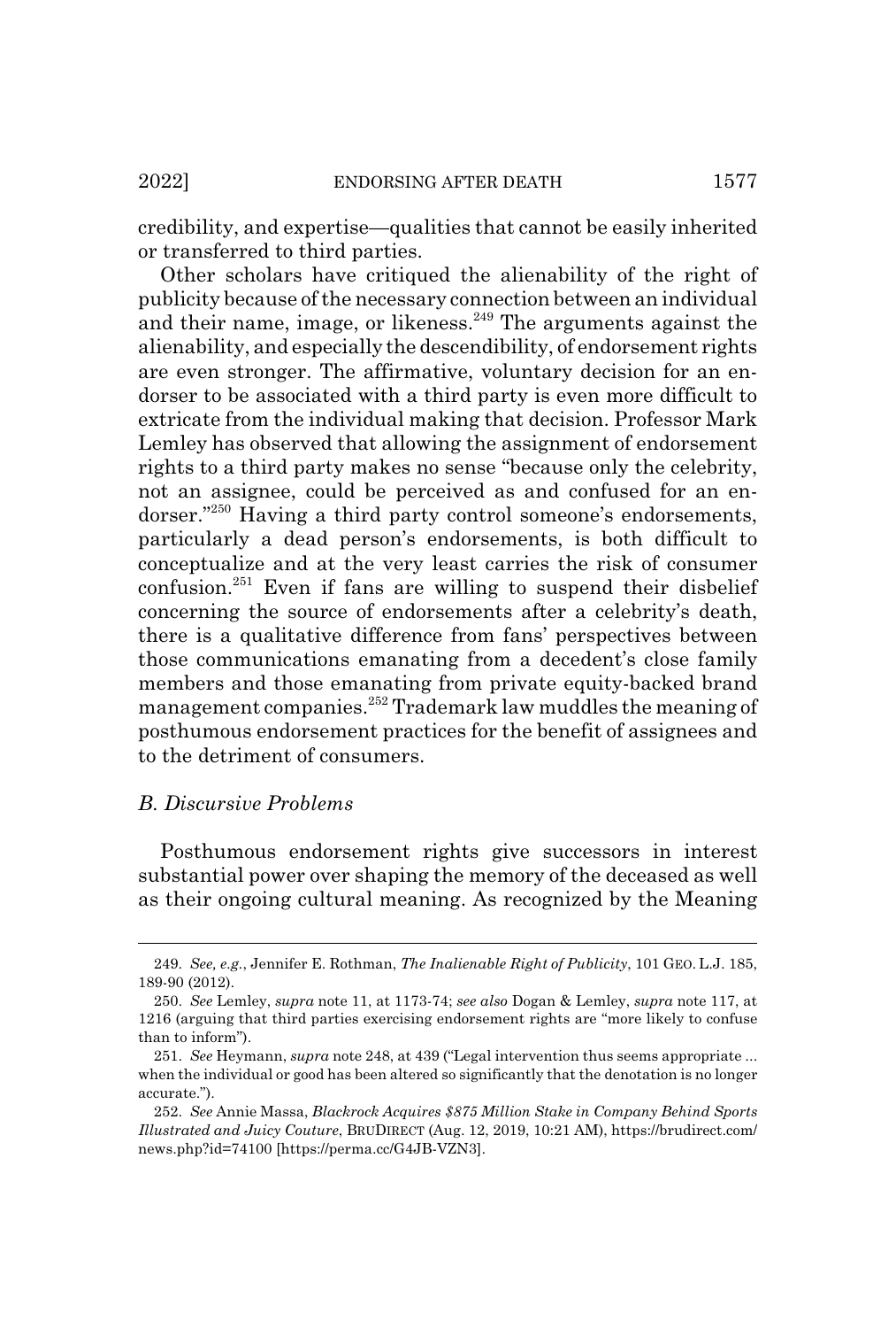credibility, and expertise—qualities that cannot be easily inherited or transferred to third parties.

Other scholars have critiqued the alienability of the right of publicity because of the necessary connection between an individual and their name, image, or likeness.[249] The arguments against the alienability, and especially the descendibility, of endorsement rights are even stronger. The affirmative, voluntary decision for an endorser to be associated with a third party is even more difficult to extricate from the individual making that decision. Professor Mark Lemley has observed that allowing the assignment of endorsement rights to a third party makes no sense "because only the celebrity, not an assignee, could be perceived as and confused for an endorser."[250] Having a third party control someone's endorsements, particularly a dead person's endorsements, is both difficult to conceptualize and at the very least carries the risk of consumer confusion.[251] Even if fans are willing to suspend their disbelief concerning the source of endorsements after a celebrity's death, there is a qualitative difference from fans' perspectives between those communications emanating from a decedent's close family members and those emanating from private equity-backed brand management companies.[252] Trademark law muddles the meaning of posthumous endorsement practices for the benefit of assignees and to the detriment of consumers.

### *B. Discursive Problems*

Posthumous endorsement rights give successors in interest substantial power over shaping the memory of the deceased as well as their ongoing cultural meaning. As recognized by the Meaning

---

249. *See, e.g.*, Jennifer E. Rothman, *The Inalienable Right of Publicity*, 101 GEO. L.J. 185, 189-90 (2012).

250. *See* Lemley, *supra* note 11, at 1173-74; *see also* Dogan & Lemley, *supra* note 117, at 1216 (arguing that third parties exercising endorsement rights are "more likely to confuse than to inform").

251. *See* Heymann, *supra* note 248, at 439 ("Legal intervention thus seems appropriate ... when the individual or good has been altered so significantly that the denotation is no longer accurate.").

252. *See* Annie Massa, *Blackrock Acquires $875 Million Stake in Company Behind Sports Illustrated and Juicy Couture*, BRUDIRECT (Aug. 12, 2019, 10:21 AM), https://brudirect.com/news.php?id=74100 [https://perma.cc/G4JB-VZN3].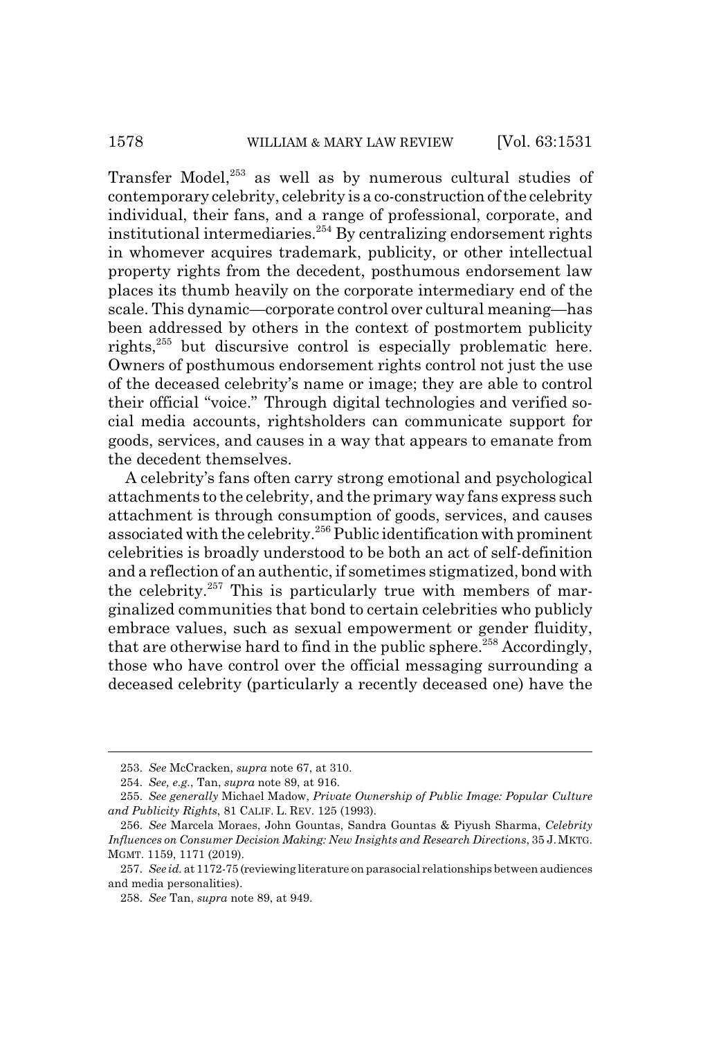Transfer Model,[253] as well as by numerous cultural studies of contemporary celebrity, celebrity is a co-construction of the celebrity individual, their fans, and a range of professional, corporate, and institutional intermediaries.[254] By centralizing endorsement rights in whomever acquires trademark, publicity, or other intellectual property rights from the decedent, posthumous endorsement law places its thumb heavily on the corporate intermediary end of the scale. This dynamic—corporate control over cultural meaning—has been addressed by others in the context of postmortem publicity rights,[255] but discursive control is especially problematic here. Owners of posthumous endorsement rights control not just the use of the deceased celebrity's name or image; they are able to control their official "voice." Through digital technologies and verified social media accounts, rightsholders can communicate support for goods, services, and causes in a way that appears to emanate from the decedent themselves.

A celebrity's fans often carry strong emotional and psychological attachments to the celebrity, and the primary way fans express such attachment is through consumption of goods, services, and causes associated with the celebrity.[256] Public identification with prominent celebrities is broadly understood to be both an act of self-definition and a reflection of an authentic, if sometimes stigmatized, bond with the celebrity.[257] This is particularly true with members of marginalized communities that bond to certain celebrities who publicly embrace values, such as sexual empowerment or gender fluidity, that are otherwise hard to find in the public sphere.[258] Accordingly, those who have control over the official messaging surrounding a deceased celebrity (particularly a recently deceased one) have the

---

253. *See* McCracken, *supra* note 67, at 310.

254. *See, e.g.*, Tan, *supra* note 89, at 916.

255. *See generally* Michael Madow, *Private Ownership of Public Image: Popular Culture and Publicity Rights*, 81 CALIF. L. REV. 125 (1993).

256. *See* Marcela Moraes, John Gountas, Sandra Gountas & Piyush Sharma, *Celebrity Influences on Consumer Decision Making: New Insights and Research Directions*, 35 J. MKTG. MGMT. 1159, 1171 (2019).

257. *See id.* at 1172-75 (reviewing literature on parasocial relationships between audiences and media personalities).

258. *See* Tan, *supra* note 89, at 949.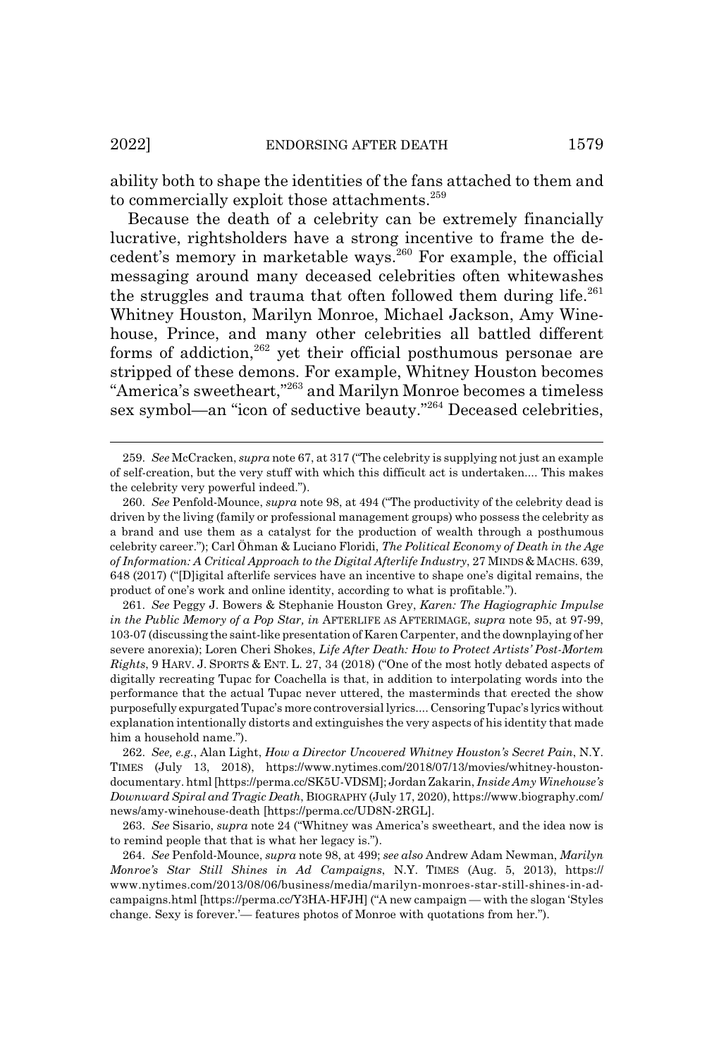ability both to shape the identities of the fans attached to them and to commercially exploit those attachments.[259]

Because the death of a celebrity can be extremely financially lucrative, rightsholders have a strong incentive to frame the decedent's memory in marketable ways.[260] For example, the official messaging around many deceased celebrities often whitewashes the struggles and trauma that often followed them during life.[261] Whitney Houston, Marilyn Monroe, Michael Jackson, Amy Winehouse, Prince, and many other celebrities all battled different forms of addiction,[262] yet their official posthumous personae are stripped of these demons. For example, Whitney Houston becomes "America's sweetheart,"[263] and Marilyn Monroe becomes a timeless sex symbol—an "icon of seductive beauty."[264] Deceased celebrities,

---

259. *See* McCracken, *supra* note 67, at 317 ("The celebrity is supplying not just an example of self-creation, but the very stuff with which this difficult act is undertaken.... This makes the celebrity very powerful indeed.").

260. *See* Penfold-Mounce, *supra* note 98, at 494 ("The productivity of the celebrity dead is driven by the living (family or professional management groups) who possess the celebrity as a brand and use them as a catalyst for the production of wealth through a posthumous celebrity career."); Carl Öhman & Luciano Floridi, *The Political Economy of Death in the Age of Information: A Critical Approach to the Digital Afterlife Industry*, 27 MINDS & MACHS. 639, 648 (2017) ("[D]igital afterlife services have an incentive to shape one's digital remains, the product of one's work and online identity, according to what is profitable.").

261. *See* Peggy J. Bowers & Stephanie Houston Grey, *Karen: The Hagiographic Impulse in the Public Memory of a Pop Star, in* AFTERLIFE AS AFTERIMAGE, *supra* note 95, at 97-99, 103-07 (discussing the saint-like presentation of Karen Carpenter, and the downplaying of her severe anorexia); Loren Cheri Shokes, *Life After Death: How to Protect Artists' Post-Mortem Rights*, 9 HARV. J. SPORTS & ENT. L. 27, 34 (2018) ("One of the most hotly debated aspects of digitally recreating Tupac for Coachella is that, in addition to interpolating words into the performance that the actual Tupac never uttered, the masterminds that erected the show purposefully expurgated Tupac's more controversial lyrics.... Censoring Tupac's lyrics without explanation intentionally distorts and extinguishes the very aspects of his identity that made him a household name.").

262. *See, e.g.*, Alan Light, *How a Director Uncovered Whitney Houston's Secret Pain*, N.Y. TIMES (July 13, 2018), https://www.nytimes.com/2018/07/13/movies/whitney-houston-documentary.html [https://perma.cc/SK5U-VDSM]; Jordan Zakarin, *Inside Amy Winehouse's Downward Spiral and Tragic Death*, BIOGRAPHY (July 17, 2020), https://www.biography.com/news/amy-winehouse-death [https://perma.cc/UD8N-2RGL].

263. *See* Sisario, *supra* note 24 ("Whitney was America's sweetheart, and the idea now is to remind people that that is what her legacy is.").

264. *See* Penfold-Mounce, *supra* note 98, at 499; *see also* Andrew Adam Newman, *Marilyn Monroe's Star Still Shines in Ad Campaigns*, N.Y. TIMES (Aug. 5, 2013), https://www.nytimes.com/2013/08/06/business/media/marilyn-monroes-star-still-shines-in-ad-campaigns.html [https://perma.cc/Y3HA-HFJH] ("A new campaign — with the slogan 'Styles change. Sexy is forever.'— features photos of Monroe with quotations from her.").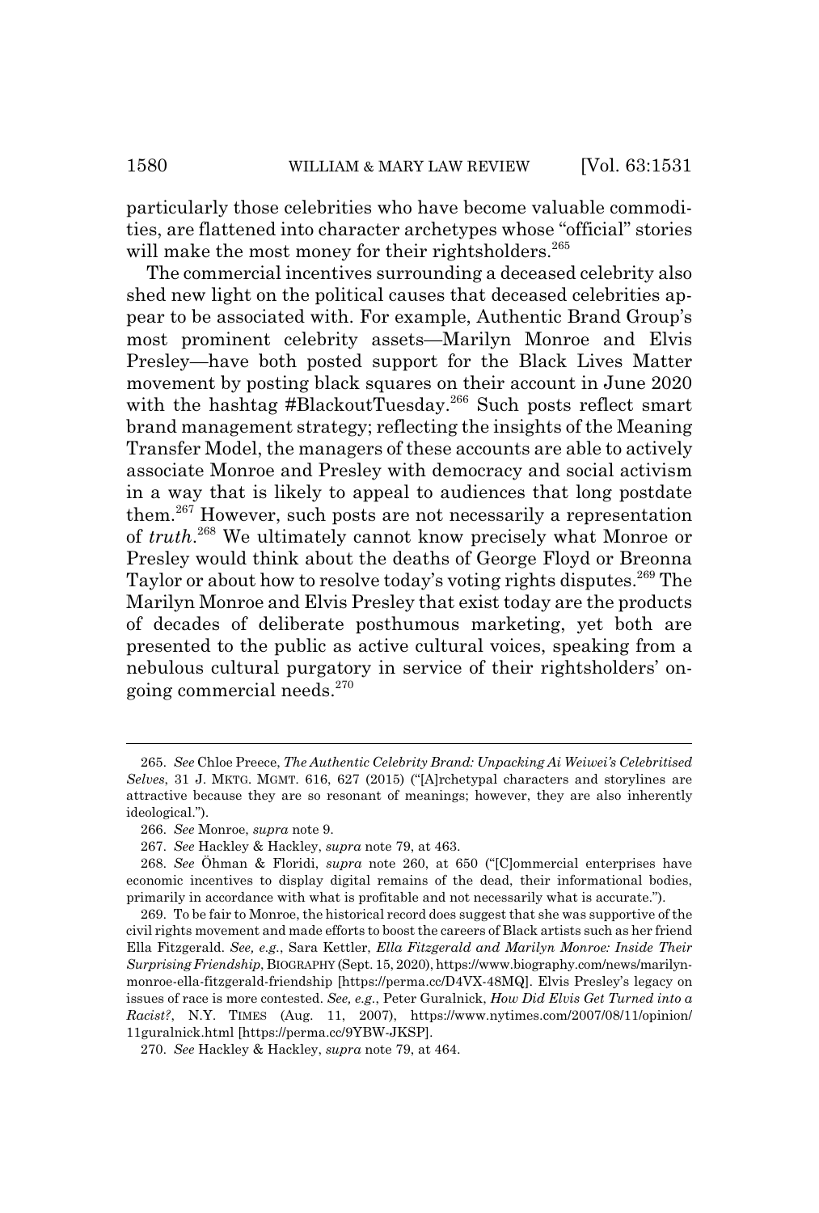particularly those celebrities who have become valuable commodities, are flattened into character archetypes whose "official" stories will make the most money for their rightsholders.[265]

The commercial incentives surrounding a deceased celebrity also shed new light on the political causes that deceased celebrities appear to be associated with. For example, Authentic Brand Group's most prominent celebrity assets—Marilyn Monroe and Elvis Presley—have both posted support for the Black Lives Matter movement by posting black squares on their account in June 2020 with the hashtag #BlackoutTuesday.[266] Such posts reflect smart brand management strategy; reflecting the insights of the Meaning Transfer Model, the managers of these accounts are able to actively associate Monroe and Presley with democracy and social activism in a way that is likely to appeal to audiences that long postdate them.[267] However, such posts are not necessarily a representation of *truth*.[268] We ultimately cannot know precisely what Monroe or Presley would think about the deaths of George Floyd or Breonna Taylor or about how to resolve today's voting rights disputes.[269] The Marilyn Monroe and Elvis Presley that exist today are the products of decades of deliberate posthumous marketing, yet both are presented to the public as active cultural voices, speaking from a nebulous cultural purgatory in service of their rightsholders' ongoing commercial needs.[270]

---

265. *See* Chloe Preece, *The Authentic Celebrity Brand: Unpacking Ai Weiwei's Celebritised Selves*, 31 J. MKTG. MGMT. 616, 627 (2015) ("[A]rchetypal characters and storylines are attractive because they are so resonant of meanings; however, they are also inherently ideological.").

266. *See* Monroe, *supra* note 9.

267. *See* Hackley & Hackley, *supra* note 79, at 463.

268. *See* Öhman & Floridi, *supra* note 260, at 650 ("[C]ommercial enterprises have economic incentives to display digital remains of the dead, their informational bodies, primarily in accordance with what is profitable and not necessarily what is accurate.").

269. To be fair to Monroe, the historical record does suggest that she was supportive of the civil rights movement and made efforts to boost the careers of Black artists such as her friend Ella Fitzgerald. *See, e.g.*, Sara Kettler, *Ella Fitzgerald and Marilyn Monroe: Inside Their Surprising Friendship*, BIOGRAPHY (Sept. 15, 2020), https://www.biography.com/news/marilyn-monroe-ella-fitzgerald-friendship [https://perma.cc/D4VX-48MQ]. Elvis Presley's legacy on issues of race is more contested. *See, e.g.*, Peter Guralnick, *How Did Elvis Get Turned into a Racist?*, N.Y. TIMES (Aug. 11, 2007), https://www.nytimes.com/2007/08/11/opinion/11guralnick.html [https://perma.cc/9YBW-JKSP].

270. *See* Hackley & Hackley, *supra* note 79, at 464.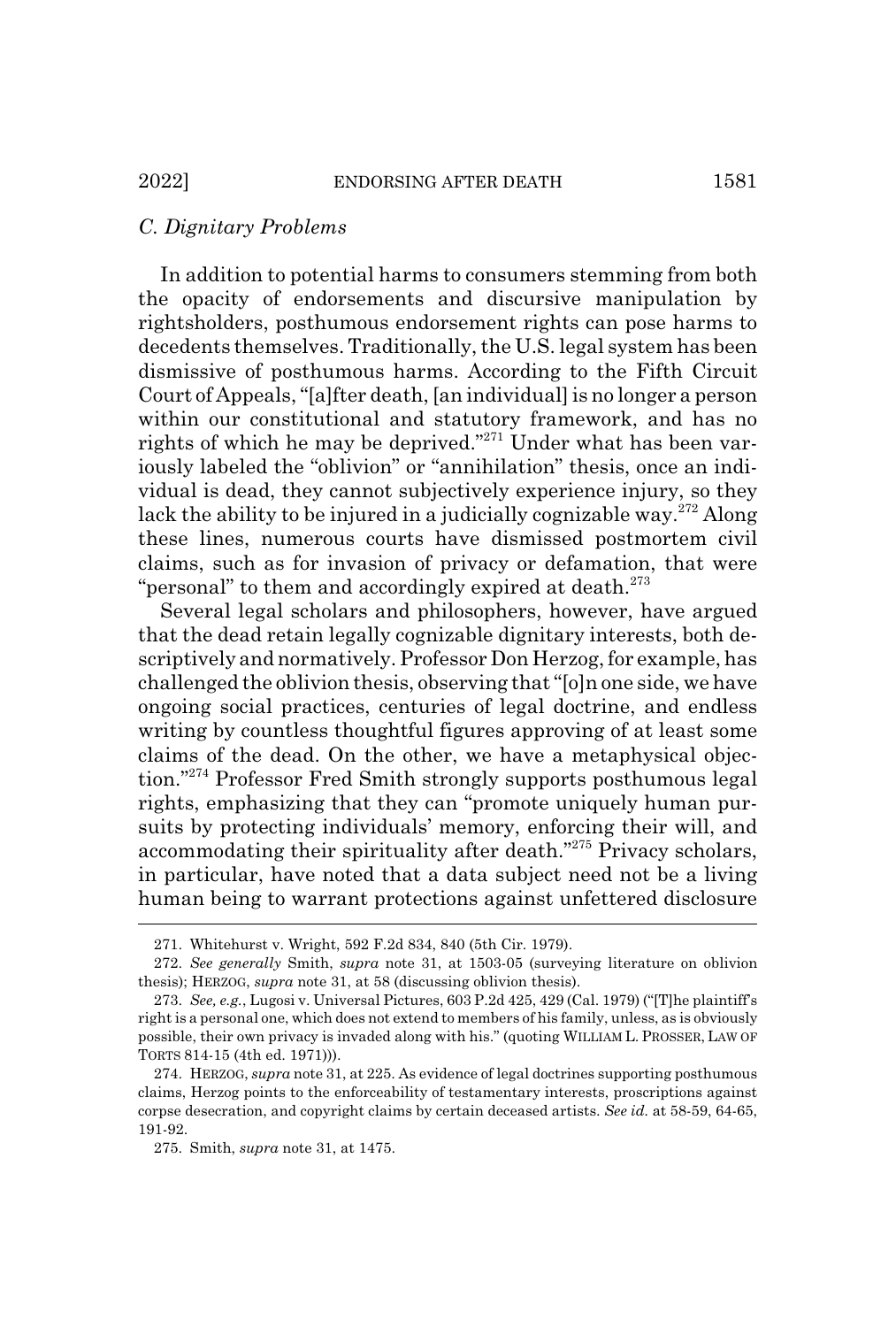### *C. Dignitary Problems*

In addition to potential harms to consumers stemming from both the opacity of endorsements and discursive manipulation by rightsholders, posthumous endorsement rights can pose harms to decedents themselves. Traditionally, the U.S. legal system has been dismissive of posthumous harms. According to the Fifth Circuit Court of Appeals, "[a]fter death, [an individual] is no longer a person within our constitutional and statutory framework, and has no rights of which he may be deprived."[271] Under what has been variously labeled the "oblivion" or "annihilation" thesis, once an individual is dead, they cannot subjectively experience injury, so they lack the ability to be injured in a judicially cognizable way.[272] Along these lines, numerous courts have dismissed postmortem civil claims, such as for invasion of privacy or defamation, that were "personal" to them and accordingly expired at death.[273]

Several legal scholars and philosophers, however, have argued that the dead retain legally cognizable dignitary interests, both descriptively and normatively. Professor Don Herzog, for example, has challenged the oblivion thesis, observing that "[o]n one side, we have ongoing social practices, centuries of legal doctrine, and endless writing by countless thoughtful figures approving of at least some claims of the dead. On the other, we have a metaphysical objection."[274] Professor Fred Smith strongly supports posthumous legal rights, emphasizing that they can "promote uniquely human pursuits by protecting individuals' memory, enforcing their will, and accommodating their spirituality after death."[275] Privacy scholars, in particular, have noted that a data subject need not be a living human being to warrant protections against unfettered disclosure

---

271. Whitehurst v. Wright, 592 F.2d 834, 840 (5th Cir. 1979).

272. *See generally* Smith, *supra* note 31, at 1503-05 (surveying literature on oblivion thesis); HERZOG, *supra* note 31, at 58 (discussing oblivion thesis).

273. *See, e.g.*, Lugosi v. Universal Pictures, 603 P.2d 425, 429 (Cal. 1979) ("[T]he plaintiff's right is a personal one, which does not extend to members of his family, unless, as is obviously possible, their own privacy is invaded along with his." (quoting WILLIAM L. PROSSER, LAW OF TORTS 814-15 (4th ed. 1971))).

274. HERZOG, *supra* note 31, at 225. As evidence of legal doctrines supporting posthumous claims, Herzog points to the enforceability of testamentary interests, proscriptions against corpse desecration, and copyright claims by certain deceased artists. *See id.* at 58-59, 64-65, 191-92.

275. Smith, *supra* note 31, at 1475.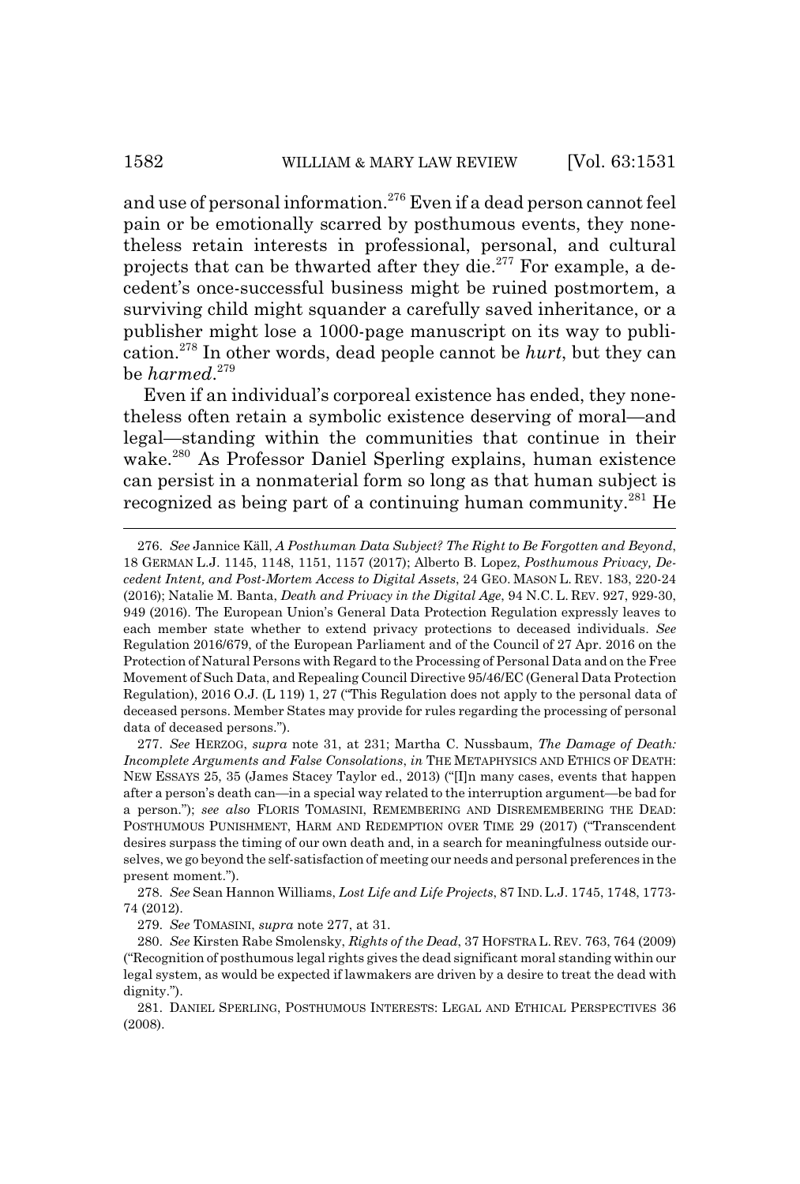and use of personal information.[276] Even if a dead person cannot feel pain or be emotionally scarred by posthumous events, they nonetheless retain interests in professional, personal, and cultural projects that can be thwarted after they die.[277] For example, a decedent's once-successful business might be ruined postmortem, a surviving child might squander a carefully saved inheritance, or a publisher might lose a 1000-page manuscript on its way to publication.[278] In other words, dead people cannot be *hurt*, but they can be *harmed*.[279]

Even if an individual's corporeal existence has ended, they nonetheless often retain a symbolic existence deserving of moral—and legal—standing within the communities that continue in their wake.[280] As Professor Daniel Sperling explains, human existence can persist in a nonmaterial form so long as that human subject is recognized as being part of a continuing human community.[281] He

---

276. *See* Jannice Käll, *A Posthuman Data Subject? The Right to Be Forgotten and Beyond*, 18 GERMAN L.J. 1145, 1148, 1151, 1157 (2017); Alberto B. Lopez, *Posthumous Privacy, Decedent Intent, and Post-Mortem Access to Digital Assets*, 24 GEO. MASON L. REV. 183, 220-24 (2016); Natalie M. Banta, *Death and Privacy in the Digital Age*, 94 N.C. L. REV. 927, 929-30, 949 (2016). The European Union's General Data Protection Regulation expressly leaves to each member state whether to extend privacy protections to deceased individuals. *See* Regulation 2016/679, of the European Parliament and of the Council of 27 Apr. 2016 on the Protection of Natural Persons with Regard to the Processing of Personal Data and on the Free Movement of Such Data, and Repealing Council Directive 95/46/EC (General Data Protection Regulation), 2016 O.J. (L 119) 1, 27 ("This Regulation does not apply to the personal data of deceased persons. Member States may provide for rules regarding the processing of personal data of deceased persons.").

277. *See* HERZOG, *supra* note 31, at 231; Martha C. Nussbaum, *The Damage of Death: Incomplete Arguments and False Consolations*, *in* THE METAPHYSICS AND ETHICS OF DEATH: NEW ESSAYS 25, 35 (James Stacey Taylor ed., 2013) ("[I]n many cases, events that happen after a person's death can—in a special way related to the interruption argument—be bad for a person."); *see also* FLORIS TOMASINI, REMEMBERING AND DISREMEMBERING THE DEAD: POSTHUMOUS PUNISHMENT, HARM AND REDEMPTION OVER TIME 29 (2017) ("Transcendent desires surpass the timing of our own death and, in a search for meaningfulness outside ourselves, we go beyond the self-satisfaction of meeting our needs and personal preferences in the present moment.").

278. *See* Sean Hannon Williams, *Lost Life and Life Projects*, 87 IND. L.J. 1745, 1748, 1773-74 (2012).

279. *See* TOMASINI, *supra* note 277, at 31.

280. *See* Kirsten Rabe Smolensky, *Rights of the Dead*, 37 HOFSTRA L. REV. 763, 764 (2009) ("Recognition of posthumous legal rights gives the dead significant moral standing within our legal system, as would be expected if lawmakers are driven by a desire to treat the dead with dignity.").

281. DANIEL SPERLING, POSTHUMOUS INTERESTS: LEGAL AND ETHICAL PERSPECTIVES 36 (2008).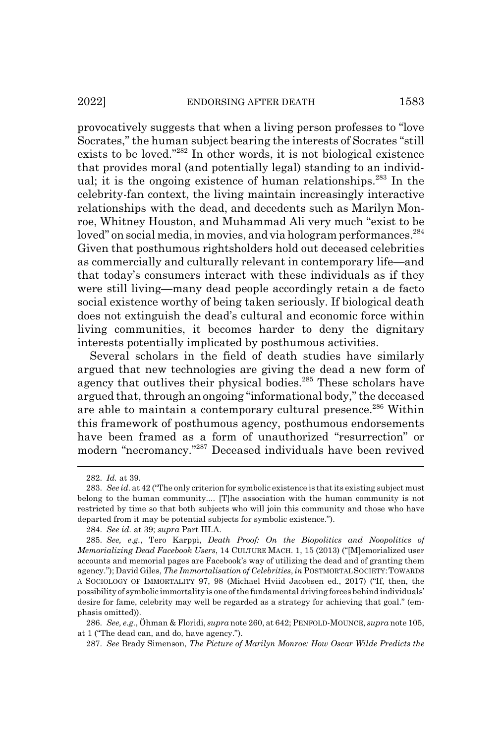provocatively suggests that when a living person professes to "love Socrates," the human subject bearing the interests of Socrates "still exists to be loved."[282] In other words, it is not biological existence that provides moral (and potentially legal) standing to an individual; it is the ongoing existence of human relationships.[283] In the celebrity-fan context, the living maintain increasingly interactive relationships with the dead, and decedents such as Marilyn Monroe, Whitney Houston, and Muhammad Ali very much "exist to be loved" on social media, in movies, and via hologram performances.[284] Given that posthumous rightsholders hold out deceased celebrities as commercially and culturally relevant in contemporary life—and that today's consumers interact with these individuals as if they were still living—many dead people accordingly retain a de facto social existence worthy of being taken seriously. If biological death does not extinguish the dead's cultural and economic force within living communities, it becomes harder to deny the dignitary interests potentially implicated by posthumous activities.

Several scholars in the field of death studies have similarly argued that new technologies are giving the dead a new form of agency that outlives their physical bodies.[285] These scholars have argued that, through an ongoing "informational body," the deceased are able to maintain a contemporary cultural presence.[286] Within this framework of posthumous agency, posthumous endorsements have been framed as a form of unauthorized "resurrection" or modern "necromancy."[287] Deceased individuals have been revived

---

282. *Id.* at 39.

283. *See id.* at 42 ("The only criterion for symbolic existence is that its existing subject must belong to the human community.... [T]he association with the human community is not restricted by time so that both subjects who will join this community and those who have departed from it may be potential subjects for symbolic existence.").

284. *See id.* at 39; *supra* Part III.A.

285. *See, e.g.*, Tero Karppi, *Death Proof: On the Biopolitics and Noopolitics of Memorializing Dead Facebook Users*, 14 CULTURE MACH. 1, 15 (2013) ("[M]emorialized user accounts and memorial pages are Facebook's way of utilizing the dead and of granting them agency."); David Giles, *The Immortalisation of Celebrities*, *in* POSTMORTAL SOCIETY: TOWARDS A SOCIOLOGY OF IMMORTALITY 97, 98 (Michael Hviid Jacobsen ed., 2017) ("If, then, the possibility of symbolic immortality is one of the fundamental driving forces behind individuals' desire for fame, celebrity may well be regarded as a strategy for achieving that goal." (emphasis omitted)).

286. *See, e.g.*, Öhman & Floridi, *supra* note 260, at 642; PENFOLD-MOUNCE, *supra* note 105, at 1 ("The dead can, and do, have agency.").

287. *See* Brady Simenson, *The Picture of Marilyn Monroe: How Oscar Wilde Predicts the*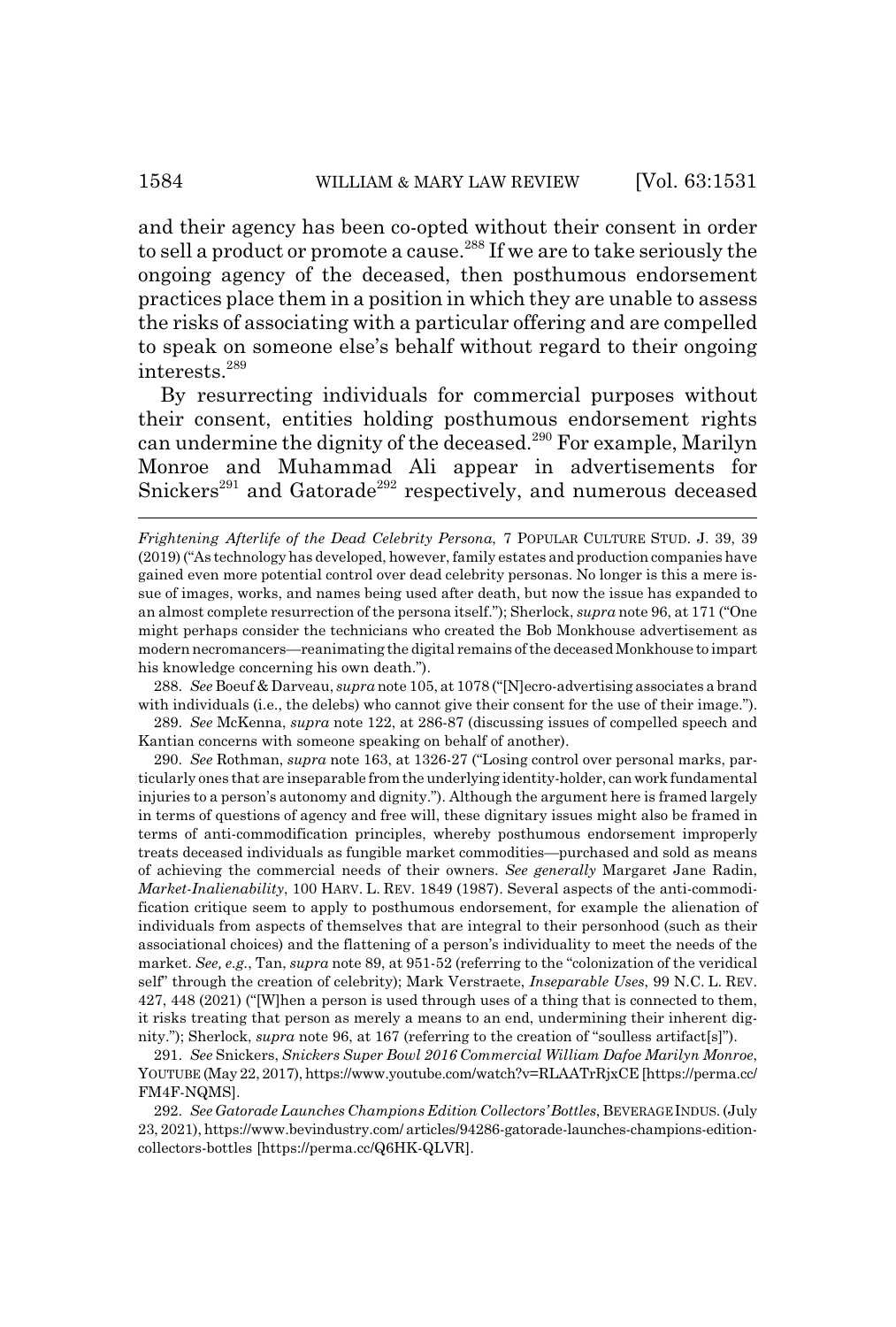and their agency has been co-opted without their consent in order to sell a product or promote a cause.[288] If we are to take seriously the ongoing agency of the deceased, then posthumous endorsement practices place them in a position in which they are unable to assess the risks of associating with a particular offering and are compelled to speak on someone else's behalf without regard to their ongoing interests.[289]

By resurrecting individuals for commercial purposes without their consent, entities holding posthumous endorsement rights can undermine the dignity of the deceased.[290] For example, Marilyn Monroe and Muhammad Ali appear in advertisements for Snickers[291] and Gatorade[292] respectively, and numerous deceased

---

*Frightening Afterlife of the Dead Celebrity Persona*, 7 POPULAR CULTURE STUD. J. 39, 39 (2019) ("As technology has developed, however, family estates and production companies have gained even more potential control over dead celebrity personas. No longer is this a mere issue of images, works, and names being used after death, but now the issue has expanded to an almost complete resurrection of the persona itself."); Sherlock, *supra* note 96, at 171 ("One might perhaps consider the technicians who created the Bob Monkhouse advertisement as modern necromancers—reanimating the digital remains of the deceased Monkhouse to impart his knowledge concerning his own death.").

288. *See* Boeuf & Darveau, *supra* note 105, at 1078 ("[N]ecro-advertising associates a brand with individuals (i.e., the delebs) who cannot give their consent for the use of their image.").

289. *See* McKenna, *supra* note 122, at 286-87 (discussing issues of compelled speech and Kantian concerns with someone speaking on behalf of another).

290. *See* Rothman, *supra* note 163, at 1326-27 ("Losing control over personal marks, particularly ones that are inseparable from the underlying identity-holder, can work fundamental injuries to a person's autonomy and dignity."). Although the argument here is framed largely in terms of questions of agency and free will, these dignitary issues might also be framed in terms of anti-commodification principles, whereby posthumous endorsement improperly treats deceased individuals as fungible market commodities—purchased and sold as means of achieving the commercial needs of their owners. *See generally* Margaret Jane Radin, *Market-Inalienability*, 100 HARV. L. REV. 1849 (1987). Several aspects of the anti-commodification critique seem to apply to posthumous endorsement, for example the alienation of individuals from aspects of themselves that are integral to their personhood (such as their associational choices) and the flattening of a person's individuality to meet the needs of the market. *See, e.g.*, Tan, *supra* note 89, at 951-52 (referring to the "colonization of the veridical self" through the creation of celebrity); Mark Verstraete, *Inseparable Uses*, 99 N.C. L. REV. 427, 448 (2021) ("[W]hen a person is used through uses of a thing that is connected to them, it risks treating that person as merely a means to an end, undermining their inherent dignity."); Sherlock, *supra* note 96, at 167 (referring to the creation of "soulless artifact[s]").

291. *See* Snickers, *Snickers Super Bowl 2016 Commercial William Dafoe Marilyn Monroe*, YOUTUBE (May 22, 2017), https://www.youtube.com/watch?v=RLAATrRjxCE [https://perma.cc/FM4F-NQMS].

292. *See Gatorade Launches Champions Edition Collectors' Bottles*, BEVERAGE INDUS. (July 23, 2021), https://www.bevindustry.com/ articles/94286-gatorade-launches-champions-edition-collectors-bottles [https://perma.cc/Q6HK-QLVR].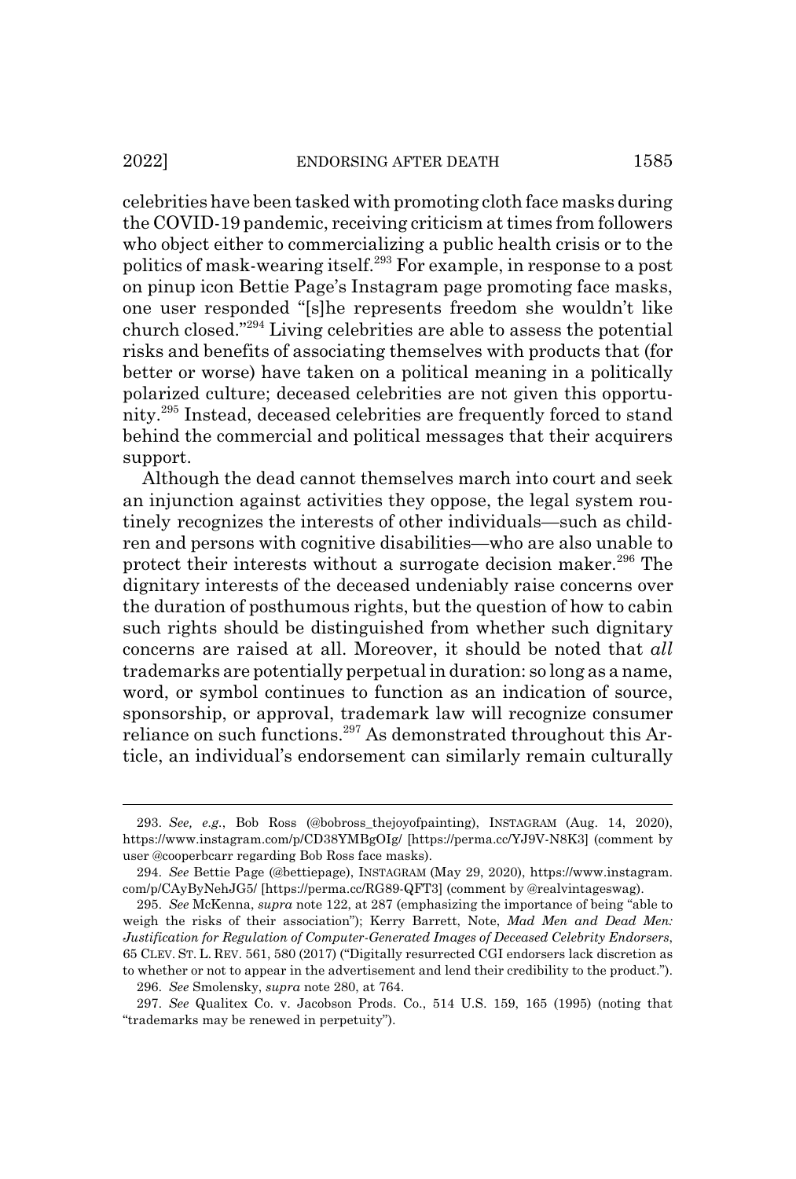celebrities have been tasked with promoting cloth face masks during the COVID-19 pandemic, receiving criticism at times from followers who object either to commercializing a public health crisis or to the politics of mask-wearing itself.[293] For example, in response to a post on pinup icon Bettie Page's Instagram page promoting face masks, one user responded "[s]he represents freedom she wouldn't like church closed."[294] Living celebrities are able to assess the potential risks and benefits of associating themselves with products that (for better or worse) have taken on a political meaning in a politically polarized culture; deceased celebrities are not given this opportunity.[295] Instead, deceased celebrities are frequently forced to stand behind the commercial and political messages that their acquirers support.

Although the dead cannot themselves march into court and seek an injunction against activities they oppose, the legal system routinely recognizes the interests of other individuals—such as children and persons with cognitive disabilities—who are also unable to protect their interests without a surrogate decision maker.[296] The dignitary interests of the deceased undeniably raise concerns over the duration of posthumous rights, but the question of how to cabin such rights should be distinguished from whether such dignitary concerns are raised at all. Moreover, it should be noted that *all* trademarks are potentially perpetual in duration: so long as a name, word, or symbol continues to function as an indication of source, sponsorship, or approval, trademark law will recognize consumer reliance on such functions.[297] As demonstrated throughout this Article, an individual's endorsement can similarly remain culturally

---

293. *See, e.g.*, Bob Ross (@bobross_thejoyofpainting), INSTAGRAM (Aug. 14, 2020), https://www.instagram.com/p/CD38YMBgOIg/ [https://perma.cc/YJ9V-N8K3] (comment by user @cooperbcarr regarding Bob Ross face masks).

294. *See* Bettie Page (@bettiepage), INSTAGRAM (May 29, 2020), https://www.instagram.com/p/CAyByNehJG5/ [https://perma.cc/RG89-QFT3] (comment by @realvintageswag).

295. *See* McKenna, *supra* note 122, at 287 (emphasizing the importance of being "able to weigh the risks of their association"); Kerry Barrett, Note, *Mad Men and Dead Men: Justification for Regulation of Computer-Generated Images of Deceased Celebrity Endorsers*, 65 CLEV. ST. L. REV. 561, 580 (2017) ("Digitally resurrected CGI endorsers lack discretion as to whether or not to appear in the advertisement and lend their credibility to the product.").

296. *See* Smolensky, *supra* note 280, at 764.

297. *See* Qualitex Co. v. Jacobson Prods. Co., 514 U.S. 159, 165 (1995) (noting that "trademarks may be renewed in perpetuity").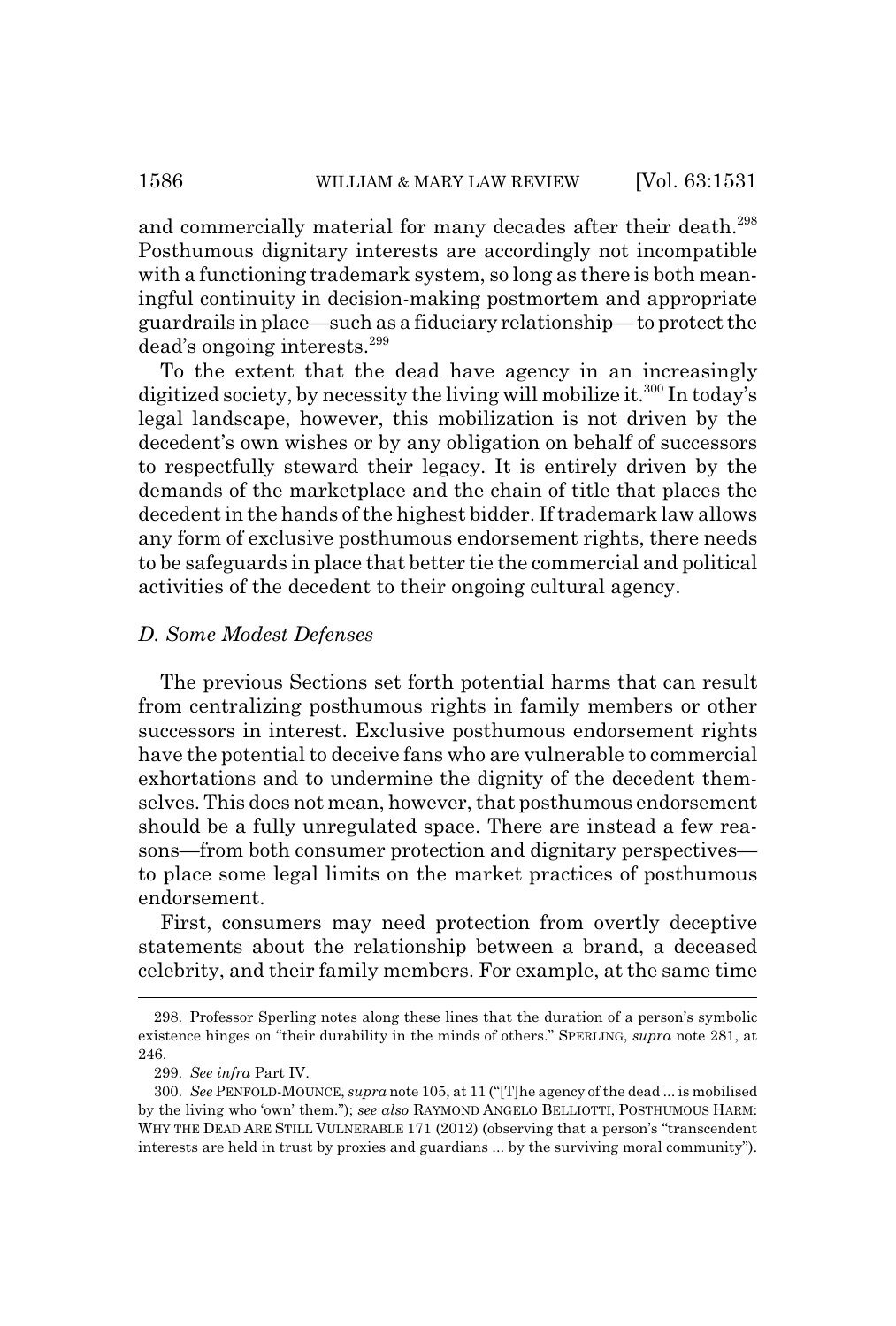and commercially material for many decades after their death.[298] Posthumous dignitary interests are accordingly not incompatible with a functioning trademark system, so long as there is both meaningful continuity in decision-making postmortem and appropriate guardrails in place—such as a fiduciary relationship— to protect the dead's ongoing interests.[299]

To the extent that the dead have agency in an increasingly digitized society, by necessity the living will mobilize it.[300] In today's legal landscape, however, this mobilization is not driven by the decedent's own wishes or by any obligation on behalf of successors to respectfully steward their legacy. It is entirely driven by the demands of the marketplace and the chain of title that places the decedent in the hands of the highest bidder. If trademark law allows any form of exclusive posthumous endorsement rights, there needs to be safeguards in place that better tie the commercial and political activities of the decedent to their ongoing cultural agency.

### *D. Some Modest Defenses*

The previous Sections set forth potential harms that can result from centralizing posthumous rights in family members or other successors in interest. Exclusive posthumous endorsement rights have the potential to deceive fans who are vulnerable to commercial exhortations and to undermine the dignity of the decedent themselves. This does not mean, however, that posthumous endorsement should be a fully unregulated space. There are instead a few reasons—from both consumer protection and dignitary perspectives—to place some legal limits on the market practices of posthumous endorsement.

First, consumers may need protection from overtly deceptive statements about the relationship between a brand, a deceased celebrity, and their family members. For example, at the same time

---

298. Professor Sperling notes along these lines that the duration of a person's symbolic existence hinges on "their durability in the minds of others." SPERLING, *supra* note 281, at 246.

299. *See infra* Part IV.

300. *See* PENFOLD-MOUNCE, *supra* note 105, at 11 ("[T]he agency of the dead ... is mobilised by the living who 'own' them."); *see also* RAYMOND ANGELO BELLIOTTI, POSTHUMOUS HARM: WHY THE DEAD ARE STILL VULNERABLE 171 (2012) (observing that a person's "transcendent interests are held in trust by proxies and guardians ... by the surviving moral community").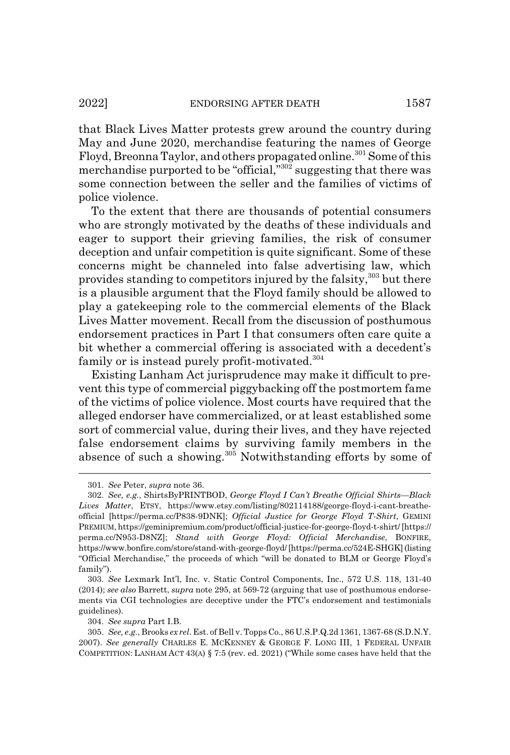that Black Lives Matter protests grew around the country during May and June 2020, merchandise featuring the names of George Floyd, Breonna Taylor, and others propagated online.[301] Some of this merchandise purported to be "official,"[302] suggesting that there was some connection between the seller and the families of victims of police violence.

To the extent that there are thousands of potential consumers who are strongly motivated by the deaths of these individuals and eager to support their grieving families, the risk of consumer deception and unfair competition is quite significant. Some of these concerns might be channeled into false advertising law, which provides standing to competitors injured by the falsity,[303] but there is a plausible argument that the Floyd family should be allowed to play a gatekeeping role to the commercial elements of the Black Lives Matter movement. Recall from the discussion of posthumous endorsement practices in Part I that consumers often care quite a bit whether a commercial offering is associated with a decedent's family or is instead purely profit-motivated.[304]

Existing Lanham Act jurisprudence may make it difficult to prevent this type of commercial piggybacking off the postmortem fame of the victims of police violence. Most courts have required that the alleged endorser have commercialized, or at least established some sort of commercial value, during their lives, and they have rejected false endorsement claims by surviving family members in the absence of such a showing.[305] Notwithstanding efforts by some of

---

301. *See* Peter, *supra* note 36.

302. *See, e.g.*, ShirtsByPRINTBOD, *George Floyd I Can't Breathe Official Shirts—Black Lives Matter*, ETSY, https://www.etsy.com/listing/802114188/george-floyd-i-cant-breathe-official [https://perma.cc/P838-9DNK]; *Official Justice for George Floyd T-Shirt*, GEMINI PREMIUM, https://geminipremium.com/product/official-justice-for-george-floyd-t-shirt/ [https://perma.cc/N953-D8NZ]; *Stand with George Floyd: Official Merchandise*, BONFIRE, https://www.bonfire.com/store/stand-with-george-floyd/ [https://perma.cc/524E-SHGK] (listing "Official Merchandise," the proceeds of which "will be donated to BLM or George Floyd's family").

303. *See* Lexmark Int'l, Inc. v. Static Control Components, Inc., 572 U.S. 118, 131-40 (2014); *see also* Barrett, *supra* note 295, at 569-72 (arguing that use of posthumous endorsements via CGI technologies are deceptive under the FTC's endorsement and testimonials guidelines).

304. *See supra* Part I.B.

305. *See, e.g.*, Brooks *ex rel*. Est. of Bell v. Topps Co., 86 U.S.P.Q.2d 1361, 1367-68 (S.D.N.Y. 2007). *See generally* CHARLES E. MCKENNEY & GEORGE F. LONG III, 1 FEDERAL UNFAIR COMPETITION: LANHAM ACT 43(A) § 7:5 (rev. ed. 2021) ("While some cases have held that the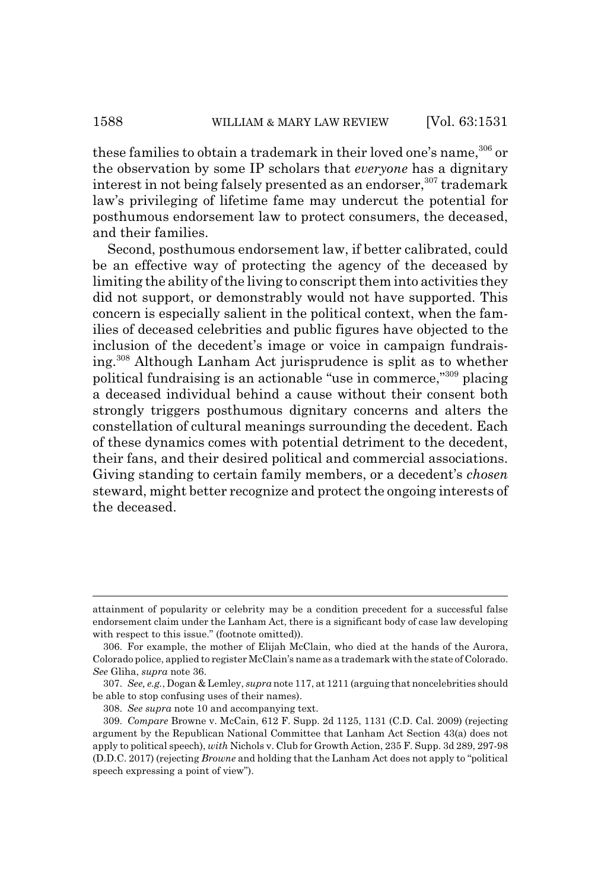these families to obtain a trademark in their loved one's name,[306] or the observation by some IP scholars that *everyone* has a dignitary interest in not being falsely presented as an endorser,[307] trademark law's privileging of lifetime fame may undercut the potential for posthumous endorsement law to protect consumers, the deceased, and their families.

Second, posthumous endorsement law, if better calibrated, could be an effective way of protecting the agency of the deceased by limiting the ability of the living to conscript them into activities they did not support, or demonstrably would not have supported. This concern is especially salient in the political context, when the families of deceased celebrities and public figures have objected to the inclusion of the decedent's image or voice in campaign fundraising.[308] Although Lanham Act jurisprudence is split as to whether political fundraising is an actionable "use in commerce,"[309] placing a deceased individual behind a cause without their consent both strongly triggers posthumous dignitary concerns and alters the constellation of cultural meanings surrounding the decedent. Each of these dynamics comes with potential detriment to the decedent, their fans, and their desired political and commercial associations. Giving standing to certain family members, or a decedent's *chosen* steward, might better recognize and protect the ongoing interests of the deceased.

---

attainment of popularity or celebrity may be a condition precedent for a successful false endorsement claim under the Lanham Act, there is a significant body of case law developing with respect to this issue." (footnote omitted)).

306. For example, the mother of Elijah McClain, who died at the hands of the Aurora, Colorado police, applied to register McClain's name as a trademark with the state of Colorado. *See* Gliha, *supra* note 36.

307. *See, e.g.*, Dogan & Lemley, *supra* note 117, at 1211 (arguing that noncelebrities should be able to stop confusing uses of their names).

308. *See supra* note 10 and accompanying text.

309. *Compare* Browne v. McCain, 612 F. Supp. 2d 1125, 1131 (C.D. Cal. 2009) (rejecting argument by the Republican National Committee that Lanham Act Section 43(a) does not apply to political speech), *with* Nichols v. Club for Growth Action, 235 F. Supp. 3d 289, 297-98 (D.D.C. 2017) (rejecting *Browne* and holding that the Lanham Act does not apply to "political speech expressing a point of view").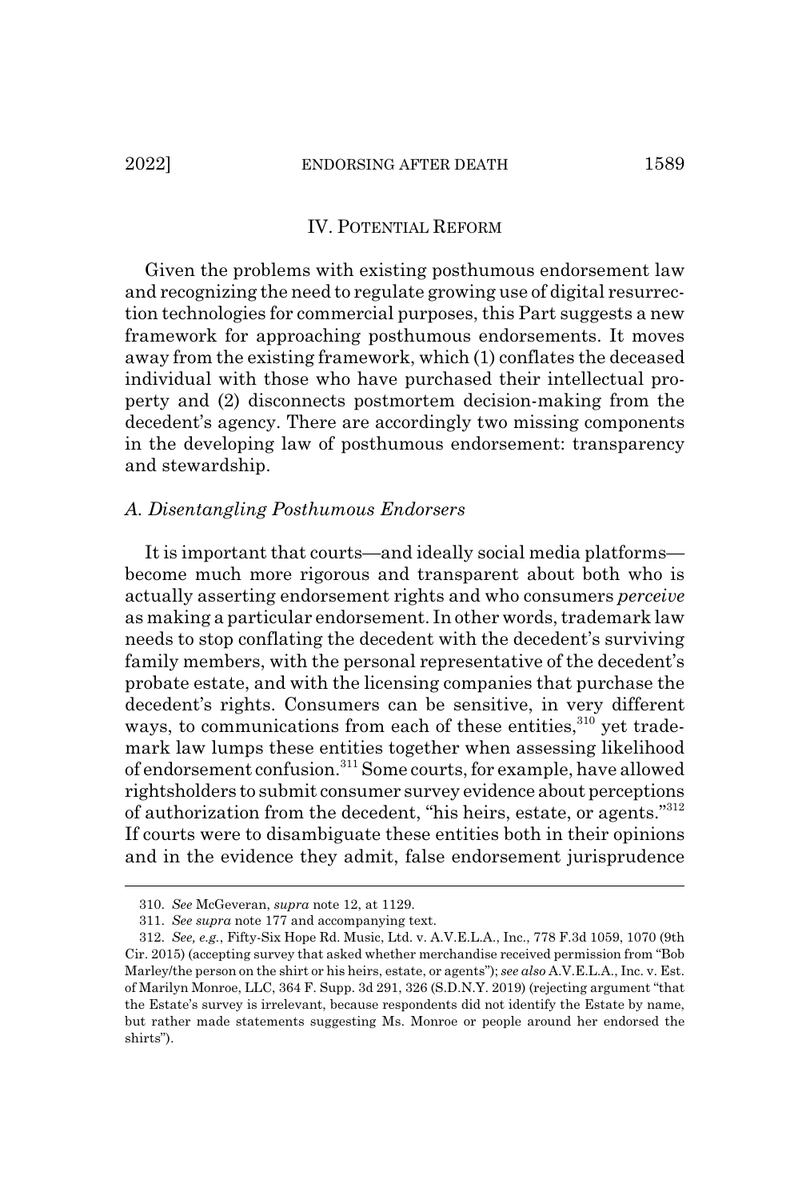## IV. POTENTIAL REFORM

Given the problems with existing posthumous endorsement law and recognizing the need to regulate growing use of digital resurrection technologies for commercial purposes, this Part suggests a new framework for approaching posthumous endorsements. It moves away from the existing framework, which (1) conflates the deceased individual with those who have purchased their intellectual property and (2) disconnects postmortem decision-making from the decedent's agency. There are accordingly two missing components in the developing law of posthumous endorsement: transparency and stewardship.

### *A. Disentangling Posthumous Endorsers*

It is important that courts—and ideally social media platforms—become much more rigorous and transparent about both who is actually asserting endorsement rights and who consumers *perceive* as making a particular endorsement. In other words, trademark law needs to stop conflating the decedent with the decedent's surviving family members, with the personal representative of the decedent's probate estate, and with the licensing companies that purchase the decedent's rights. Consumers can be sensitive, in very different ways, to communications from each of these entities,[310] yet trademark law lumps these entities together when assessing likelihood of endorsement confusion.[311] Some courts, for example, have allowed rightsholders to submit consumer survey evidence about perceptions of authorization from the decedent, "his heirs, estate, or agents."[312] If courts were to disambiguate these entities both in their opinions and in the evidence they admit, false endorsement jurisprudence

---

310. *See* McGeveran, *supra* note 12, at 1129.

311. *See supra* note 177 and accompanying text.

312. *See, e.g.*, Fifty-Six Hope Rd. Music, Ltd. v. A.V.E.L.A., Inc., 778 F.3d 1059, 1070 (9th Cir. 2015) (accepting survey that asked whether merchandise received permission from "Bob Marley/the person on the shirt or his heirs, estate, or agents"); *see also* A.V.E.L.A., Inc. v. Est. of Marilyn Monroe, LLC, 364 F. Supp. 3d 291, 326 (S.D.N.Y. 2019) (rejecting argument "that the Estate's survey is irrelevant, because respondents did not identify the Estate by name, but rather made statements suggesting Ms. Monroe or people around her endorsed the shirts").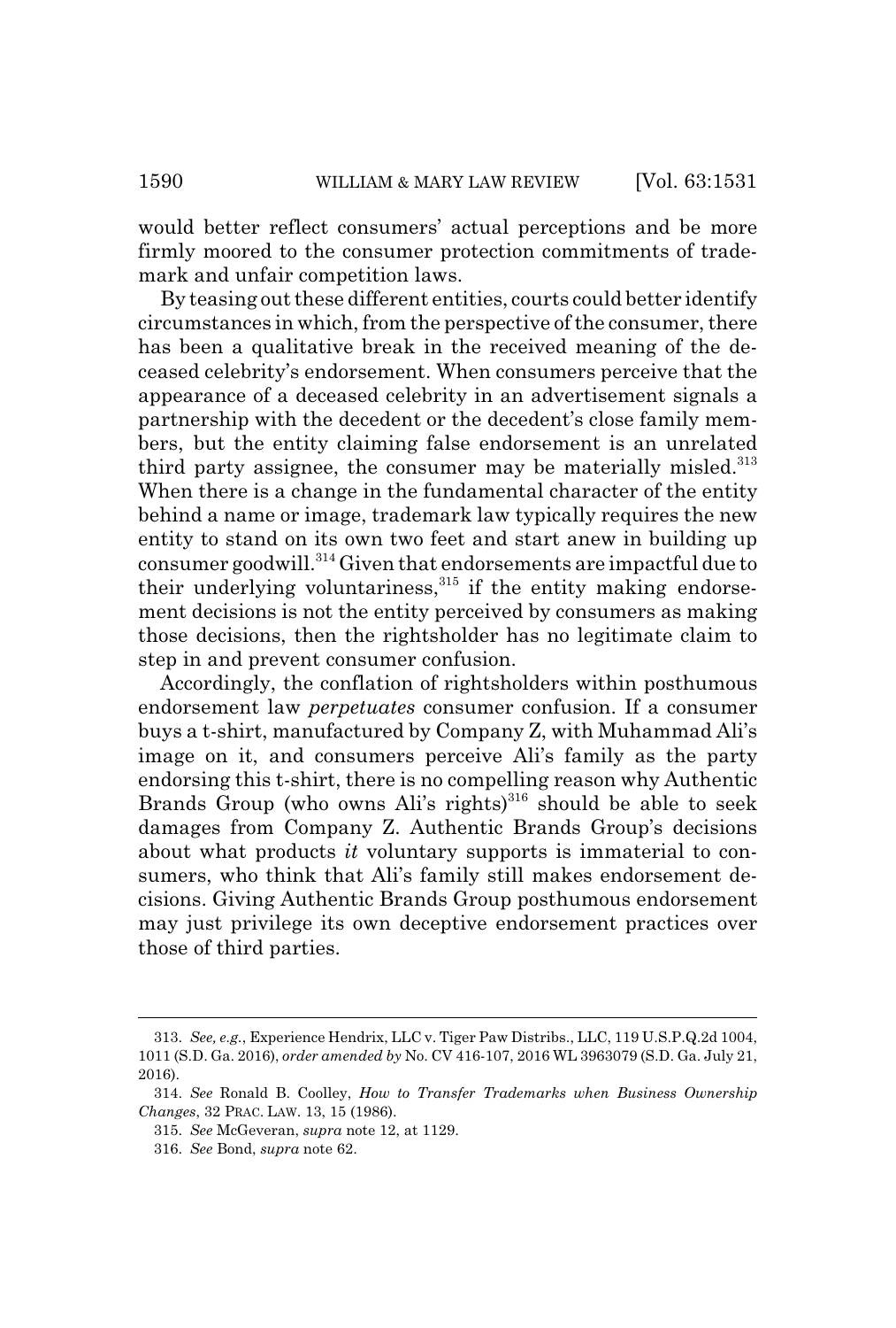would better reflect consumers' actual perceptions and be more firmly moored to the consumer protection commitments of trademark and unfair competition laws.

By teasing out these different entities, courts could better identify circumstances in which, from the perspective of the consumer, there has been a qualitative break in the received meaning of the deceased celebrity's endorsement. When consumers perceive that the appearance of a deceased celebrity in an advertisement signals a partnership with the decedent or the decedent's close family members, but the entity claiming false endorsement is an unrelated third party assignee, the consumer may be materially misled.[313] When there is a change in the fundamental character of the entity behind a name or image, trademark law typically requires the new entity to stand on its own two feet and start anew in building up consumer goodwill.[314] Given that endorsements are impactful due to their underlying voluntariness,[315] if the entity making endorsement decisions is not the entity perceived by consumers as making those decisions, then the rightsholder has no legitimate claim to step in and prevent consumer confusion.

Accordingly, the conflation of rightsholders within posthumous endorsement law *perpetuates* consumer confusion. If a consumer buys a t-shirt, manufactured by Company Z, with Muhammad Ali's image on it, and consumers perceive Ali's family as the party endorsing this t-shirt, there is no compelling reason why Authentic Brands Group (who owns Ali's rights)[316] should be able to seek damages from Company Z. Authentic Brands Group's decisions about what products *it* voluntary supports is immaterial to consumers, who think that Ali's family still makes endorsement decisions. Giving Authentic Brands Group posthumous endorsement may just privilege its own deceptive endorsement practices over those of third parties.

---

313. *See, e.g.*, Experience Hendrix, LLC v. Tiger Paw Distribs., LLC, 119 U.S.P.Q.2d 1004, 1011 (S.D. Ga. 2016), *order amended by* No. CV 416-107, 2016 WL 3963079 (S.D. Ga. July 21, 2016).

314. *See* Ronald B. Coolley, *How to Transfer Trademarks when Business Ownership Changes*, 32 PRAC. LAW. 13, 15 (1986).

315. *See* McGeveran, *supra* note 12, at 1129.

316. *See* Bond, *supra* note 62.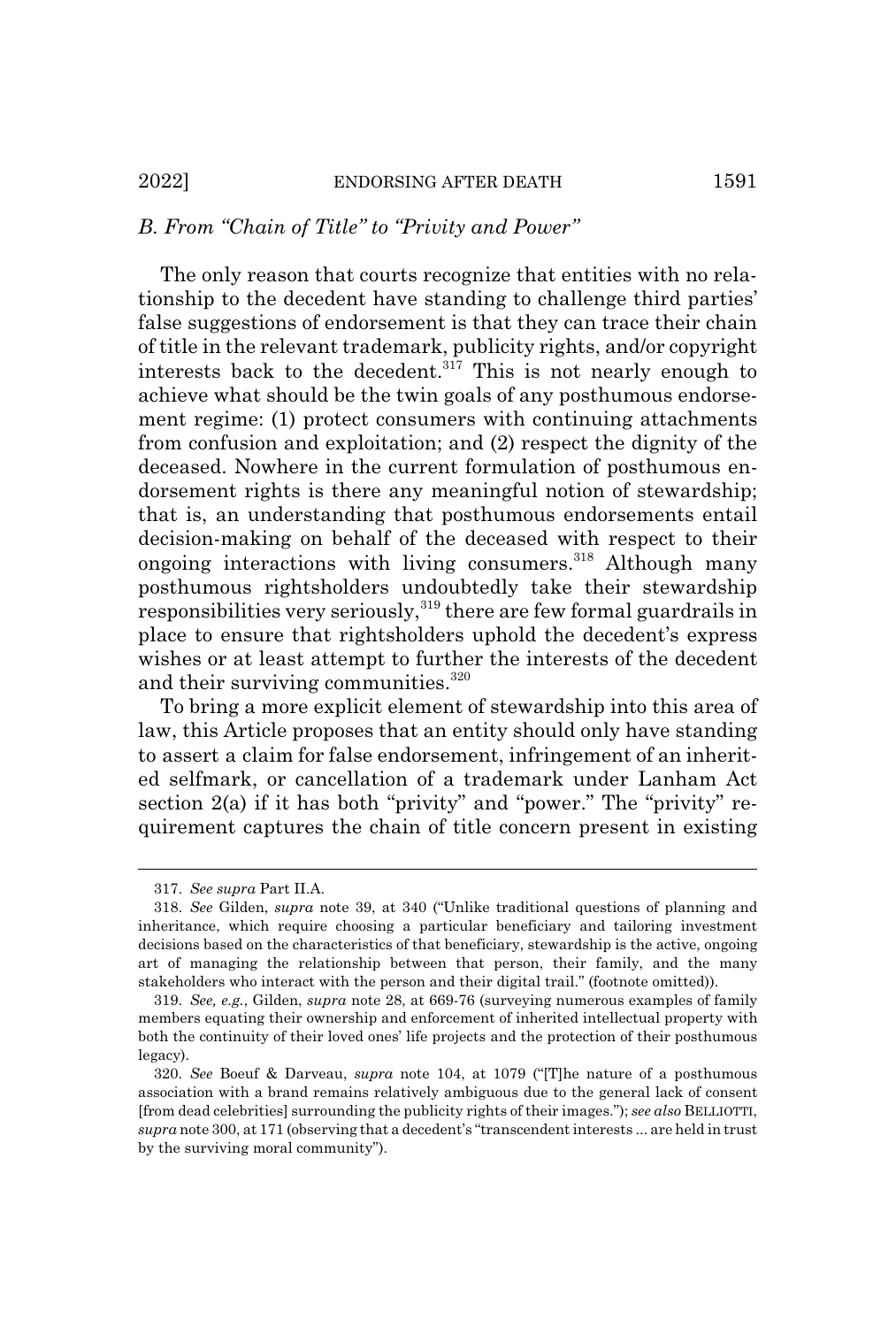### *B. From "Chain of Title" to "Privity and Power"*

The only reason that courts recognize that entities with no relationship to the decedent have standing to challenge third parties' false suggestions of endorsement is that they can trace their chain of title in the relevant trademark, publicity rights, and/or copyright interests back to the decedent.[317] This is not nearly enough to achieve what should be the twin goals of any posthumous endorsement regime: (1) protect consumers with continuing attachments from confusion and exploitation; and (2) respect the dignity of the deceased. Nowhere in the current formulation of posthumous endorsement rights is there any meaningful notion of stewardship; that is, an understanding that posthumous endorsements entail decision-making on behalf of the deceased with respect to their ongoing interactions with living consumers.[318] Although many posthumous rightsholders undoubtedly take their stewardship responsibilities very seriously,[319] there are few formal guardrails in place to ensure that rightsholders uphold the decedent's express wishes or at least attempt to further the interests of the decedent and their surviving communities.[320]

To bring a more explicit element of stewardship into this area of law, this Article proposes that an entity should only have standing to assert a claim for false endorsement, infringement of an inherited selfmark, or cancellation of a trademark under Lanham Act section 2(a) if it has both "privity" and "power." The "privity" requirement captures the chain of title concern present in existing

---

317. *See supra* Part II.A.

318. *See* Gilden, *supra* note 39, at 340 ("Unlike traditional questions of planning and inheritance, which require choosing a particular beneficiary and tailoring investment decisions based on the characteristics of that beneficiary, stewardship is the active, ongoing art of managing the relationship between that person, their family, and the many stakeholders who interact with the person and their digital trail." (footnote omitted)).

319. *See, e.g.*, Gilden, *supra* note 28, at 669-76 (surveying numerous examples of family members equating their ownership and enforcement of inherited intellectual property with both the continuity of their loved ones' life projects and the protection of their posthumous legacy).

320. *See* Boeuf & Darveau, *supra* note 104, at 1079 ("[T]he nature of a posthumous association with a brand remains relatively ambiguous due to the general lack of consent [from dead celebrities] surrounding the publicity rights of their images."); *see also* BELLIOTTI, *supra* note 300, at 171 (observing that a decedent's "transcendent interests ... are held in trust by the surviving moral community").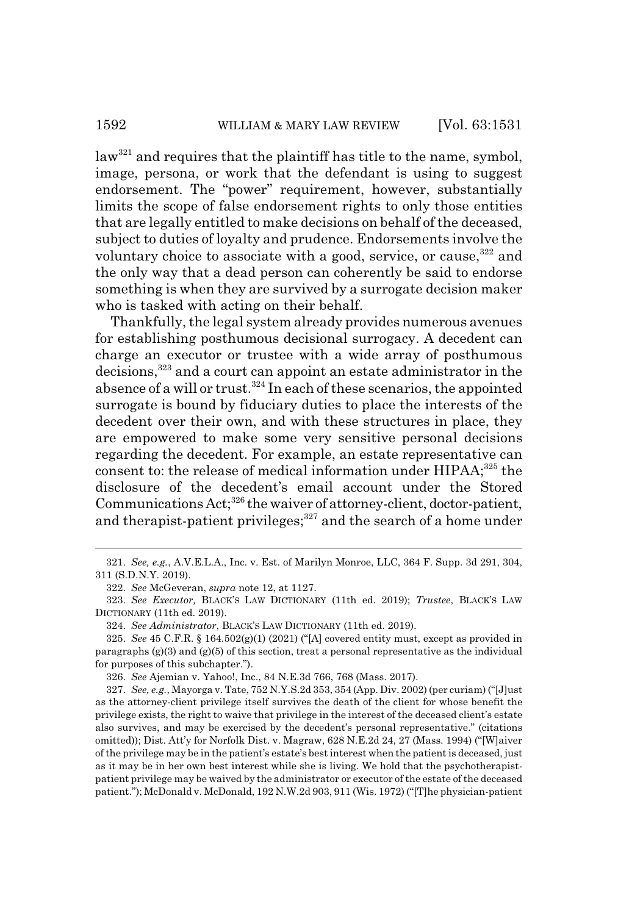law[321] and requires that the plaintiff has title to the name, symbol, image, persona, or work that the defendant is using to suggest endorsement. The "power" requirement, however, substantially limits the scope of false endorsement rights to only those entities that are legally entitled to make decisions on behalf of the deceased, subject to duties of loyalty and prudence. Endorsements involve the voluntary choice to associate with a good, service, or cause,[322] and the only way that a dead person can coherently be said to endorse something is when they are survived by a surrogate decision maker who is tasked with acting on their behalf.

Thankfully, the legal system already provides numerous avenues for establishing posthumous decisional surrogacy. A decedent can charge an executor or trustee with a wide array of posthumous decisions,[323] and a court can appoint an estate administrator in the absence of a will or trust.[324] In each of these scenarios, the appointed surrogate is bound by fiduciary duties to place the interests of the decedent over their own, and with these structures in place, they are empowered to make some very sensitive personal decisions regarding the decedent. For example, an estate representative can consent to: the release of medical information under HIPAA;[325] the disclosure of the decedent's email account under the Stored Communications Act;[326] the waiver of attorney-client, doctor-patient, and therapist-patient privileges;[327] and the search of a home under

---

321. *See, e.g.*, A.V.E.L.A., Inc. v. Est. of Marilyn Monroe, LLC, 364 F. Supp. 3d 291, 304, 311 (S.D.N.Y. 2019).

322. *See* McGeveran, *supra* note 12, at 1127.

323. *See Executor,* BLACK'S LAW DICTIONARY (11th ed. 2019); *Trustee*, BLACK'S LAW DICTIONARY (11th ed. 2019).

324. *See Administrator*, BLACK'S LAW DICTIONARY (11th ed. 2019).

325. *See* 45 C.F.R. § 164.502(g)(1) (2021) ("[A] covered entity must, except as provided in paragraphs (g)(3) and (g)(5) of this section, treat a personal representative as the individual for purposes of this subchapter.").

326. *See* Ajemian v. Yahoo!, Inc., 84 N.E.3d 766, 768 (Mass. 2017).

327. *See, e.g.*, Mayorga v. Tate, 752 N.Y.S.2d 353, 354 (App. Div. 2002) (per curiam) ("[J]ust as the attorney-client privilege itself survives the death of the client for whose benefit the privilege exists, the right to waive that privilege in the interest of the deceased client's estate also survives, and may be exercised by the decedent's personal representative." (citations omitted)); Dist. Att'y for Norfolk Dist. v. Magraw, 628 N.E.2d 24, 27 (Mass. 1994) ("[W]aiver of the privilege may be in the patient's estate's best interest when the patient is deceased, just as it may be in her own best interest while she is living. We hold that the psychotherapist-patient privilege may be waived by the administrator or executor of the estate of the deceased patient."); McDonald v. McDonald, 192 N.W.2d 903, 911 (Wis. 1972) ("[T]he physician-patient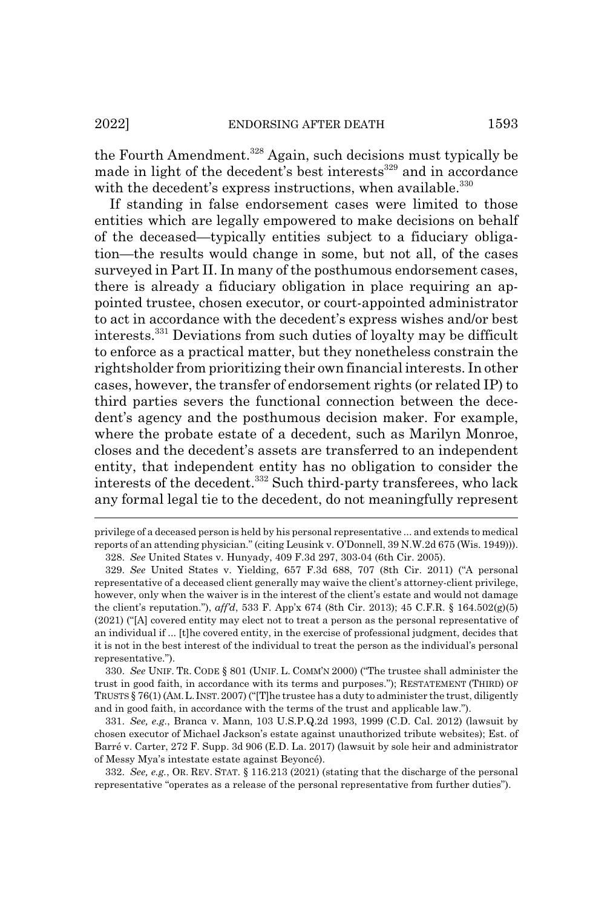the Fourth Amendment.[328] Again, such decisions must typically be made in light of the decedent's best interests[329] and in accordance with the decedent's express instructions, when available.[330]

If standing in false endorsement cases were limited to those entities which are legally empowered to make decisions on behalf of the deceased—typically entities subject to a fiduciary obligation—the results would change in some, but not all, of the cases surveyed in Part II. In many of the posthumous endorsement cases, there is already a fiduciary obligation in place requiring an appointed trustee, chosen executor, or court-appointed administrator to act in accordance with the decedent's express wishes and/or best interests.[331] Deviations from such duties of loyalty may be difficult to enforce as a practical matter, but they nonetheless constrain the rightsholder from prioritizing their own financial interests. In other cases, however, the transfer of endorsement rights (or related IP) to third parties severs the functional connection between the decedent's agency and the posthumous decision maker. For example, where the probate estate of a decedent, such as Marilyn Monroe, closes and the decedent's assets are transferred to an independent entity, that independent entity has no obligation to consider the interests of the decedent.[332] Such third-party transferees, who lack any formal legal tie to the decedent, do not meaningfully represent

---

privilege of a deceased person is held by his personal representative ... and extends to medical reports of an attending physician." (citing Leusink v. O'Donnell, 39 N.W.2d 675 (Wis. 1949))).

328. *See* United States v. Hunyady, 409 F.3d 297, 303-04 (6th Cir. 2005).

329. *See* United States v. Yielding, 657 F.3d 688, 707 (8th Cir. 2011) ("A personal representative of a deceased client generally may waive the client's attorney-client privilege, however, only when the waiver is in the interest of the client's estate and would not damage the client's reputation."), *aff'd*, 533 F. App'x 674 (8th Cir. 2013); 45 C.F.R. § 164.502(g)(5) (2021) ("[A] covered entity may elect not to treat a person as the personal representative of an individual if ... [t]he covered entity, in the exercise of professional judgment, decides that it is not in the best interest of the individual to treat the person as the individual's personal representative.").

330. *See* UNIF. TR. CODE § 801 (UNIF. L. COMM'N 2000) ("The trustee shall administer the trust in good faith, in accordance with its terms and purposes."); RESTATEMENT (THIRD) OF TRUSTS § 76(1) (AM. L. INST. 2007) ("[T]he trustee has a duty to administer the trust, diligently and in good faith, in accordance with the terms of the trust and applicable law.").

331. *See, e.g.*, Branca v. Mann, 103 U.S.P.Q.2d 1993, 1999 (C.D. Cal. 2012) (lawsuit by chosen executor of Michael Jackson's estate against unauthorized tribute websites); Est. of Barré v. Carter, 272 F. Supp. 3d 906 (E.D. La. 2017) (lawsuit by sole heir and administrator of Messy Mya's intestate estate against Beyoncé).

332. *See, e.g.*, OR. REV. STAT. § 116.213 (2021) (stating that the discharge of the personal representative "operates as a release of the personal representative from further duties").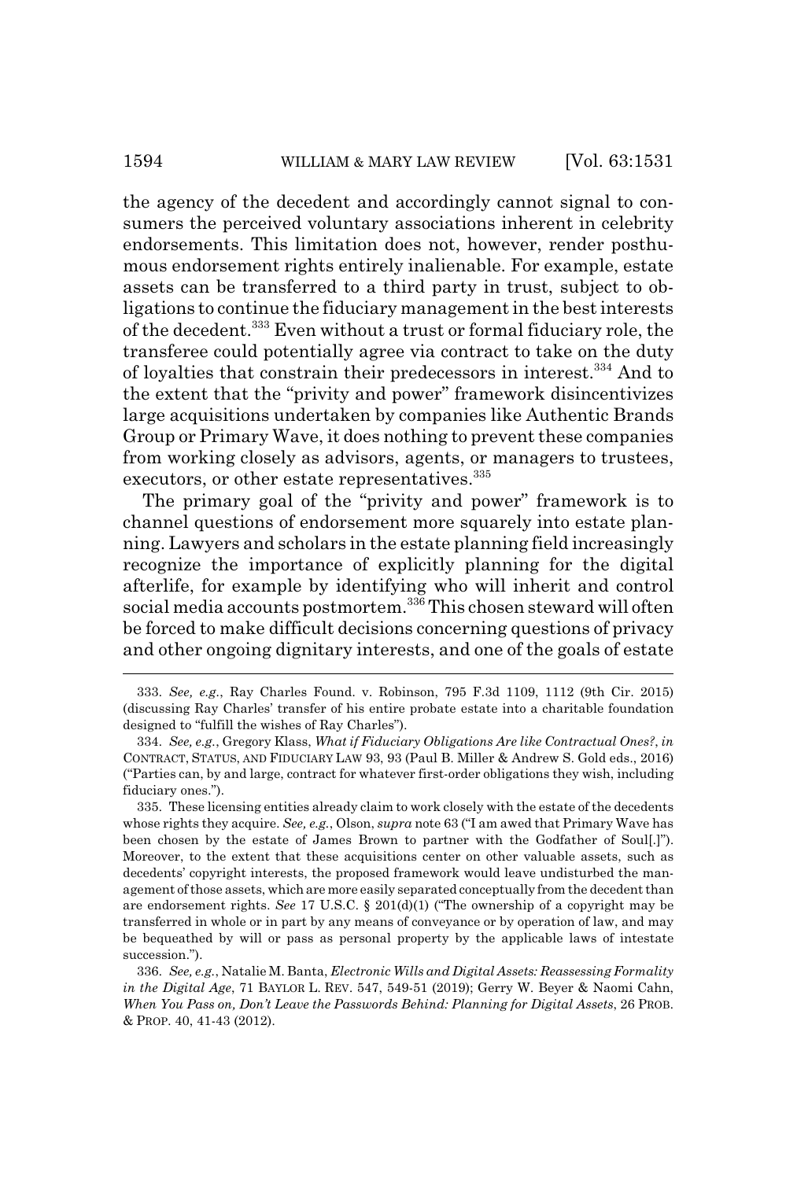the agency of the decedent and accordingly cannot signal to consumers the perceived voluntary associations inherent in celebrity endorsements. This limitation does not, however, render posthumous endorsement rights entirely inalienable. For example, estate assets can be transferred to a third party in trust, subject to obligations to continue the fiduciary management in the best interests of the decedent.[333] Even without a trust or formal fiduciary role, the transferee could potentially agree via contract to take on the duty of loyalties that constrain their predecessors in interest.[334] And to the extent that the "privity and power" framework disincentivizes large acquisitions undertaken by companies like Authentic Brands Group or Primary Wave, it does nothing to prevent these companies from working closely as advisors, agents, or managers to trustees, executors, or other estate representatives.[335]

The primary goal of the "privity and power" framework is to channel questions of endorsement more squarely into estate planning. Lawyers and scholars in the estate planning field increasingly recognize the importance of explicitly planning for the digital afterlife, for example by identifying who will inherit and control social media accounts postmortem.[336] This chosen steward will often be forced to make difficult decisions concerning questions of privacy and other ongoing dignitary interests, and one of the goals of estate

---

333. *See, e.g.*, Ray Charles Found. v. Robinson, 795 F.3d 1109, 1112 (9th Cir. 2015) (discussing Ray Charles' transfer of his entire probate estate into a charitable foundation designed to "fulfill the wishes of Ray Charles").

334. *See, e.g.*, Gregory Klass, *What if Fiduciary Obligations Are like Contractual Ones?*, *in* CONTRACT, STATUS, AND FIDUCIARY LAW 93, 93 (Paul B. Miller & Andrew S. Gold eds., 2016) ("Parties can, by and large, contract for whatever first-order obligations they wish, including fiduciary ones.").

335. These licensing entities already claim to work closely with the estate of the decedents whose rights they acquire. *See, e.g.*, Olson, *supra* note 63 ("I am awed that Primary Wave has been chosen by the estate of James Brown to partner with the Godfather of Soul[.]"). Moreover, to the extent that these acquisitions center on other valuable assets, such as decedents' copyright interests, the proposed framework would leave undisturbed the management of those assets, which are more easily separated conceptually from the decedent than are endorsement rights. *See* 17 U.S.C. § 201(d)(1) ("The ownership of a copyright may be transferred in whole or in part by any means of conveyance or by operation of law, and may be bequeathed by will or pass as personal property by the applicable laws of intestate succession.").

336. *See, e.g.*, Natalie M. Banta, *Electronic Wills and Digital Assets: Reassessing Formality in the Digital Age*, 71 BAYLOR L. REV. 547, 549-51 (2019); Gerry W. Beyer & Naomi Cahn, *When You Pass on, Don't Leave the Passwords Behind: Planning for Digital Assets*, 26 PROB. & PROP. 40, 41-43 (2012).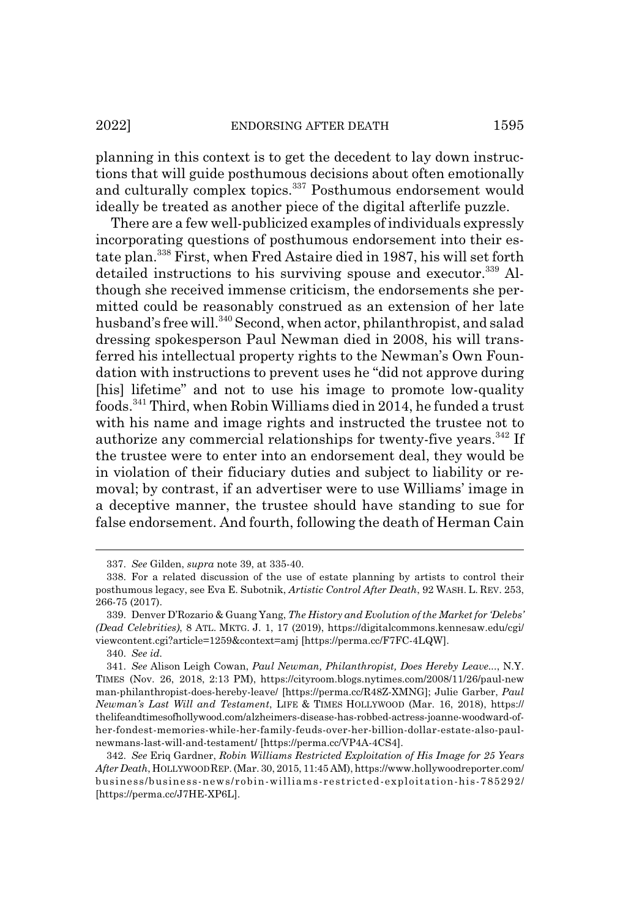planning in this context is to get the decedent to lay down instructions that will guide posthumous decisions about often emotionally and culturally complex topics.[337] Posthumous endorsement would ideally be treated as another piece of the digital afterlife puzzle.

There are a few well-publicized examples of individuals expressly incorporating questions of posthumous endorsement into their estate plan.[338] First, when Fred Astaire died in 1987, his will set forth detailed instructions to his surviving spouse and executor.[339] Although she received immense criticism, the endorsements she permitted could be reasonably construed as an extension of her late husband's free will.[340] Second, when actor, philanthropist, and salad dressing spokesperson Paul Newman died in 2008, his will transferred his intellectual property rights to the Newman's Own Foundation with instructions to prevent uses he "did not approve during [his] lifetime" and not to use his image to promote low-quality foods.[341] Third, when Robin Williams died in 2014, he funded a trust with his name and image rights and instructed the trustee not to authorize any commercial relationships for twenty-five years.[342] If the trustee were to enter into an endorsement deal, they would be in violation of their fiduciary duties and subject to liability or removal; by contrast, if an advertiser were to use Williams' image in a deceptive manner, the trustee should have standing to sue for false endorsement. And fourth, following the death of Herman Cain

---

337. *See* Gilden, *supra* note 39, at 335-40.

338. For a related discussion of the use of estate planning by artists to control their posthumous legacy, see Eva E. Subotnik, *Artistic Control After Death*, 92 WASH. L. REV. 253, 266-75 (2017).

339. Denver D'Rozario & Guang Yang, *The History and Evolution of the Market for 'Delebs' (Dead Celebrities),* 8 ATL. MKTG. J. 1, 17 (2019), https://digitalcommons.kennesaw.edu/cgi/viewcontent.cgi?article=1259&context=amj [https://perma.cc/F7FC-4LQW].

340. *See id.*

341. *See* Alison Leigh Cowan, *Paul Newman, Philanthropist, Does Hereby Leave...*, N.Y. TIMES (Nov. 26, 2018, 2:13 PM), https://cityroom.blogs.nytimes.com/2008/11/26/paul-newman-philanthropist-does-hereby-leave/ [https://perma.cc/R48Z-XMNG]; Julie Garber, *Paul Newman's Last Will and Testament*, LIFE & TIMES HOLLYWOOD (Mar. 16, 2018), https://thelifeandtimesofhollywood.com/alzheimers-disease-has-robbed-actress-joanne-woodward-of-her-fondest-memories-while-her-family-feuds-over-her-billion-dollar-estate-also-paul-newmans-last-will-and-testament/ [https://perma.cc/VP4A-4CS4].

342. *See* Eriq Gardner, *Robin Williams Restricted Exploitation of His Image for 25 Years After Death*, HOLLYWOOD REP. (Mar. 30, 2015, 11:45 AM), https://www.hollywoodreporter.com/business/business-news/robin-williams-restricted-exploitation-his-785292/ [https://perma.cc/J7HE-XP6L].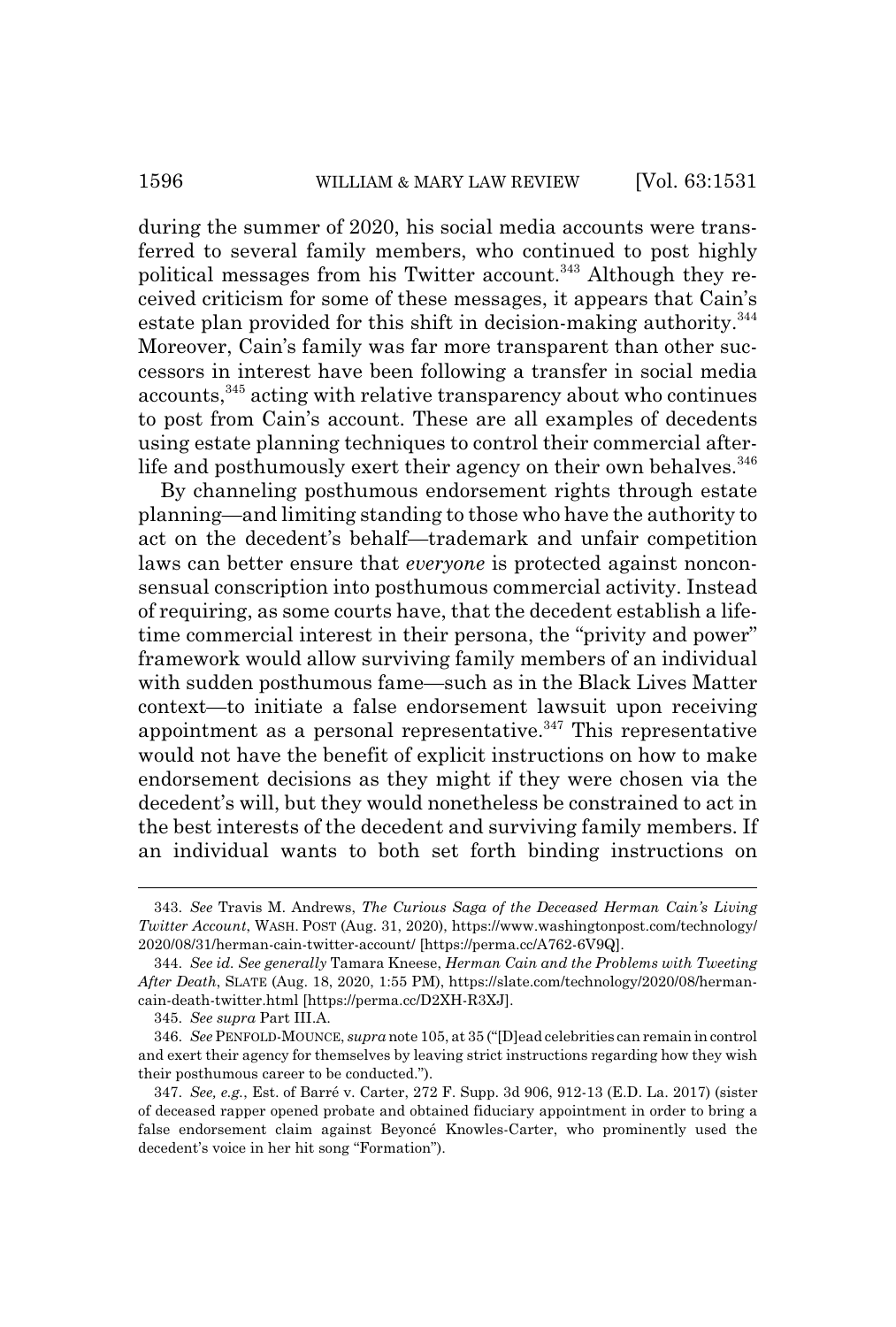during the summer of 2020, his social media accounts were transferred to several family members, who continued to post highly political messages from his Twitter account.[343] Although they received criticism for some of these messages, it appears that Cain's estate plan provided for this shift in decision-making authority.[344] Moreover, Cain's family was far more transparent than other successors in interest have been following a transfer in social media accounts,[345] acting with relative transparency about who continues to post from Cain's account. These are all examples of decedents using estate planning techniques to control their commercial afterlife and posthumously exert their agency on their own behalves.[346]

By channeling posthumous endorsement rights through estate planning—and limiting standing to those who have the authority to act on the decedent's behalf—trademark and unfair competition laws can better ensure that *everyone* is protected against nonconsensual conscription into posthumous commercial activity. Instead of requiring, as some courts have, that the decedent establish a lifetime commercial interest in their persona, the "privity and power" framework would allow surviving family members of an individual with sudden posthumous fame—such as in the Black Lives Matter context—to initiate a false endorsement lawsuit upon receiving appointment as a personal representative.[347] This representative would not have the benefit of explicit instructions on how to make endorsement decisions as they might if they were chosen via the decedent's will, but they would nonetheless be constrained to act in the best interests of the decedent and surviving family members. If an individual wants to both set forth binding instructions on

---

343. *See* Travis M. Andrews, *The Curious Saga of the Deceased Herman Cain's Living Twitter Account*, WASH. POST (Aug. 31, 2020), https://www.washingtonpost.com/technology/2020/08/31/herman-cain-twitter-account/ [https://perma.cc/A762-6V9Q].

344. *See id. See generally* Tamara Kneese, *Herman Cain and the Problems with Tweeting After Death*, SLATE (Aug. 18, 2020, 1:55 PM), https://slate.com/technology/2020/08/herman-cain-death-twitter.html [https://perma.cc/D2XH-R3XJ].

345. *See supra* Part III.A.

346. *See* PENFOLD-MOUNCE, *supra* note 105, at 35 ("[D]ead celebrities can remain in control and exert their agency for themselves by leaving strict instructions regarding how they wish their posthumous career to be conducted.").

347. *See, e.g.*, Est. of Barré v. Carter, 272 F. Supp. 3d 906, 912-13 (E.D. La. 2017) (sister of deceased rapper opened probate and obtained fiduciary appointment in order to bring a false endorsement claim against Beyoncé Knowles-Carter, who prominently used the decedent's voice in her hit song "Formation").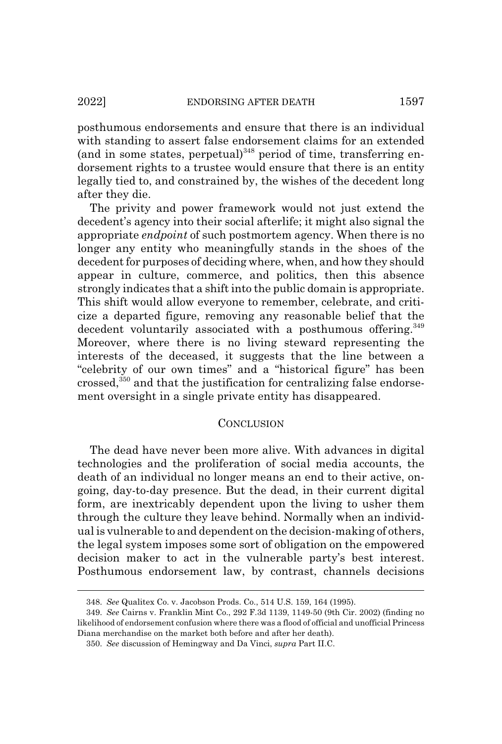posthumous endorsements and ensure that there is an individual with standing to assert false endorsement claims for an extended (and in some states, perpetual)[348] period of time, transferring endorsement rights to a trustee would ensure that there is an entity legally tied to, and constrained by, the wishes of the decedent long after they die.

The privity and power framework would not just extend the decedent's agency into their social afterlife; it might also signal the appropriate *endpoint* of such postmortem agency. When there is no longer any entity who meaningfully stands in the shoes of the decedent for purposes of deciding where, when, and how they should appear in culture, commerce, and politics, then this absence strongly indicates that a shift into the public domain is appropriate. This shift would allow everyone to remember, celebrate, and criticize a departed figure, removing any reasonable belief that the decedent voluntarily associated with a posthumous offering.[349] Moreover, where there is no living steward representing the interests of the deceased, it suggests that the line between a "celebrity of our own times" and a "historical figure" has been crossed,[350] and that the justification for centralizing false endorsement oversight in a single private entity has disappeared.

## CONCLUSION

The dead have never been more alive. With advances in digital technologies and the proliferation of social media accounts, the death of an individual no longer means an end to their active, ongoing, day-to-day presence. But the dead, in their current digital form, are inextricably dependent upon the living to usher them through the culture they leave behind. Normally when an individual is vulnerable to and dependent on the decision-making of others, the legal system imposes some sort of obligation on the empowered decision maker to act in the vulnerable party's best interest. Posthumous endorsement law, by contrast, channels decisions

---

348. *See* Qualitex Co. v. Jacobson Prods. Co., 514 U.S. 159, 164 (1995).

349. *See* Cairns v. Franklin Mint Co., 292 F.3d 1139, 1149-50 (9th Cir. 2002) (finding no likelihood of endorsement confusion where there was a flood of official and unofficial Princess Diana merchandise on the market both before and after her death).

350. *See* discussion of Hemingway and Da Vinci, *supra* Part II.C.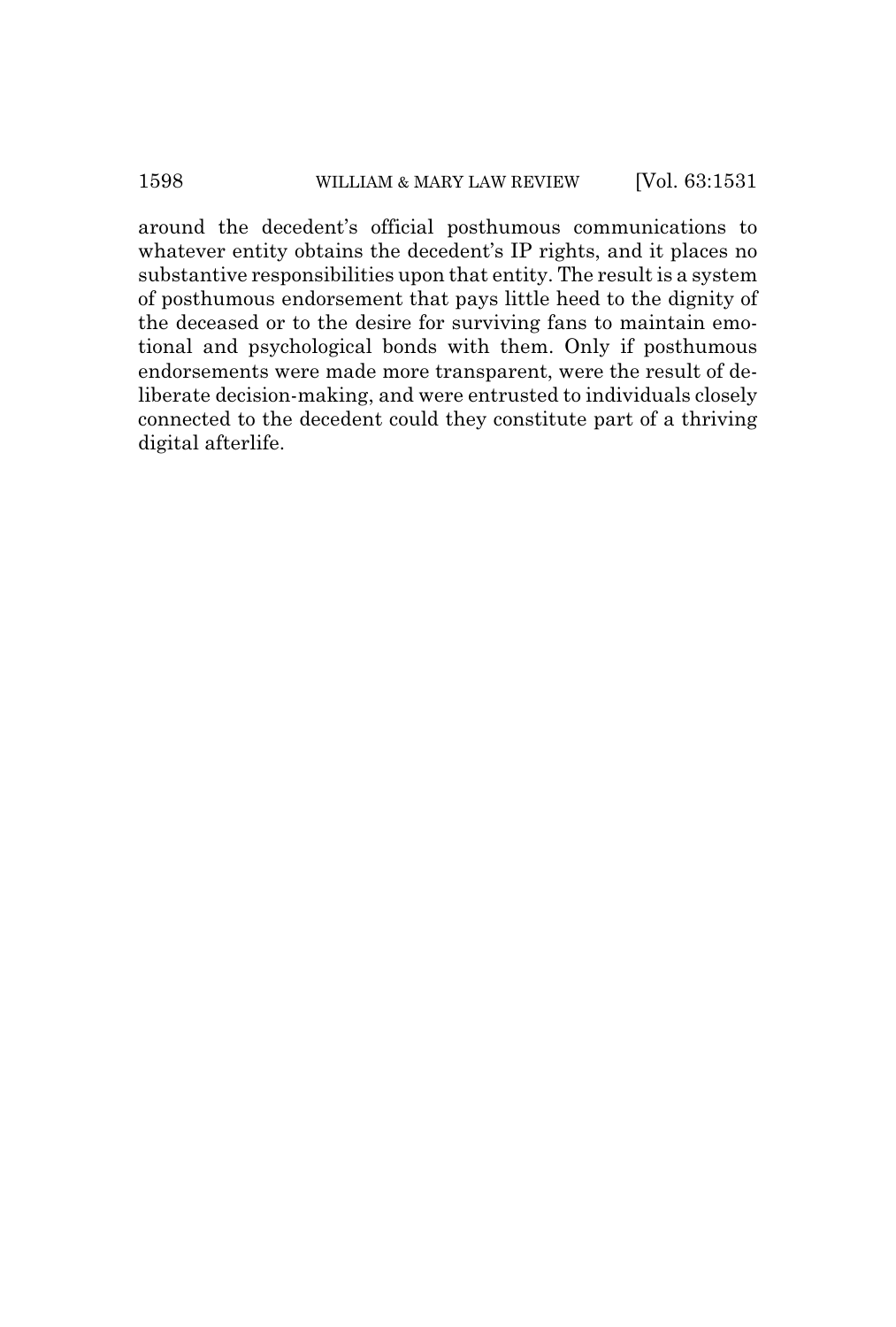around the decedent's official posthumous communications to whatever entity obtains the decedent's IP rights, and it places no substantive responsibilities upon that entity. The result is a system of posthumous endorsement that pays little heed to the dignity of the deceased or to the desire for surviving fans to maintain emotional and psychological bonds with them. Only if posthumous endorsements were made more transparent, were the result of deliberate decision-making, and were entrusted to individuals closely connected to the decedent could they constitute part of a thriving digital afterlife.